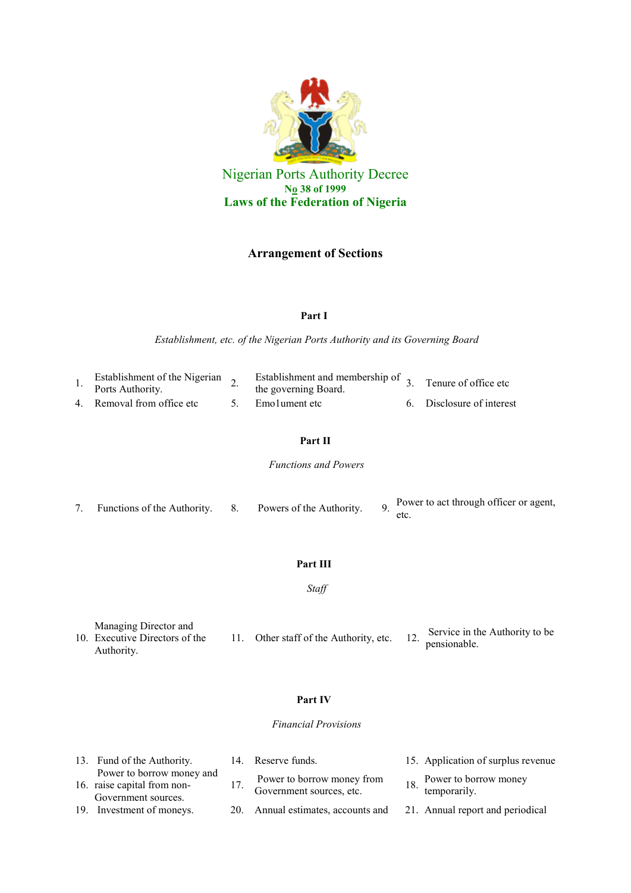# Nigerian Ports Authority Decree

**No 38 of 1999**

**Laws of the Federation of Nigeria**

## Arrangement of Sections

### Part I

*Establishment, etc. of the Nigerian Ports Authority and its Governing Board*

1. Establishment of the Nigerian Ports Authority.
2. Establishment and membership of the governing Board.
3. Tenure of office etc
4. Removal from office etc
5. Emo1ument etc
6. Disclosure of interest

### Part II

*Functions and Powers*

7. Functions of the Authority.
8. Powers of the Authority.
9. Power to act through officer or agent, etc.

### Part III

*Staff*

10. Managing Director and Executive Directors of the Authority.
11. Other staff of the Authority, etc.
12. Service in the Authority to be pensionable.

### Part IV

*Financial Provisions*

13. Fund of the Authority.
14. Reserve funds.
15. Application of surplus revenue
16. Power to borrow money and raise capital from non-Government sources.
17. Power to borrow money from Government sources, etc.
18. Power to borrow money temporarily.
19. Investment of moneys.
20. Annual estimates, accounts and
21. Annual report and periodical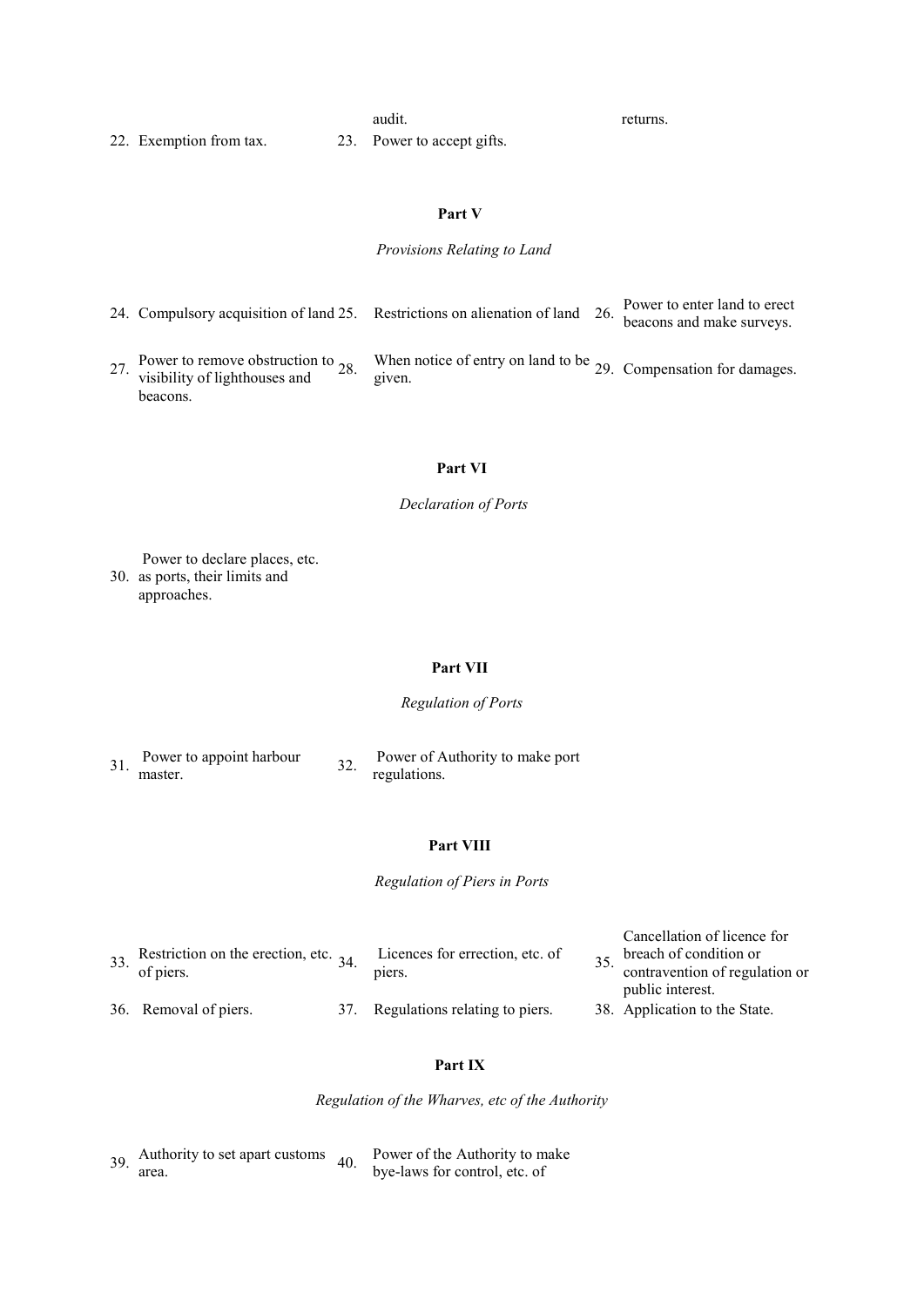audit. returns.

22. Exemption from tax.
23. Power to accept gifts.

**Part V**

*Provisions Relating to Land*

24. Compulsory acquisition of land
25. Restrictions on alienation of land
26. Power to enter land to erect beacons and make surveys.
27. Power to remove obstruction to visibility of lighthouses and beacons.
28. When notice of entry on land to be given.
29. Compensation for damages.

**Part VI**

*Declaration of Ports*

30. Power to declare places, etc. as ports, their limits and approaches.

**Part VII**

*Regulation of Ports*

31. Power to appoint harbour master.
32. Power of Authority to make port regulations.

**Part VIII**

*Regulation of Piers in Ports*

33. Restriction on the erection, etc. of piers.
34. Licences for errection, etc. of piers.
35. Cancellation of licence for breach of condition or contravention of regulation or public interest.
36. Removal of piers.
37. Regulations relating to piers.
38. Application to the State.

**Part IX**

*Regulation of the Wharves, etc of the Authority*

39. Authority to set apart customs area.
40. Power of the Authority to make bye-laws for control, etc. of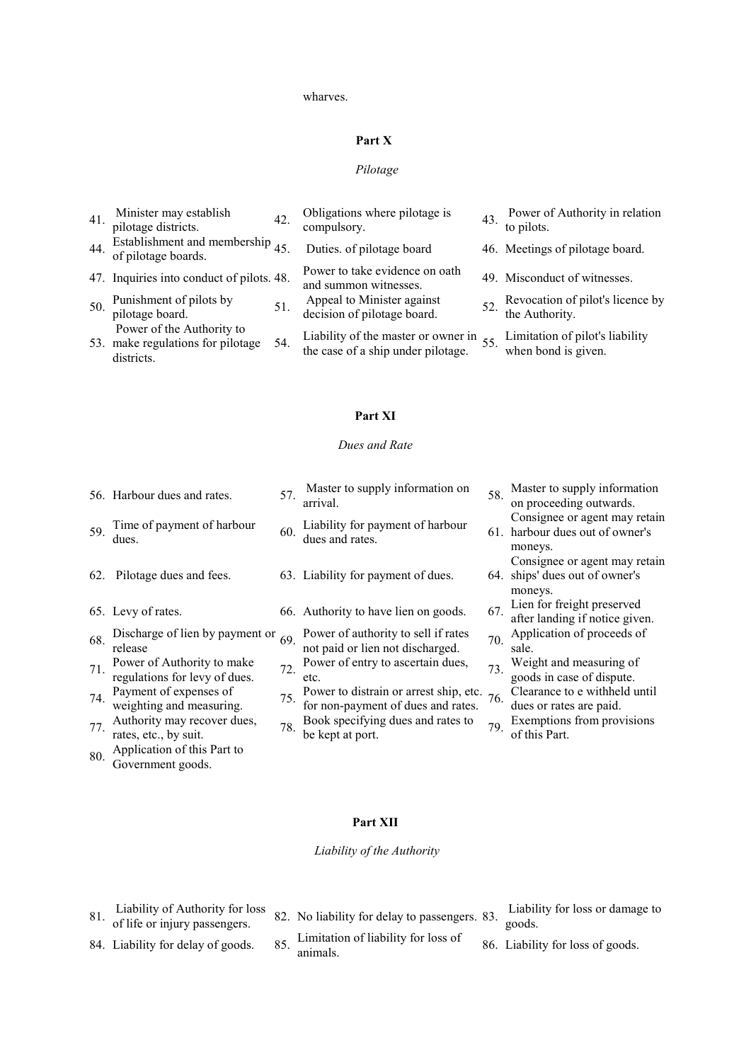wharves.

## Part X

*Pilotage*

41. Minister may establish pilotage districts.
42. Obligations where pilotage is compulsory.
43. Power of Authority in relation to pilots.
44. Establishment and membership of pilotage boards.
45. Duties. of pilotage board
46. Meetings of pilotage board.
47. Inquiries into conduct of pilots.
48. Power to take evidence on oath and summon witnesses.
49. Misconduct of witnesses.
50. Punishment of pilots by pilotage board.
51. Appeal to Minister against decision of pilotage board.
52. Revocation of pilot's licence by the Authority.
53. Power of the Authority to make regulations for pilotage districts.
54. Liability of the master or owner in the case of a ship under pilotage.
55. Limitation of pilot's liability when bond is given.

## Part XI

*Dues and Rate*

56. Harbour dues and rates.
57. Master to supply information on arrival.
58. Master to supply information on proceeding outwards.
59. Time of payment of harbour dues.
60. Liability for payment of harbour dues and rates.
61. Consignee or agent may retain harbour dues out of owner's moneys.
62. Pilotage dues and fees.
63. Liability for payment of dues.
64. Consignee or agent may retain ships' dues out of owner's moneys.
65. Levy of rates.
66. Authority to have lien on goods.
67. Lien for freight preserved after landing if notice given.
68. Discharge of lien by payment or release
69. Power of authority to sell if rates not paid or lien not discharged.
70. Application of proceeds of sale.
71. Power of Authority to make regulations for levy of dues.
72. Power of entry to ascertain dues, etc.
73. Weight and measuring of goods in case of dispute.
74. Payment of expenses of weighting and measuring.
75. Power to distrain or arrest ship, etc. for non-payment of dues and rates.
76. Clearance to e withheld until dues or rates are paid.
77. Authority may recover dues, rates, etc., by suit.
78. Book specifying dues and rates to be kept at port.
79. Exemptions from provisions of this Part.
80. Application of this Part to Government goods.

## Part XII

*Liability of the Authority*

81. Liability of Authority for loss of life or injury passengers.
82. No liability for delay to passengers.
83. Liability for loss or damage to goods.
84. Liability for delay of goods.
85. Limitation of liability for loss of animals.
86. Liability for loss of goods.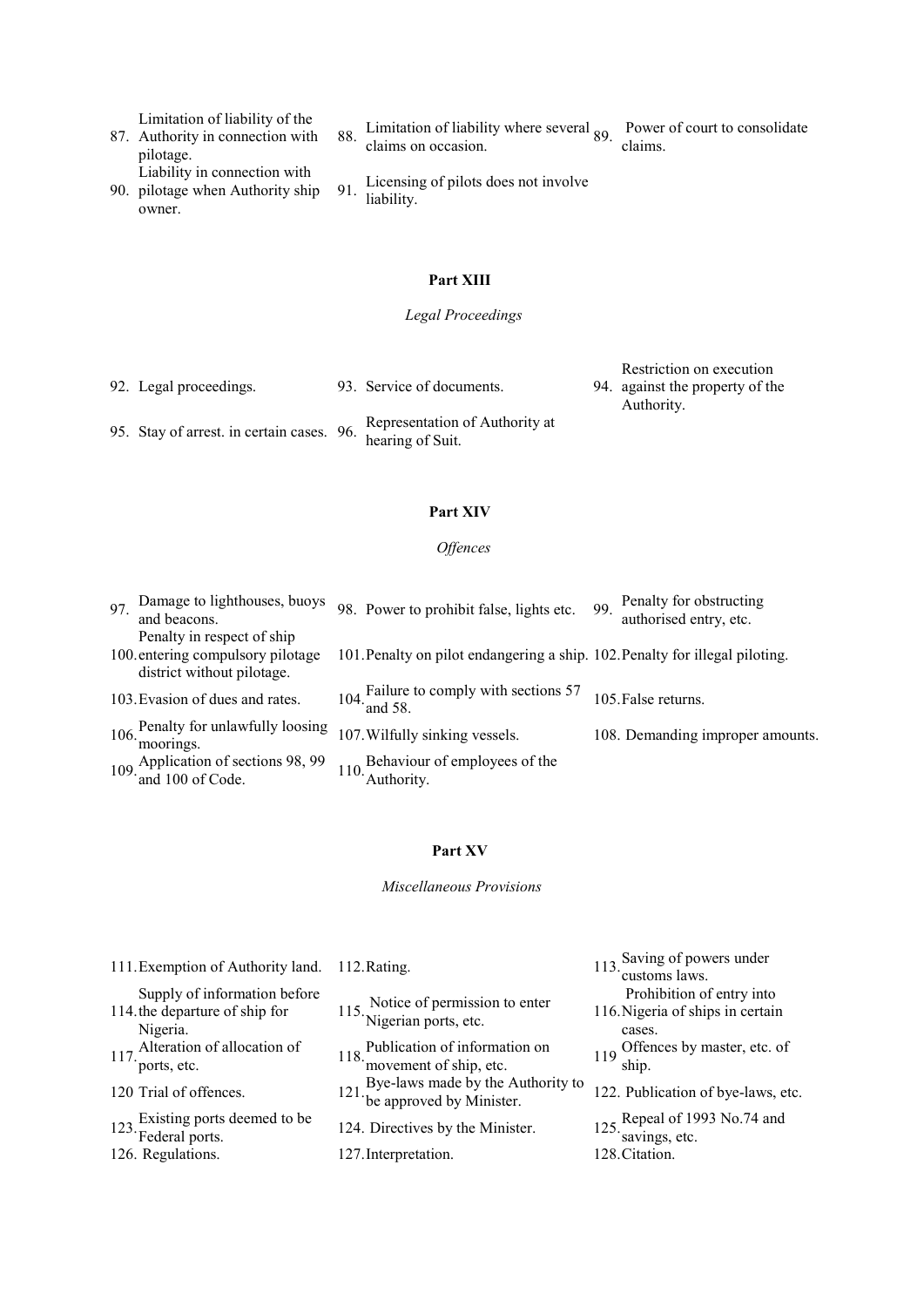87. Limitation of liability of the Authority in connection with pilotage.
88. Limitation of liability where several claims on occasion.
89. Power of court to consolidate claims.
90. Liability in connection with pilotage when Authority ship owner.
91. Licensing of pilots does not involve liability.

**Part XIII**

*Legal Proceedings*

92. Legal proceedings.
93. Service of documents.
94. Restriction on execution against the property of the Authority.
95. Stay of arrest. in certain cases.
96. Representation of Authority at hearing of Suit.

**Part XIV**

*Offences*

97. Damage to lighthouses, buoys and beacons.
98. Power to prohibit false, lights etc.
99. Penalty for obstructing authorised entry, etc.
100. Penalty in respect of ship entering compulsory pilotage district without pilotage.
101. Penalty on pilot endangering a ship.
102. Penalty for illegal piloting.
103. Evasion of dues and rates.
104. Failure to comply with sections 57 and 58.
105. False returns.
106. Penalty for unlawfully loosing moorings.
107. Wilfully sinking vessels.
108. Demanding improper amounts.
109. Application of sections 98, 99 and 100 of Code.
110. Behaviour of employees of the Authority.

**Part XV**

*Miscellaneous Provisions*

111. Exemption of Authority land.
112. Rating.
113. Saving of powers under customs laws.
114. Supply of information before the departure of ship for Nigeria.
115. Notice of permission to enter Nigerian ports, etc.
116. Prohibition of entry into Nigeria of ships in certain cases.
117. Alteration of allocation of ports, etc.
118. Publication of information on movement of ship, etc.
119 Offences by master, etc. of ship.
120 Trial of offences.
121. Bye-laws made by the Authority to be approved by Minister.
122. Publication of bye-laws, etc.
123. Existing ports deemed to be Federal ports.
124. Directives by the Minister.
125. Repeal of 1993 No.74 and savings, etc.
126. Regulations.
127. Interpretation.
128. Citation.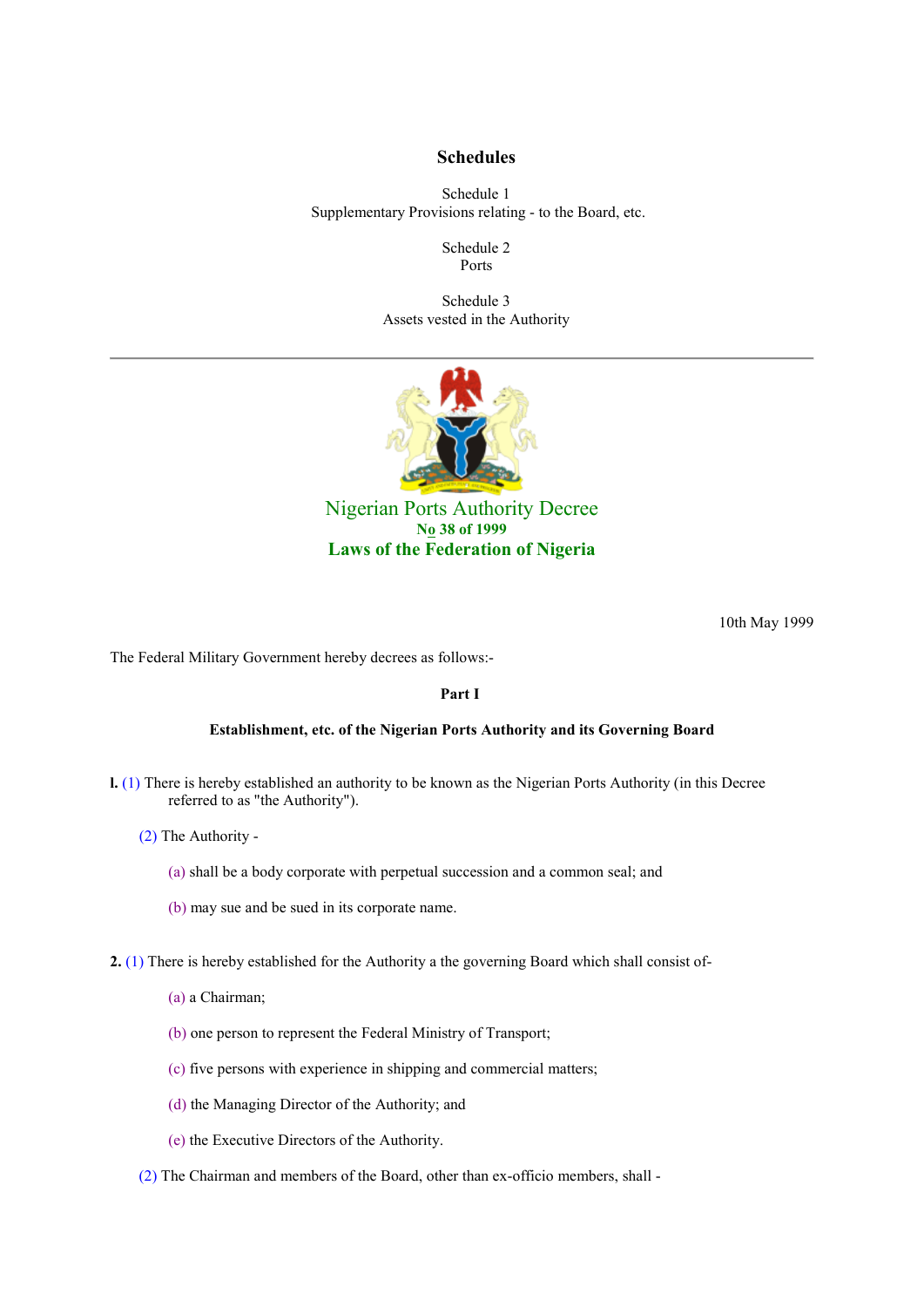## Schedules

Schedule 1
Supplementary Provisions relating - to the Board, etc.

Schedule 2
Ports

Schedule 3
Assets vested in the Authority

---

# Nigerian Ports Authority Decree

**No 38 of 1999**

**Laws of the Federation of Nigeria**

10th May 1999

The Federal Military Government hereby decrees as follows:-

**Part I**

**Establishment, etc. of the Nigerian Ports Authority and its Governing Board**

**l.** (1) There is hereby established an authority to be known as the Nigerian Ports Authority (in this Decree referred to as "the Authority").

(2) The Authority -

(a) shall be a body corporate with perpetual succession and a common seal; and

(b) may sue and be sued in its corporate name.

**2.** (1) There is hereby established for the Authority a the governing Board which shall consist of-

(a) a Chairman;

(b) one person to represent the Federal Ministry of Transport;

(c) five persons with experience in shipping and commercial matters;

(d) the Managing Director of the Authority; and

(e) the Executive Directors of the Authority.

(2) The Chairman and members of the Board, other than ex-officio members, shall -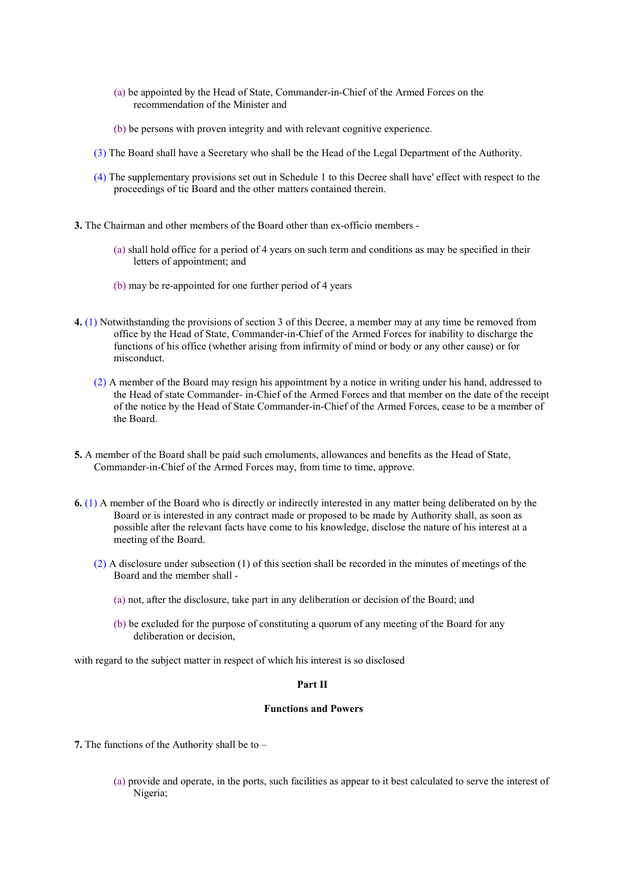(a) be appointed by the Head of State, Commander-in-Chief of the Armed Forces on the recommendation of the Minister and

(b) be persons with proven integrity and with relevant cognitive experience.

(3) The Board shall have a Secretary who shall be the Head of the Legal Department of the Authority.

(4) The supplementary provisions set out in Schedule 1 to this Decree shall have' effect with respect to the proceedings of tic Board and the other matters contained therein.

**3.** The Chairman and other members of the Board other than ex-officio members -

(a) shall hold office for a period of 4 years on such term and conditions as may be specified in their letters of appointment; and

(b) may be re-appointed for one further period of 4 years

**4.** (1) Notwithstanding the provisions of section 3 of this Decree, a member may at any time be removed from office by the Head of State, Commander-in-Chief of the Armed Forces for inability to discharge the functions of his office (whether arising from infirmity of mind or body or any other cause) or for misconduct.

(2) A member of the Board may resign his appointment by a notice in writing under his hand, addressed to the Head of state Commander- in-Chief of the Armed Forces and that member on the date of the receipt of the notice by the Head of State Commander-in-Chief of the Armed Forces, cease to be a member of the Board.

**5.** A member of the Board shall be paid such emoluments, allowances and benefits as the Head of State, Commander-in-Chief of the Armed Forces may, from time to time, approve.

**6.** (1) A member of the Board who is directly or indirectly interested in any matter being deliberated on by the Board or is interested in any contract made or proposed to be made by Authority shall, as soon as possible after the relevant facts have come to his knowledge, disclose the nature of his interest at a meeting of the Board.

(2) A disclosure under subsection (1) of this section shall be recorded in the minutes of meetings of the Board and the member shall -

(a) not, after the disclosure, take part in any deliberation or decision of the Board; and

(b) be excluded for the purpose of constituting a quorum of any meeting of the Board for any deliberation or decision,

with regard to the subject matter in respect of which his interest is so disclosed

## Part II

## Functions and Powers

**7.** The functions of the Authority shall be to –

(a) provide and operate, in the ports, such facilities as appear to it best calculated to serve the interest of Nigeria;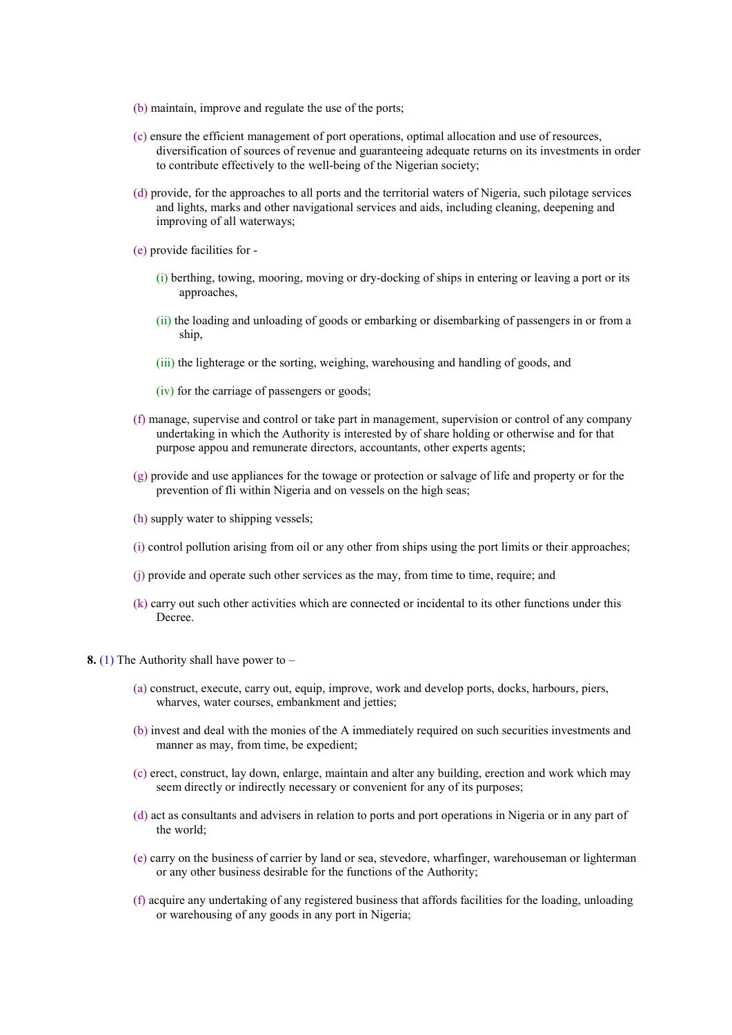(b) maintain, improve and regulate the use of the ports;

(c) ensure the efficient management of port operations, optimal allocation and use of resources, diversification of sources of revenue and guaranteeing adequate returns on its investments in order to contribute effectively to the well-being of the Nigerian society;

(d) provide, for the approaches to all ports and the territorial waters of Nigeria, such pilotage services and lights, marks and other navigational services and aids, including cleaning, deepening and improving of all waterways;

(e) provide facilities for -

(i) berthing, towing, mooring, moving or dry-docking of ships in entering or leaving a port or its approaches,

(ii) the loading and unloading of goods or embarking or disembarking of passengers in or from a ship,

(iii) the lighterage or the sorting, weighing, warehousing and handling of goods, and

(iv) for the carriage of passengers or goods;

(f) manage, supervise and control or take part in management, supervision or control of any company undertaking in which the Authority is interested by of share holding or otherwise and for that purpose appou and remunerate directors, accountants, other experts agents;

(g) provide and use appliances for the towage or protection or salvage of life and property or for the prevention of fli within Nigeria and on vessels on the high seas;

(h) supply water to shipping vessels;

(i) control pollution arising from oil or any other from ships using the port limits or their approaches;

(j) provide and operate such other services as the may, from time to time, require; and

(k) carry out such other activities which are connected or incidental to its other functions under this Decree.

**8.** (1) The Authority shall have power to –

(a) construct, execute, carry out, equip, improve, work and develop ports, docks, harbours, piers, wharves, water courses, embankment and jetties;

(b) invest and deal with the monies of the A immediately required on such securities investments and manner as may, from time, be expedient;

(c) erect, construct, lay down, enlarge, maintain and alter any building, erection and work which may seem directly or indirectly necessary or convenient for any of its purposes;

(d) act as consultants and advisers in relation to ports and port operations in Nigeria or in any part of the world;

(e) carry on the business of carrier by land or sea, stevedore, wharfinger, warehouseman or lighterman or any other business desirable for the functions of the Authority;

(f) acquire any undertaking of any registered business that affords facilities for the loading, unloading or warehousing of any goods in any port in Nigeria;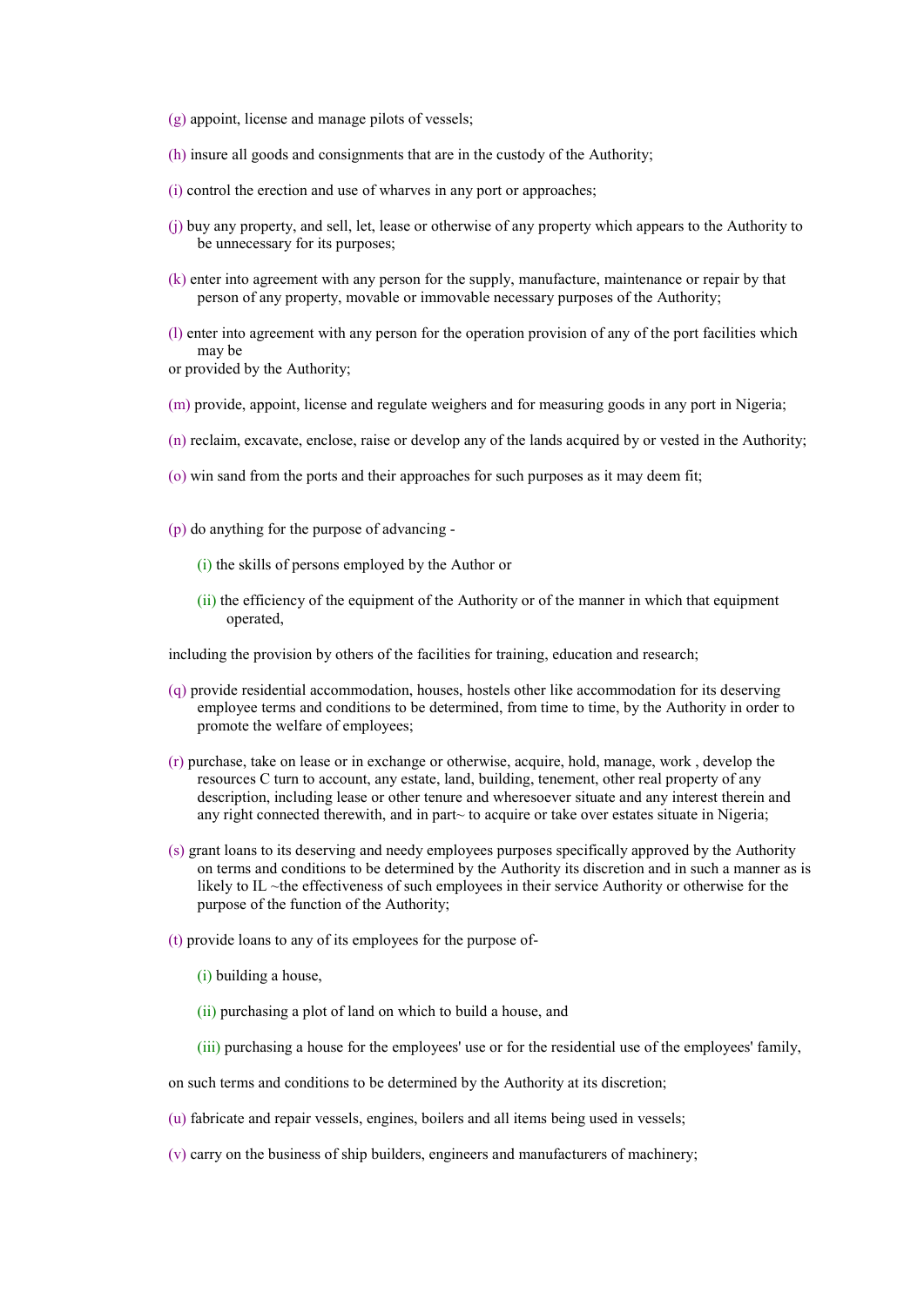(g) appoint, license and manage pilots of vessels;

(h) insure all goods and consignments that are in the custody of the Authority;

(i) control the erection and use of wharves in any port or approaches;

(j) buy any property, and sell, let, lease or otherwise of any property which appears to the Authority to be unnecessary for its purposes;

(k) enter into agreement with any person for the supply, manufacture, maintenance or repair by that person of any property, movable or immovable necessary purposes of the Authority;

(l) enter into agreement with any person for the operation provision of any of the port facilities which may be
or provided by the Authority;

(m) provide, appoint, license and regulate weighers and for measuring goods in any port in Nigeria;

(n) reclaim, excavate, enclose, raise or develop any of the lands acquired by or vested in the Authority;

(o) win sand from the ports and their approaches for such purposes as it may deem fit;

(p) do anything for the purpose of advancing -

(i) the skills of persons employed by the Author or

(ii) the efficiency of the equipment of the Authority or of the manner in which that equipment operated,

including the provision by others of the facilities for training, education and research;

(q) provide residential accommodation, houses, hostels other like accommodation for its deserving employee terms and conditions to be determined, from time to time, by the Authority in order to promote the welfare of employees;

(r) purchase, take on lease or in exchange or otherwise, acquire, hold, manage, work , develop the resources C turn to account, any estate, land, building, tenement, other real property of any description, including lease or other tenure and wheresoever situate and any interest therein and any right connected therewith, and in part~ to acquire or take over estates situate in Nigeria;

(s) grant loans to its deserving and needy employees purposes specifically approved by the Authority on terms and conditions to be determined by the Authority its discretion and in such a manner as is likely to IL ~the effectiveness of such employees in their service Authority or otherwise for the purpose of the function of the Authority;

(t) provide loans to any of its employees for the purpose of-

(i) building a house,

(ii) purchasing a plot of land on which to build a house, and

(iii) purchasing a house for the employees' use or for the residential use of the employees' family,

on such terms and conditions to be determined by the Authority at its discretion;

(u) fabricate and repair vessels, engines, boilers and all items being used in vessels;

(v) carry on the business of ship builders, engineers and manufacturers of machinery;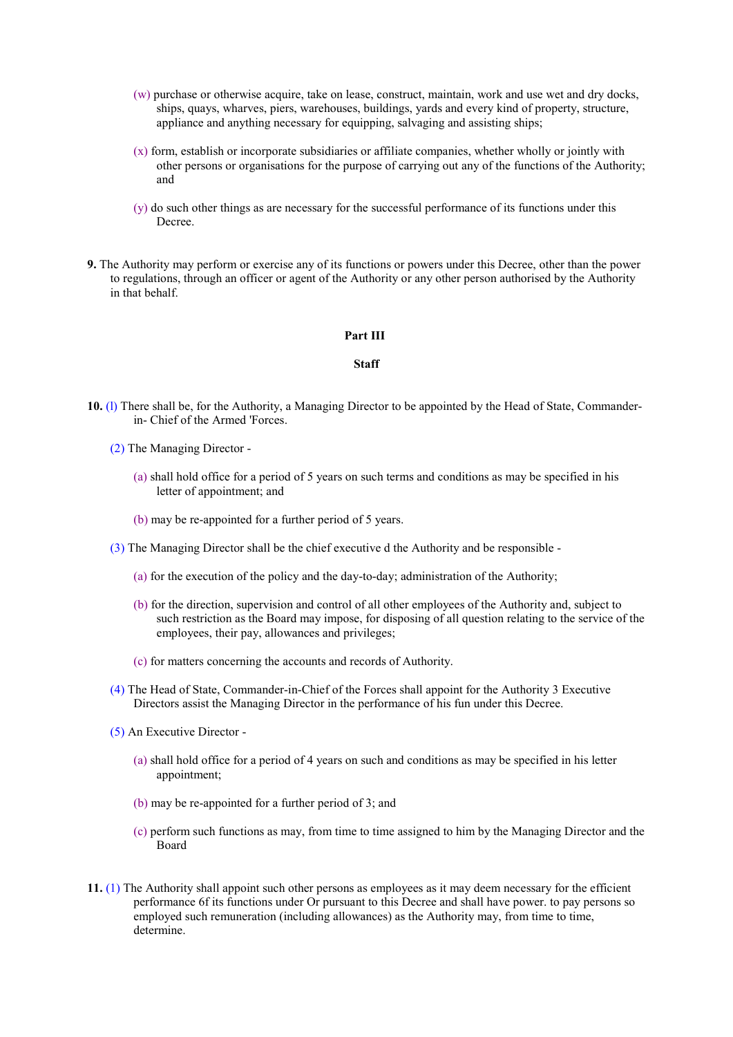(w) purchase or otherwise acquire, take on lease, construct, maintain, work and use wet and dry docks, ships, quays, wharves, piers, warehouses, buildings, yards and every kind of property, structure, appliance and anything necessary for equipping, salvaging and assisting ships;

(x) form, establish or incorporate subsidiaries or affiliate companies, whether wholly or jointly with other persons or organisations for the purpose of carrying out any of the functions of the Authority; and

(y) do such other things as are necessary for the successful performance of its functions under this Decree.

**9.** The Authority may perform or exercise any of its functions or powers under this Decree, other than the power to regulations, through an officer or agent of the Authority or any other person authorised by the Authority in that behalf.

## Part III

## Staff

**10.** (l) There shall be, for the Authority, a Managing Director to be appointed by the Head of State, Commander-in- Chief of the Armed 'Forces.

(2) The Managing Director -

(a) shall hold office for a period of 5 years on such terms and conditions as may be specified in his letter of appointment; and

(b) may be re-appointed for a further period of 5 years.

(3) The Managing Director shall be the chief executive d the Authority and be responsible -

(a) for the execution of the policy and the day-to-day; administration of the Authority;

(b) for the direction, supervision and control of all other employees of the Authority and, subject to such restriction as the Board may impose, for disposing of all question relating to the service of the employees, their pay, allowances and privileges;

(c) for matters concerning the accounts and records of Authority.

(4) The Head of State, Commander-in-Chief of the Forces shall appoint for the Authority 3 Executive Directors assist the Managing Director in the performance of his fun under this Decree.

(5) An Executive Director -

(a) shall hold office for a period of 4 years on such and conditions as may be specified in his letter appointment;

(b) may be re-appointed for a further period of 3; and

(c) perform such functions as may, from time to time assigned to him by the Managing Director and the Board

**11.** (1) The Authority shall appoint such other persons as employees as it may deem necessary for the efficient performance 6f its functions under Or pursuant to this Decree and shall have power. to pay persons so employed such remuneration (including allowances) as the Authority may, from time to time, determine.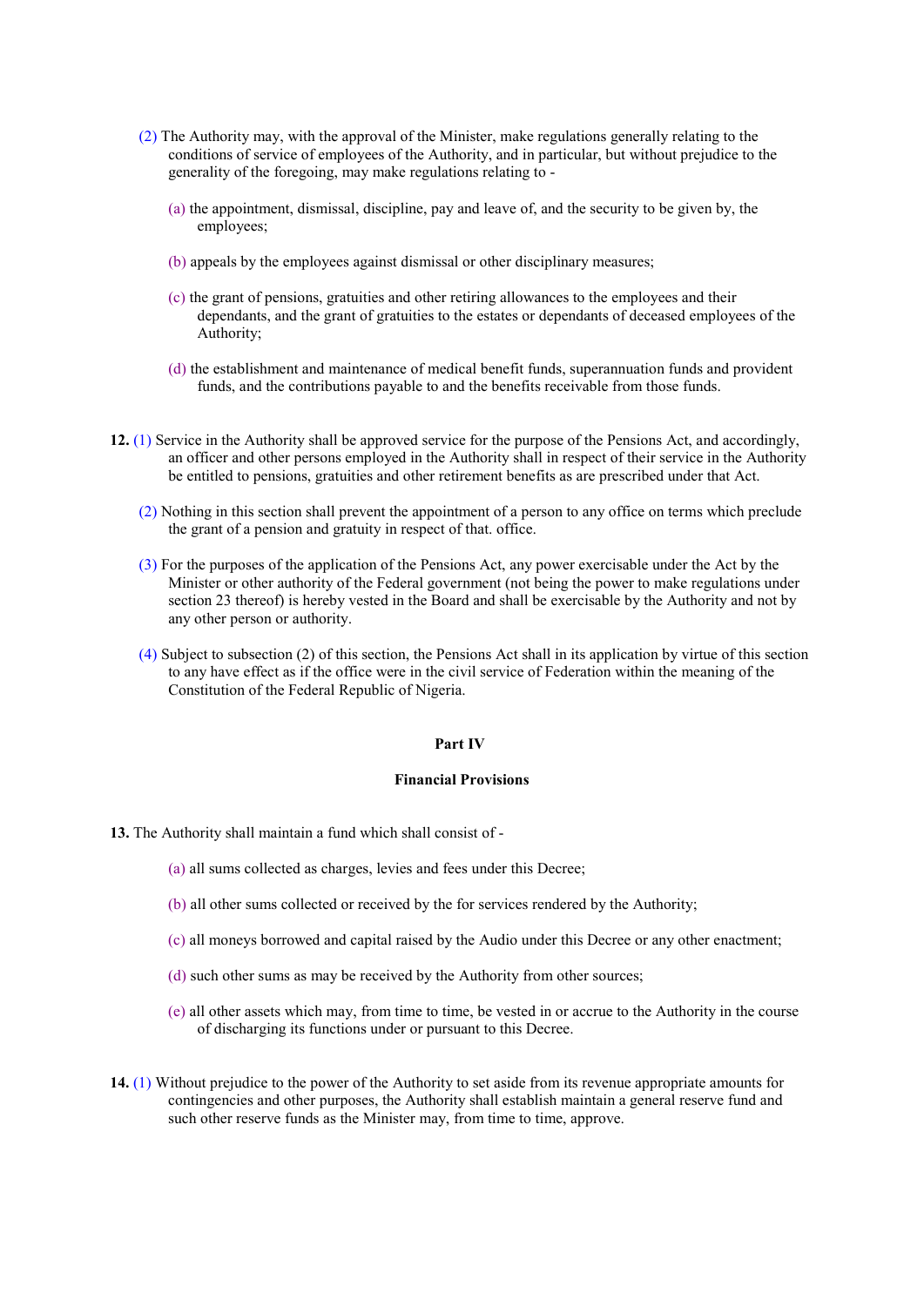(2) The Authority may, with the approval of the Minister, make regulations generally relating to the conditions of service of employees of the Authority, and in particular, but without prejudice to the generality of the foregoing, may make regulations relating to -

(a) the appointment, dismissal, discipline, pay and leave of, and the security to be given by, the employees;

(b) appeals by the employees against dismissal or other disciplinary measures;

(c) the grant of pensions, gratuities and other retiring allowances to the employees and their dependants, and the grant of gratuities to the estates or dependants of deceased employees of the Authority;

(d) the establishment and maintenance of medical benefit funds, superannuation funds and provident funds, and the contributions payable to and the benefits receivable from those funds.

**12.** (1) Service in the Authority shall be approved service for the purpose of the Pensions Act, and accordingly, an officer and other persons employed in the Authority shall in respect of their service in the Authority be entitled to pensions, gratuities and other retirement benefits as are prescribed under that Act.

(2) Nothing in this section shall prevent the appointment of a person to any office on terms which preclude the grant of a pension and gratuity in respect of that. office.

(3) For the purposes of the application of the Pensions Act, any power exercisable under the Act by the Minister or other authority of the Federal government (not being the power to make regulations under section 23 thereof) is hereby vested in the Board and shall be exercisable by the Authority and not by any other person or authority.

(4) Subject to subsection (2) of this section, the Pensions Act shall in its application by virtue of this section to any have effect as if the office were in the civil service of Federation within the meaning of the Constitution of the Federal Republic of Nigeria.

## Part IV

## Financial Provisions

**13.** The Authority shall maintain a fund which shall consist of -

(a) all sums collected as charges, levies and fees under this Decree;

(b) all other sums collected or received by the for services rendered by the Authority;

(c) all moneys borrowed and capital raised by the Audio under this Decree or any other enactment;

(d) such other sums as may be received by the Authority from other sources;

(e) all other assets which may, from time to time, be vested in or accrue to the Authority in the course of discharging its functions under or pursuant to this Decree.

**14.** (1) Without prejudice to the power of the Authority to set aside from its revenue appropriate amounts for contingencies and other purposes, the Authority shall establish maintain a general reserve fund and such other reserve funds as the Minister may, from time to time, approve.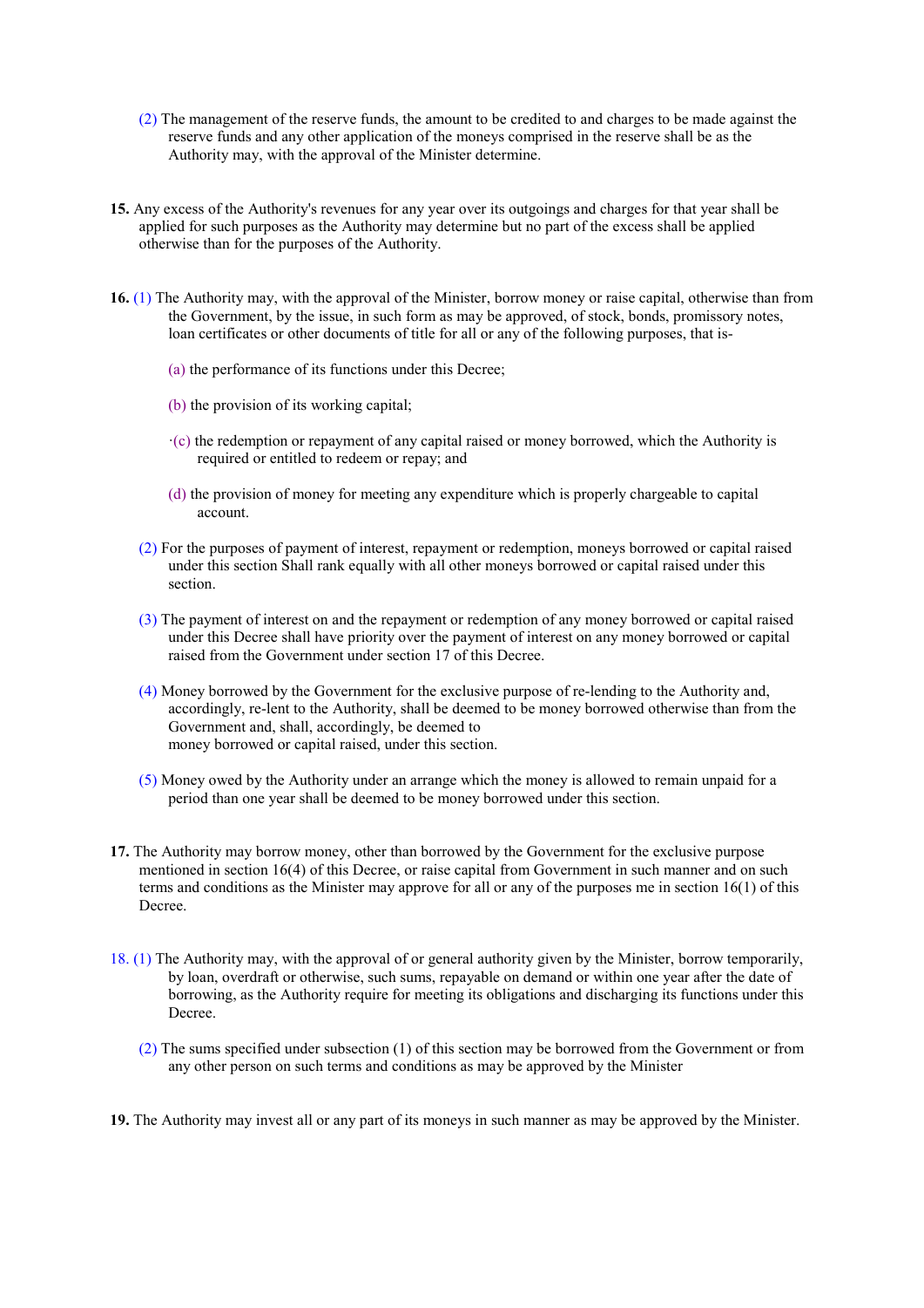(2) The management of the reserve funds, the amount to be credited to and charges to be made against the reserve funds and any other application of the moneys comprised in the reserve shall be as the Authority may, with the approval of the Minister determine.

**15.** Any excess of the Authority's revenues for any year over its outgoings and charges for that year shall be applied for such purposes as the Authority may determine but no part of the excess shall be applied otherwise than for the purposes of the Authority.

**16.** (1) The Authority may, with the approval of the Minister, borrow money or raise capital, otherwise than from the Government, by the issue, in such form as may be approved, of stock, bonds, promissory notes, loan certificates or other documents of title for all or any of the following purposes, that is-

(a) the performance of its functions under this Decree;

(b) the provision of its working capital;

·(c) the redemption or repayment of any capital raised or money borrowed, which the Authority is required or entitled to redeem or repay; and

(d) the provision of money for meeting any expenditure which is properly chargeable to capital account.

(2) For the purposes of payment of interest, repayment or redemption, moneys borrowed or capital raised under this section Shall rank equally with all other moneys borrowed or capital raised under this section.

(3) The payment of interest on and the repayment or redemption of any money borrowed or capital raised under this Decree shall have priority over the payment of interest on any money borrowed or capital raised from the Government under section 17 of this Decree.

(4) Money borrowed by the Government for the exclusive purpose of re-lending to the Authority and, accordingly, re-lent to the Authority, shall be deemed to be money borrowed otherwise than from the Government and, shall, accordingly, be deemed to
money borrowed or capital raised, under this section.

(5) Money owed by the Authority under an arrange which the money is allowed to remain unpaid for a period than one year shall be deemed to be money borrowed under this section.

**17.** The Authority may borrow money, other than borrowed by the Government for the exclusive purpose mentioned in section 16(4) of this Decree, or raise capital from Government in such manner and on such terms and conditions as the Minister may approve for all or any of the purposes me in section 16(1) of this Decree.

18. (1) The Authority may, with the approval of or general authority given by the Minister, borrow temporarily, by loan, overdraft or otherwise, such sums, repayable on demand or within one year after the date of borrowing, as the Authority require for meeting its obligations and discharging its functions under this Decree.

(2) The sums specified under subsection (1) of this section may be borrowed from the Government or from any other person on such terms and conditions as may be approved by the Minister

**19.** The Authority may invest all or any part of its moneys in such manner as may be approved by the Minister.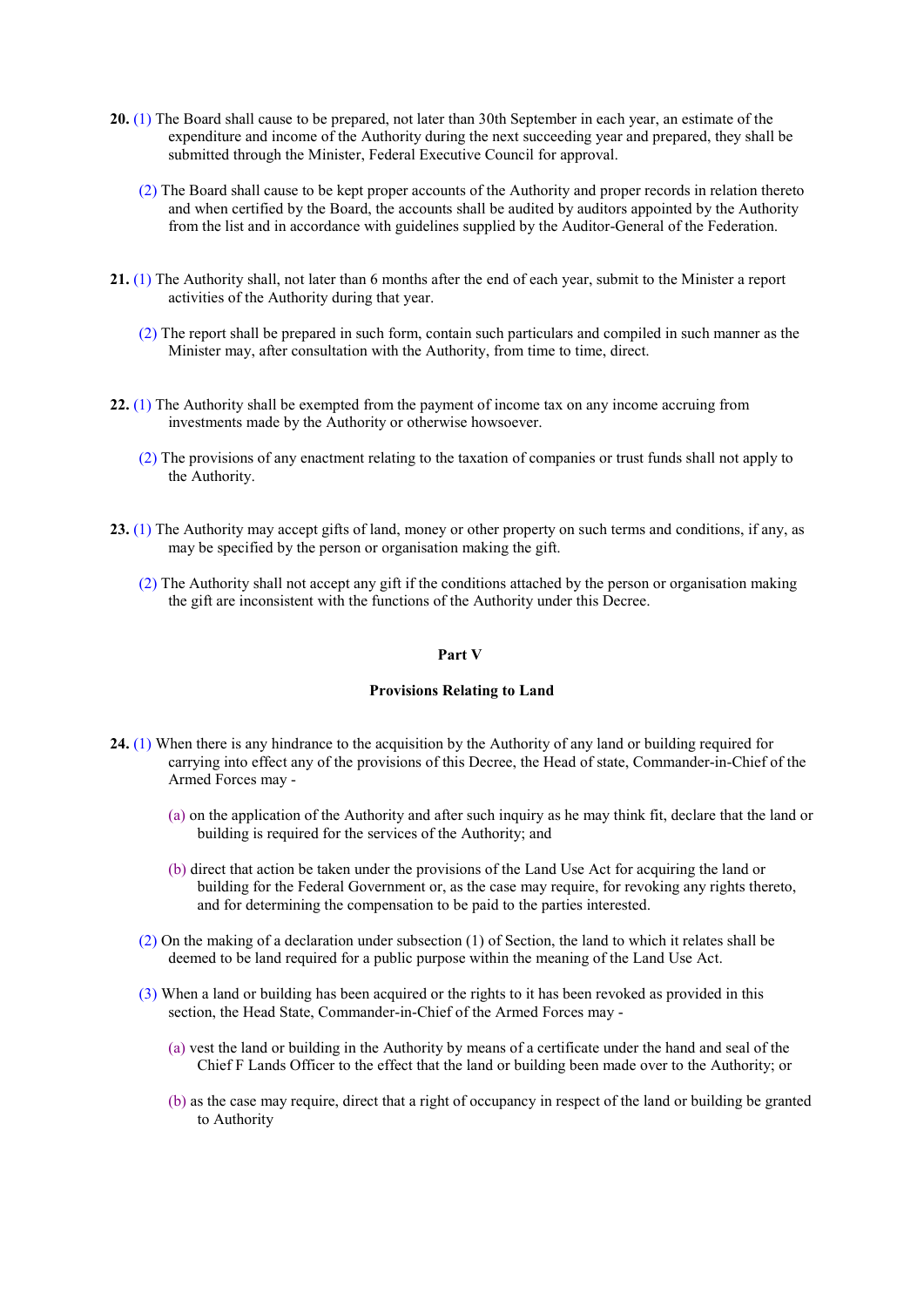**20.** (1) The Board shall cause to be prepared, not later than 30th September in each year, an estimate of the expenditure and income of the Authority during the next succeeding year and prepared, they shall be submitted through the Minister, Federal Executive Council for approval.

(2) The Board shall cause to be kept proper accounts of the Authority and proper records in relation thereto and when certified by the Board, the accounts shall be audited by auditors appointed by the Authority from the list and in accordance with guidelines supplied by the Auditor-General of the Federation.

**21.** (1) The Authority shall, not later than 6 months after the end of each year, submit to the Minister a report activities of the Authority during that year.

(2) The report shall be prepared in such form, contain such particulars and compiled in such manner as the Minister may, after consultation with the Authority, from time to time, direct.

**22.** (1) The Authority shall be exempted from the payment of income tax on any income accruing from investments made by the Authority or otherwise howsoever.

(2) The provisions of any enactment relating to the taxation of companies or trust funds shall not apply to the Authority.

**23.** (1) The Authority may accept gifts of land, money or other property on such terms and conditions, if any, as may be specified by the person or organisation making the gift.

(2) The Authority shall not accept any gift if the conditions attached by the person or organisation making the gift are inconsistent with the functions of the Authority under this Decree.

## Part V

### Provisions Relating to Land

**24.** (1) When there is any hindrance to the acquisition by the Authority of any land or building required for carrying into effect any of the provisions of this Decree, the Head of state, Commander-in-Chief of the Armed Forces may -

(a) on the application of the Authority and after such inquiry as he may think fit, declare that the land or building is required for the services of the Authority; and

(b) direct that action be taken under the provisions of the Land Use Act for acquiring the land or building for the Federal Government or, as the case may require, for revoking any rights thereto, and for determining the compensation to be paid to the parties interested.

(2) On the making of a declaration under subsection (1) of Section, the land to which it relates shall be deemed to be land required for a public purpose within the meaning of the Land Use Act.

(3) When a land or building has been acquired or the rights to it has been revoked as provided in this section, the Head State, Commander-in-Chief of the Armed Forces may -

(a) vest the land or building in the Authority by means of a certificate under the hand and seal of the Chief F Lands Officer to the effect that the land or building been made over to the Authority; or

(b) as the case may require, direct that a right of occupancy in respect of the land or building be granted to Authority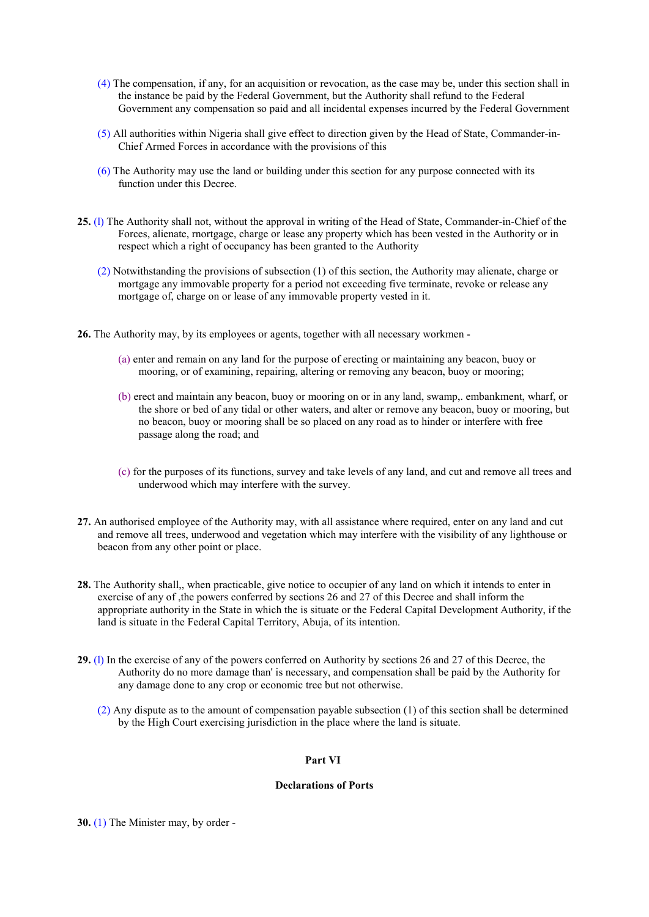(4) The compensation, if any, for an acquisition or revocation, as the case may be, under this section shall in the instance be paid by the Federal Government, but the Authority shall refund to the Federal Government any compensation so paid and all incidental expenses incurred by the Federal Government

(5) All authorities within Nigeria shall give effect to direction given by the Head of State, Commander-in-Chief Armed Forces in accordance with the provisions of this

(6) The Authority may use the land or building under this section for any purpose connected with its function under this Decree.

**25.** (l) The Authority shall not, without the approval in writing of the Head of State, Commander-in-Chief of the Forces, alienate, rnortgage, charge or lease any property which has been vested in the Authority or in respect which a right of occupancy has been granted to the Authority

(2) Notwithstanding the provisions of subsection (1) of this section, the Authority may alienate, charge or mortgage any immovable property for a period not exceeding five terminate, revoke or release any mortgage of, charge on or lease of any immovable property vested in it.

**26.** The Authority may, by its employees or agents, together with all necessary workmen -

(a) enter and remain on any land for the purpose of erecting or maintaining any beacon, buoy or mooring, or of examining, repairing, altering or removing any beacon, buoy or mooring;

(b) erect and maintain any beacon, buoy or mooring on or in any land, swamp,. embankment, wharf, or the shore or bed of any tidal or other waters, and alter or remove any beacon, buoy or mooring, but no beacon, buoy or mooring shall be so placed on any road as to hinder or interfere with free passage along the road; and

(c) for the purposes of its functions, survey and take levels of any land, and cut and remove all trees and underwood which may interfere with the survey.

**27.** An authorised employee of the Authority may, with all assistance where required, enter on any land and cut and remove all trees, underwood and vegetation which may interfere with the visibility of any lighthouse or beacon from any other point or place.

**28.** The Authority shall,, when practicable, give notice to occupier of any land on which it intends to enter in exercise of any of ,the powers conferred by sections 26 and 27 of this Decree and shall inform the appropriate authority in the State in which the is situate or the Federal Capital Development Authority, if the land is situate in the Federal Capital Territory, Abuja, of its intention.

**29.** (l) In the exercise of any of the powers conferred on Authority by sections 26 and 27 of this Decree, the Authority do no more damage than' is necessary, and compensation shall be paid by the Authority for any damage done to any crop or economic tree but not otherwise.

(2) Any dispute as to the amount of compensation payable subsection (1) of this section shall be determined by the High Court exercising jurisdiction in the place where the land is situate.

## Part VI

### Declarations of Ports

**30.** (1) The Minister may, by order -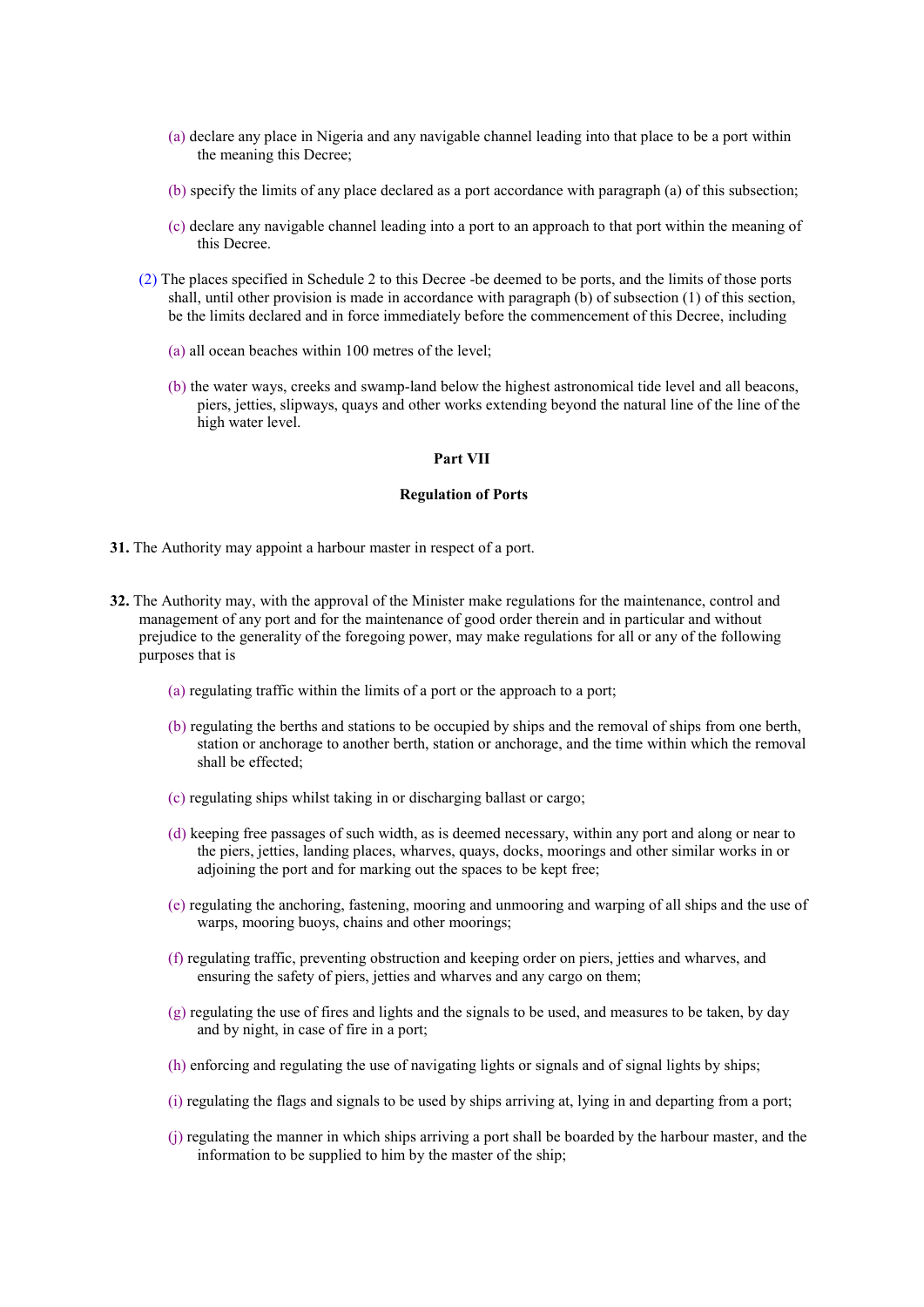(a) declare any place in Nigeria and any navigable channel leading into that place to be a port within the meaning this Decree;

(b) specify the limits of any place declared as a port accordance with paragraph (a) of this subsection;

(c) declare any navigable channel leading into a port to an approach to that port within the meaning of this Decree.

(2) The places specified in Schedule 2 to this Decree -be deemed to be ports, and the limits of those ports shall, until other provision is made in accordance with paragraph (b) of subsection (1) of this section, be the limits declared and in force immediately before the commencement of this Decree, including

(a) all ocean beaches within 100 metres of the level;

(b) the water ways, creeks and swamp-land below the highest astronomical tide level and all beacons, piers, jetties, slipways, quays and other works extending beyond the natural line of the line of the high water level.

## Part VII

## Regulation of Ports

**31.** The Authority may appoint a harbour master in respect of a port.

**32.** The Authority may, with the approval of the Minister make regulations for the maintenance, control and management of any port and for the maintenance of good order therein and in particular and without prejudice to the generality of the foregoing power, may make regulations for all or any of the following purposes that is

(a) regulating traffic within the limits of a port or the approach to a port;

(b) regulating the berths and stations to be occupied by ships and the removal of ships from one berth, station or anchorage to another berth, station or anchorage, and the time within which the removal shall be effected;

(c) regulating ships whilst taking in or discharging ballast or cargo;

(d) keeping free passages of such width, as is deemed necessary, within any port and along or near to the piers, jetties, landing places, wharves, quays, docks, moorings and other similar works in or adjoining the port and for marking out the spaces to be kept free;

(e) regulating the anchoring, fastening, mooring and unmooring and warping of all ships and the use of warps, mooring buoys, chains and other moorings;

(f) regulating traffic, preventing obstruction and keeping order on piers, jetties and wharves, and ensuring the safety of piers, jetties and wharves and any cargo on them;

(g) regulating the use of fires and lights and the signals to be used, and measures to be taken, by day and by night, in case of fire in a port;

(h) enforcing and regulating the use of navigating lights or signals and of signal lights by ships;

(i) regulating the flags and signals to be used by ships arriving at, lying in and departing from a port;

(j) regulating the manner in which ships arriving a port shall be boarded by the harbour master, and the information to be supplied to him by the master of the ship;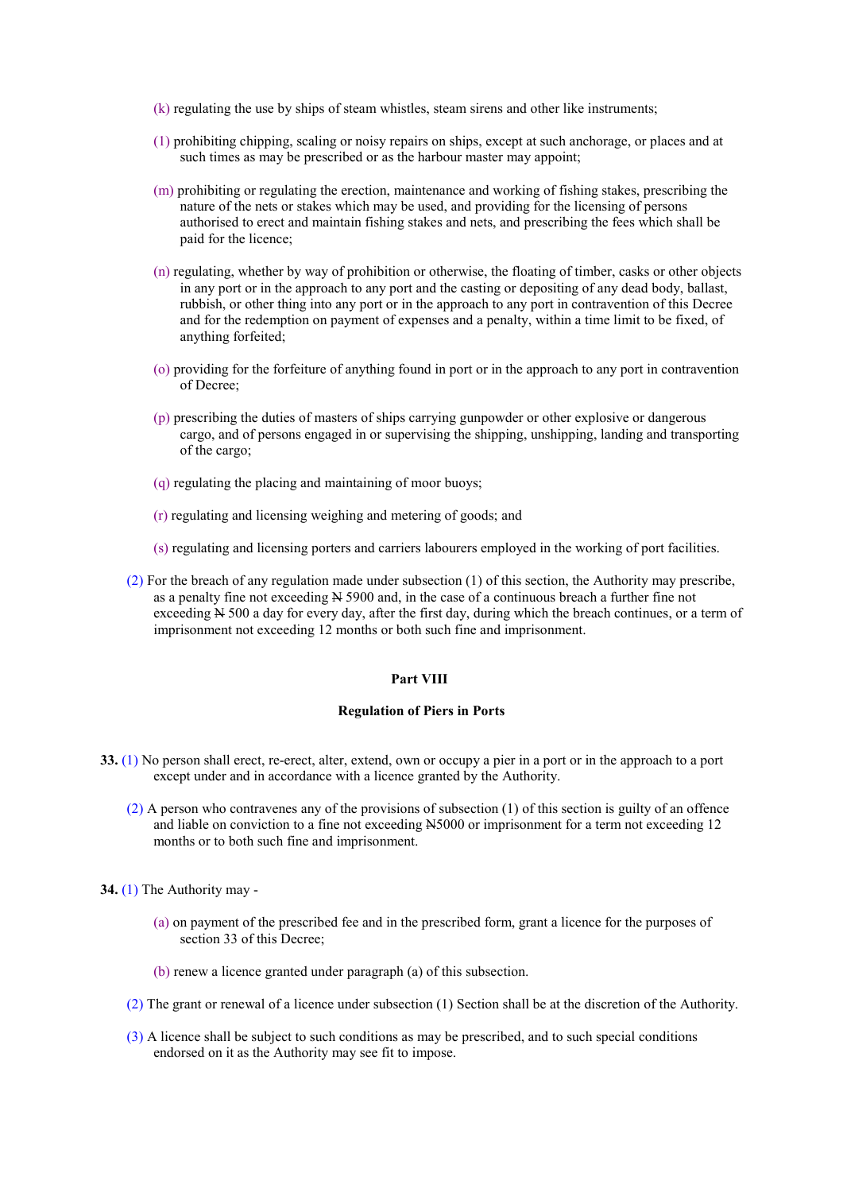(k) regulating the use by ships of steam whistles, steam sirens and other like instruments;

(1) prohibiting chipping, scaling or noisy repairs on ships, except at such anchorage, or places and at such times as may be prescribed or as the harbour master may appoint;

(m) prohibiting or regulating the erection, maintenance and working of fishing stakes, prescribing the nature of the nets or stakes which may be used, and providing for the licensing of persons authorised to erect and maintain fishing stakes and nets, and prescribing the fees which shall be paid for the licence;

(n) regulating, whether by way of prohibition or otherwise, the floating of timber, casks or other objects in any port or in the approach to any port and the casting or depositing of any dead body, ballast, rubbish, or other thing into any port or in the approach to any port in contravention of this Decree and for the redemption on payment of expenses and a penalty, within a time limit to be fixed, of anything forfeited;

(o) providing for the forfeiture of anything found in port or in the approach to any port in contravention of Decree;

(p) prescribing the duties of masters of ships carrying gunpowder or other explosive or dangerous cargo, and of persons engaged in or supervising the shipping, unshipping, landing and transporting of the cargo;

(q) regulating the placing and maintaining of moor buoys;

(r) regulating and licensing weighing and metering of goods; and

(s) regulating and licensing porters and carriers labourers employed in the working of port facilities.

(2) For the breach of any regulation made under subsection (1) of this section, the Authority may prescribe, as a penalty fine not exceeding ₦ 5900 and, in the case of a continuous breach a further fine not exceeding ₦ 500 a day for every day, after the first day, during which the breach continues, or a term of imprisonment not exceeding 12 months or both such fine and imprisonment.

**Part VIII**

**Regulation of Piers in Ports**

**33.** (1) No person shall erect, re-erect, alter, extend, own or occupy a pier in a port or in the approach to a port except under and in accordance with a licence granted by the Authority.

(2) A person who contravenes any of the provisions of subsection (1) of this section is guilty of an offence and liable on conviction to a fine not exceeding ₦5000 or imprisonment for a term not exceeding 12 months or to both such fine and imprisonment.

**34.** (1) The Authority may -

(a) on payment of the prescribed fee and in the prescribed form, grant a licence for the purposes of section 33 of this Decree;

(b) renew a licence granted under paragraph (a) of this subsection.

(2) The grant or renewal of a licence under subsection (1) Section shall be at the discretion of the Authority.

(3) A licence shall be subject to such conditions as may be prescribed, and to such special conditions endorsed on it as the Authority may see fit to impose.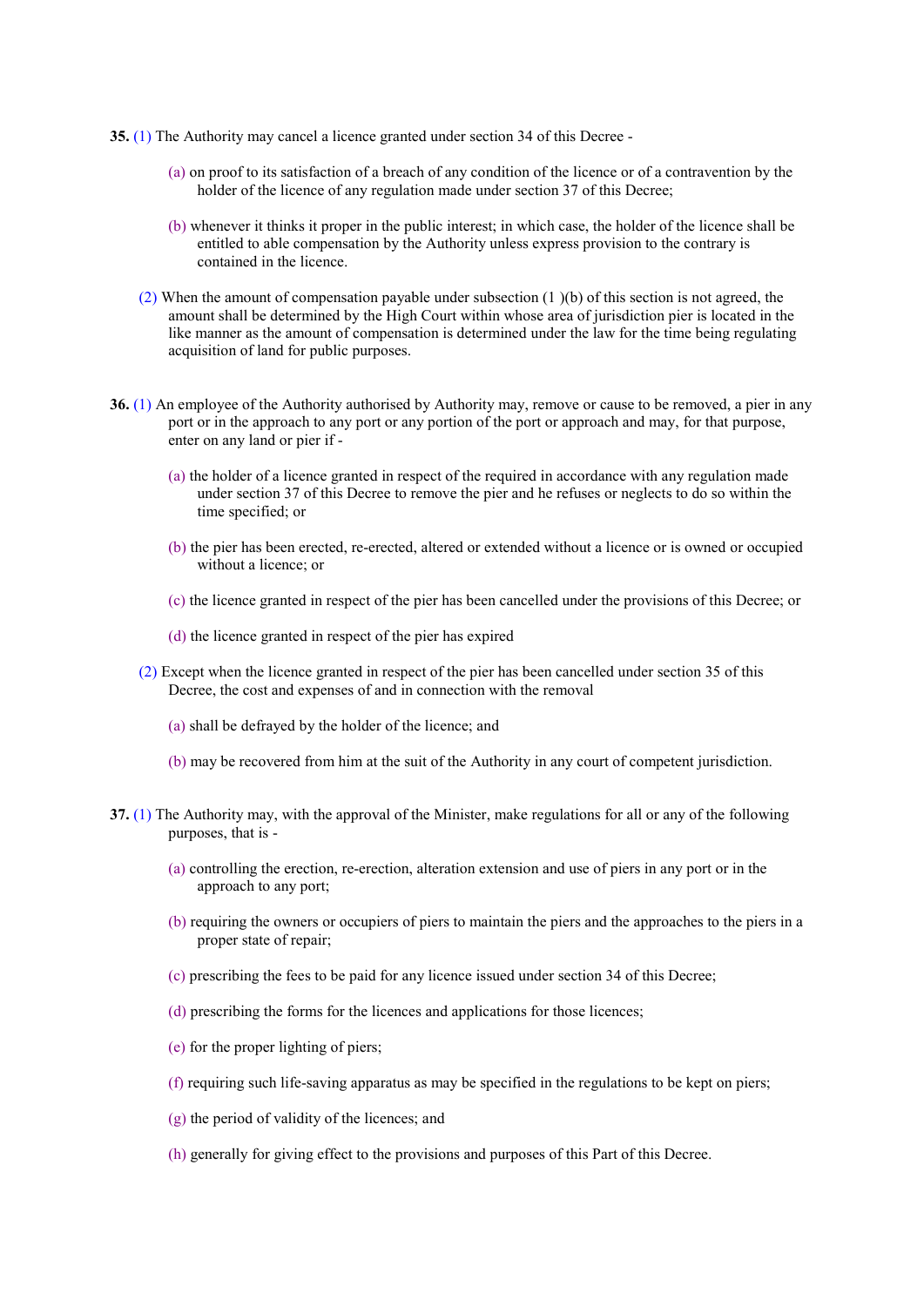**35.** (1) The Authority may cancel a licence granted under section 34 of this Decree -

(a) on proof to its satisfaction of a breach of any condition of the licence or of a contravention by the holder of the licence of any regulation made under section 37 of this Decree;

(b) whenever it thinks it proper in the public interest; in which case, the holder of the licence shall be entitled to able compensation by the Authority unless express provision to the contrary is contained in the licence.

(2) When the amount of compensation payable under subsection (1 )(b) of this section is not agreed, the amount shall be determined by the High Court within whose area of jurisdiction pier is located in the like manner as the amount of compensation is determined under the law for the time being regulating acquisition of land for public purposes.

**36.** (1) An employee of the Authority authorised by Authority may, remove or cause to be removed, a pier in any port or in the approach to any port or any portion of the port or approach and may, for that purpose, enter on any land or pier if -

(a) the holder of a licence granted in respect of the required in accordance with any regulation made under section 37 of this Decree to remove the pier and he refuses or neglects to do so within the time specified; or

(b) the pier has been erected, re-erected, altered or extended without a licence or is owned or occupied without a licence; or

(c) the licence granted in respect of the pier has been cancelled under the provisions of this Decree; or

(d) the licence granted in respect of the pier has expired

(2) Except when the licence granted in respect of the pier has been cancelled under section 35 of this Decree, the cost and expenses of and in connection with the removal

(a) shall be defrayed by the holder of the licence; and

(b) may be recovered from him at the suit of the Authority in any court of competent jurisdiction.

**37.** (1) The Authority may, with the approval of the Minister, make regulations for all or any of the following purposes, that is -

(a) controlling the erection, re-erection, alteration extension and use of piers in any port or in the approach to any port;

(b) requiring the owners or occupiers of piers to maintain the piers and the approaches to the piers in a proper state of repair;

(c) prescribing the fees to be paid for any licence issued under section 34 of this Decree;

(d) prescribing the forms for the licences and applications for those licences;

(e) for the proper lighting of piers;

(f) requiring such life-saving apparatus as may be specified in the regulations to be kept on piers;

(g) the period of validity of the licences; and

(h) generally for giving effect to the provisions and purposes of this Part of this Decree.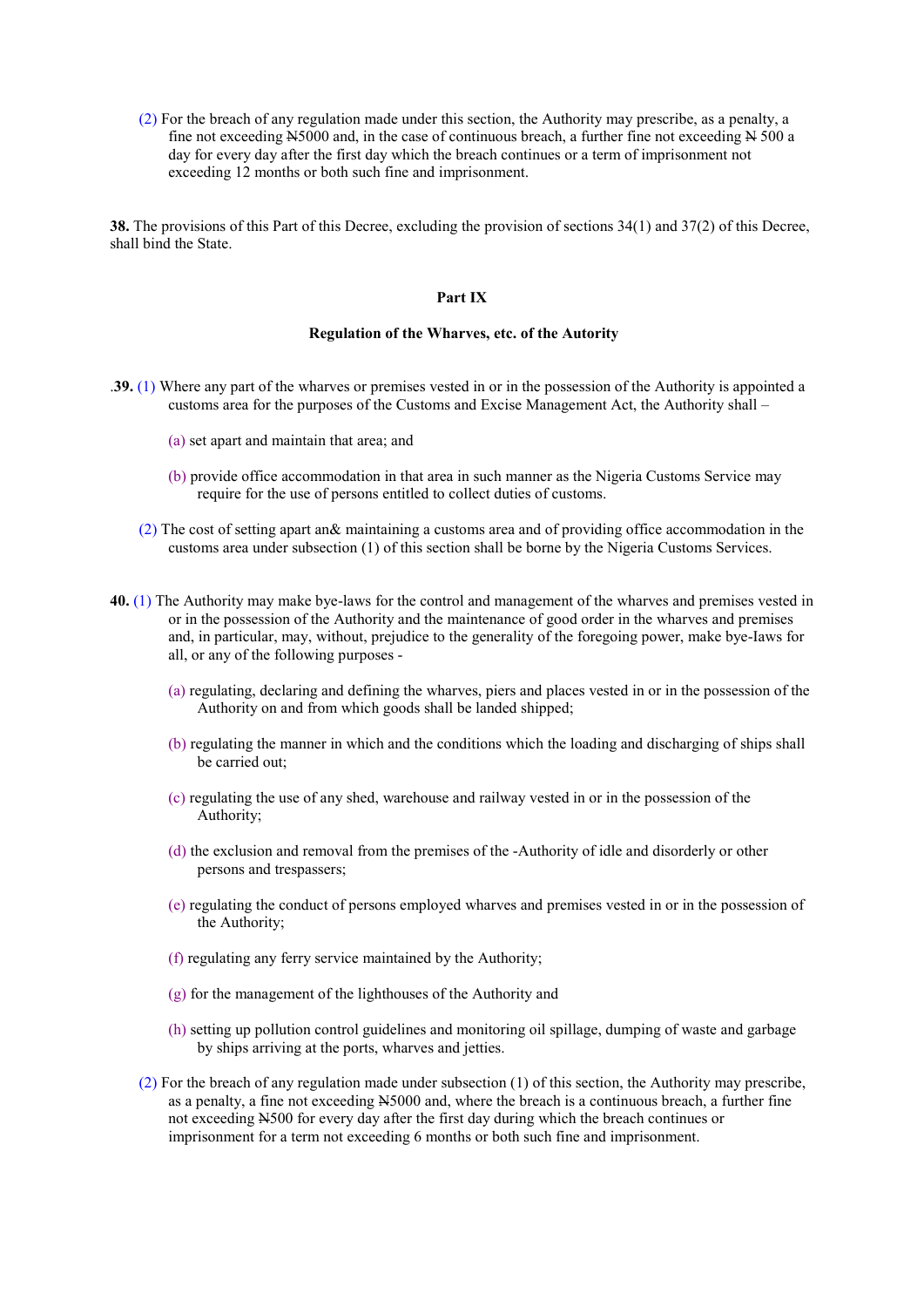(2) For the breach of any regulation made under this section, the Authority may prescribe, as a penalty, a fine not exceeding ₦5000 and, in the case of continuous breach, a further fine not exceeding ₦ 500 a day for every day after the first day which the breach continues or a term of imprisonment not exceeding 12 months or both such fine and imprisonment.

**38.** The provisions of this Part of this Decree, excluding the provision of sections 34(1) and 37(2) of this Decree, shall bind the State.

## Part IX

### Regulation of the Wharves, etc. of the Autority

.**39.** (1) Where any part of the wharves or premises vested in or in the possession of the Authority is appointed a customs area for the purposes of the Customs and Excise Management Act, the Authority shall –

(a) set apart and maintain that area; and

(b) provide office accommodation in that area in such manner as the Nigeria Customs Service may require for the use of persons entitled to collect duties of customs.

(2) The cost of setting apart an& maintaining a customs area and of providing office accommodation in the customs area under subsection (1) of this section shall be borne by the Nigeria Customs Services.

**40.** (1) The Authority may make bye-laws for the control and management of the wharves and premises vested in or in the possession of the Authority and the maintenance of good order in the wharves and premises and, in particular, may, without, prejudice to the generality of the foregoing power, make bye-Iaws for all, or any of the following purposes -

(a) regulating, declaring and defining the wharves, piers and places vested in or in the possession of the Authority on and from which goods shall be landed shipped;

(b) regulating the manner in which and the conditions which the loading and discharging of ships shall be carried out;

(c) regulating the use of any shed, warehouse and railway vested in or in the possession of the Authority;

(d) the exclusion and removal from the premises of the -Authority of idle and disorderly or other persons and trespassers;

(e) regulating the conduct of persons employed wharves and premises vested in or in the possession of the Authority;

(f) regulating any ferry service maintained by the Authority;

(g) for the management of the lighthouses of the Authority and

(h) setting up pollution control guidelines and monitoring oil spillage, dumping of waste and garbage by ships arriving at the ports, wharves and jetties.

(2) For the breach of any regulation made under subsection (1) of this section, the Authority may prescribe, as a penalty, a fine not exceeding ₦5000 and, where the breach is a continuous breach, a further fine not exceeding ₦500 for every day after the first day during which the breach continues or imprisonment for a term not exceeding 6 months or both such fine and imprisonment.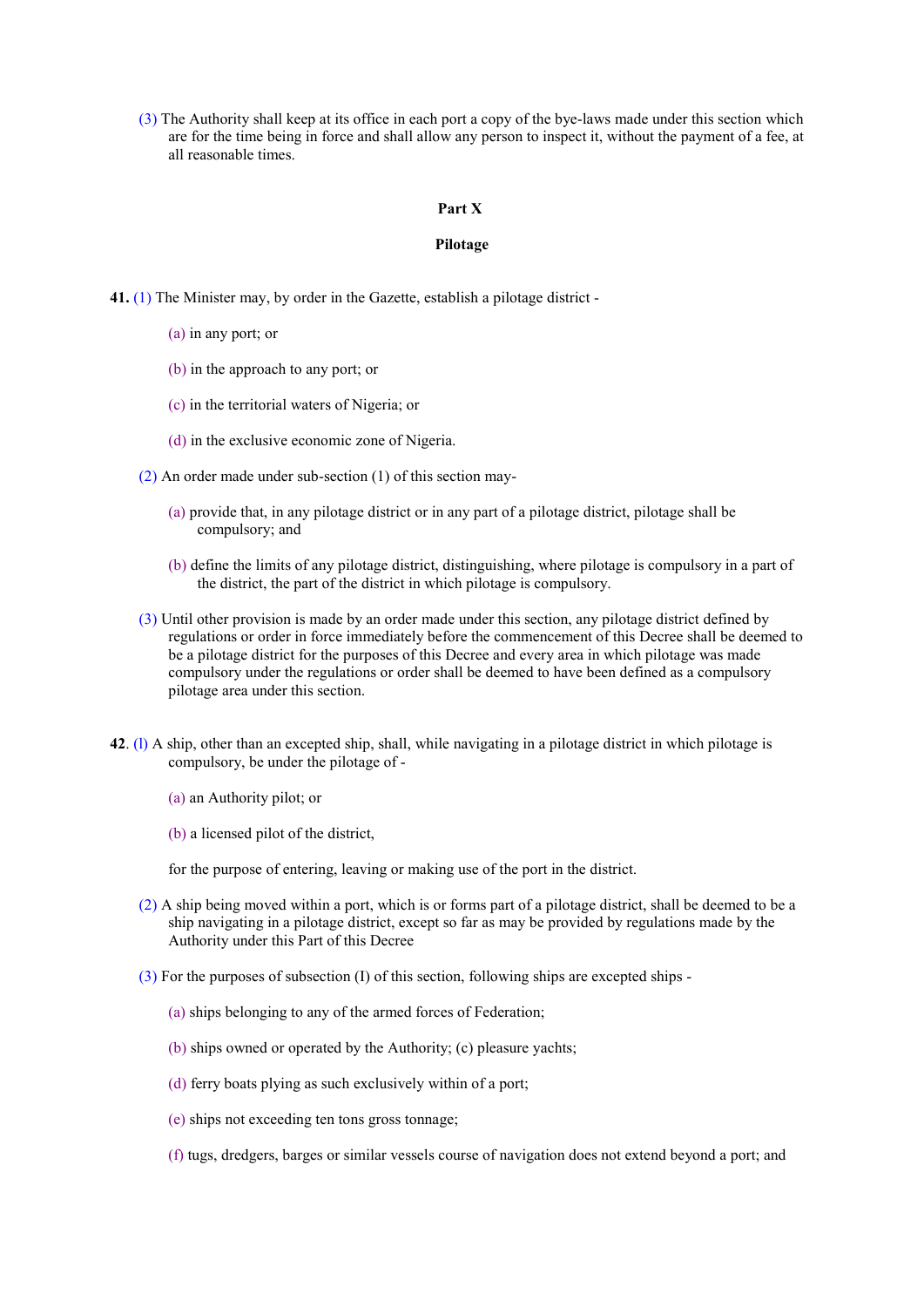(3) The Authority shall keep at its office in each port a copy of the bye-laws made under this section which are for the time being in force and shall allow any person to inspect it, without the payment of a fee, at all reasonable times.

## Part X

### Pilotage

**41.** (1) The Minister may, by order in the Gazette, establish a pilotage district -

(a) in any port; or

(b) in the approach to any port; or

(c) in the territorial waters of Nigeria; or

(d) in the exclusive economic zone of Nigeria.

(2) An order made under sub-section (1) of this section may-

(a) provide that, in any pilotage district or in any part of a pilotage district, pilotage shall be compulsory; and

(b) define the limits of any pilotage district, distinguishing, where pilotage is compulsory in a part of the district, the part of the district in which pilotage is compulsory.

(3) Until other provision is made by an order made under this section, any pilotage district defined by regulations or order in force immediately before the commencement of this Decree shall be deemed to be a pilotage district for the purposes of this Decree and every area in which pilotage was made compulsory under the regulations or order shall be deemed to have been defined as a compulsory pilotage area under this section.

**42**. (l) A ship, other than an excepted ship, shall, while navigating in a pilotage district in which pilotage is compulsory, be under the pilotage of -

(a) an Authority pilot; or

(b) a licensed pilot of the district,

for the purpose of entering, leaving or making use of the port in the district.

(2) A ship being moved within a port, which is or forms part of a pilotage district, shall be deemed to be a ship navigating in a pilotage district, except so far as may be provided by regulations made by the Authority under this Part of this Decree

(3) For the purposes of subsection (I) of this section, following ships are excepted ships -

(a) ships belonging to any of the armed forces of Federation;

(b) ships owned or operated by the Authority; (c) pleasure yachts;

(d) ferry boats plying as such exclusively within of a port;

(e) ships not exceeding ten tons gross tonnage;

(f) tugs, dredgers, barges or similar vessels course of navigation does not extend beyond a port; and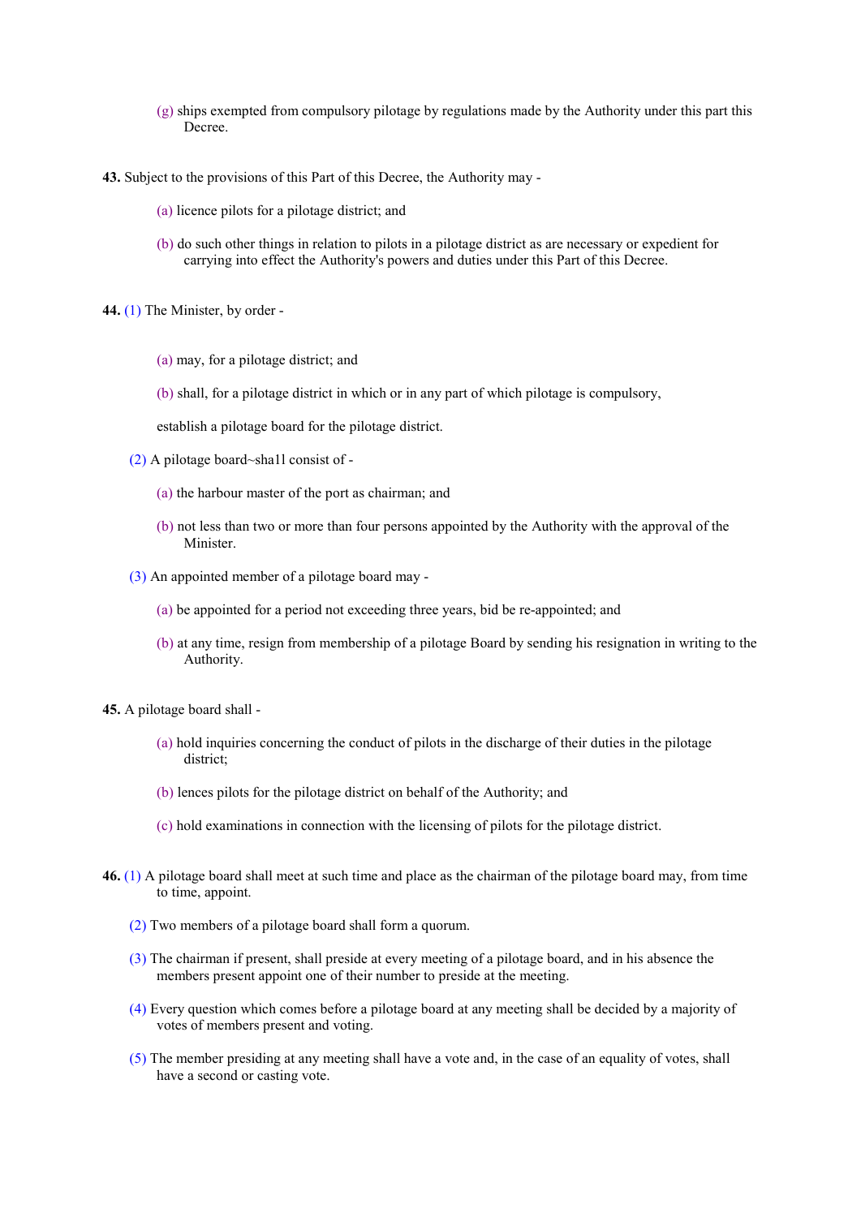(g) ships exempted from compulsory pilotage by regulations made by the Authority under this part this Decree.

**43.** Subject to the provisions of this Part of this Decree, the Authority may -

(a) licence pilots for a pilotage district; and

(b) do such other things in relation to pilots in a pilotage district as are necessary or expedient for carrying into effect the Authority's powers and duties under this Part of this Decree.

**44.** (1) The Minister, by order -

(a) may, for a pilotage district; and

(b) shall, for a pilotage district in which or in any part of which pilotage is compulsory,

establish a pilotage board for the pilotage district.

(2) A pilotage board~sha1l consist of -

(a) the harbour master of the port as chairman; and

(b) not less than two or more than four persons appointed by the Authority with the approval of the Minister.

(3) An appointed member of a pilotage board may -

(a) be appointed for a period not exceeding three years, bid be re-appointed; and

(b) at any time, resign from membership of a pilotage Board by sending his resignation in writing to the Authority.

**45.** A pilotage board shall -

(a) hold inquiries concerning the conduct of pilots in the discharge of their duties in the pilotage district;

(b) lences pilots for the pilotage district on behalf of the Authority; and

(c) hold examinations in connection with the licensing of pilots for the pilotage district.

**46.** (1) A pilotage board shall meet at such time and place as the chairman of the pilotage board may, from time to time, appoint.

(2) Two members of a pilotage board shall form a quorum.

(3) The chairman if present, shall preside at every meeting of a pilotage board, and in his absence the members present appoint one of their number to preside at the meeting.

(4) Every question which comes before a pilotage board at any meeting shall be decided by a majority of votes of members present and voting.

(5) The member presiding at any meeting shall have a vote and, in the case of an equality of votes, shall have a second or casting vote.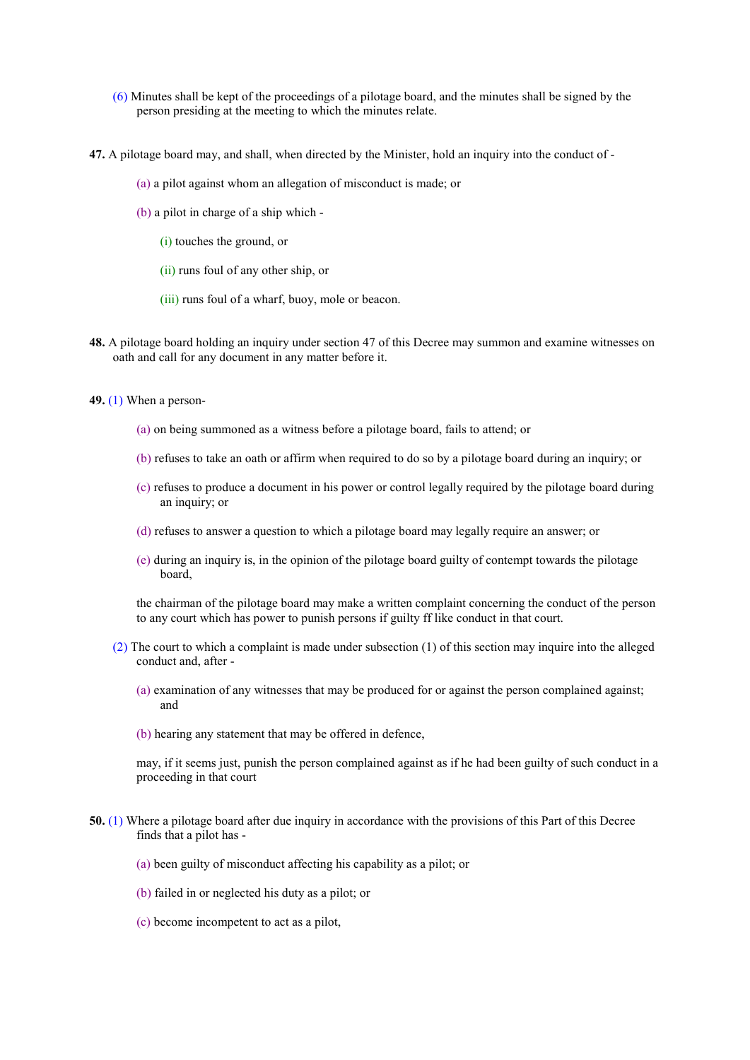(6) Minutes shall be kept of the proceedings of a pilotage board, and the minutes shall be signed by the person presiding at the meeting to which the minutes relate.

**47.** A pilotage board may, and shall, when directed by the Minister, hold an inquiry into the conduct of -

(a) a pilot against whom an allegation of misconduct is made; or

(b) a pilot in charge of a ship which -

(i) touches the ground, or

(ii) runs foul of any other ship, or

(iii) runs foul of a wharf, buoy, mole or beacon.

**48.** A pilotage board holding an inquiry under section 47 of this Decree may summon and examine witnesses on oath and call for any document in any matter before it.

**49.** (1) When a person-

(a) on being summoned as a witness before a pilotage board, fails to attend; or

(b) refuses to take an oath or affirm when required to do so by a pilotage board during an inquiry; or

(c) refuses to produce a document in his power or control legally required by the pilotage board during an inquiry; or

(d) refuses to answer a question to which a pilotage board may legally require an answer; or

(e) during an inquiry is, in the opinion of the pilotage board guilty of contempt towards the pilotage board,

the chairman of the pilotage board may make a written complaint concerning the conduct of the person to any court which has power to punish persons if guilty ff like conduct in that court.

(2) The court to which a complaint is made under subsection (1) of this section may inquire into the alleged conduct and, after -

(a) examination of any witnesses that may be produced for or against the person complained against; and

(b) hearing any statement that may be offered in defence,

may, if it seems just, punish the person complained against as if he had been guilty of such conduct in a proceeding in that court

**50.** (1) Where a pilotage board after due inquiry in accordance with the provisions of this Part of this Decree finds that a pilot has -

(a) been guilty of misconduct affecting his capability as a pilot; or

(b) failed in or neglected his duty as a pilot; or

(c) become incompetent to act as a pilot,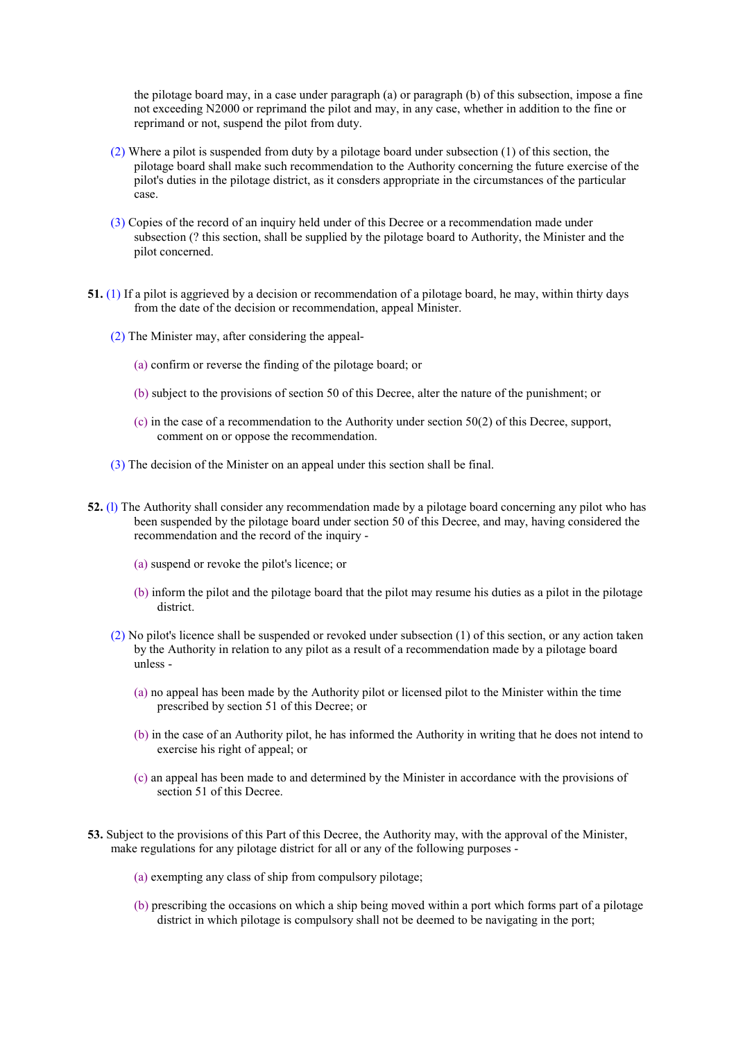the pilotage board may, in a case under paragraph (a) or paragraph (b) of this subsection, impose a fine not exceeding N2000 or reprimand the pilot and may, in any case, whether in addition to the fine or reprimand or not, suspend the pilot from duty.

(2) Where a pilot is suspended from duty by a pilotage board under subsection (1) of this section, the pilotage board shall make such recommendation to the Authority concerning the future exercise of the pilot's duties in the pilotage district, as it consders appropriate in the circumstances of the particular case.

(3) Copies of the record of an inquiry held under of this Decree or a recommendation made under subsection (? this section, shall be supplied by the pilotage board to Authority, the Minister and the pilot concerned.

**51.** (1) If a pilot is aggrieved by a decision or recommendation of a pilotage board, he may, within thirty days from the date of the decision or recommendation, appeal Minister.

(2) The Minister may, after considering the appeal-

(a) confirm or reverse the finding of the pilotage board; or

(b) subject to the provisions of section 50 of this Decree, alter the nature of the punishment; or

(c) in the case of a recommendation to the Authority under section 50(2) of this Decree, support, comment on or oppose the recommendation.

(3) The decision of the Minister on an appeal under this section shall be final.

**52.** (l) The Authority shall consider any recommendation made by a pilotage board concerning any pilot who has been suspended by the pilotage board under section 50 of this Decree, and may, having considered the recommendation and the record of the inquiry -

(a) suspend or revoke the pilot's licence; or

(b) inform the pilot and the pilotage board that the pilot may resume his duties as a pilot in the pilotage district.

(2) No pilot's licence shall be suspended or revoked under subsection (1) of this section, or any action taken by the Authority in relation to any pilot as a result of a recommendation made by a pilotage board unless -

(a) no appeal has been made by the Authority pilot or licensed pilot to the Minister within the time prescribed by section 51 of this Decree; or

(b) in the case of an Authority pilot, he has informed the Authority in writing that he does not intend to exercise his right of appeal; or

(c) an appeal has been made to and determined by the Minister in accordance with the provisions of section 51 of this Decree.

**53.** Subject to the provisions of this Part of this Decree, the Authority may, with the approval of the Minister, make regulations for any pilotage district for all or any of the following purposes -

(a) exempting any class of ship from compulsory pilotage;

(b) prescribing the occasions on which a ship being moved within a port which forms part of a pilotage district in which pilotage is compulsory shall not be deemed to be navigating in the port;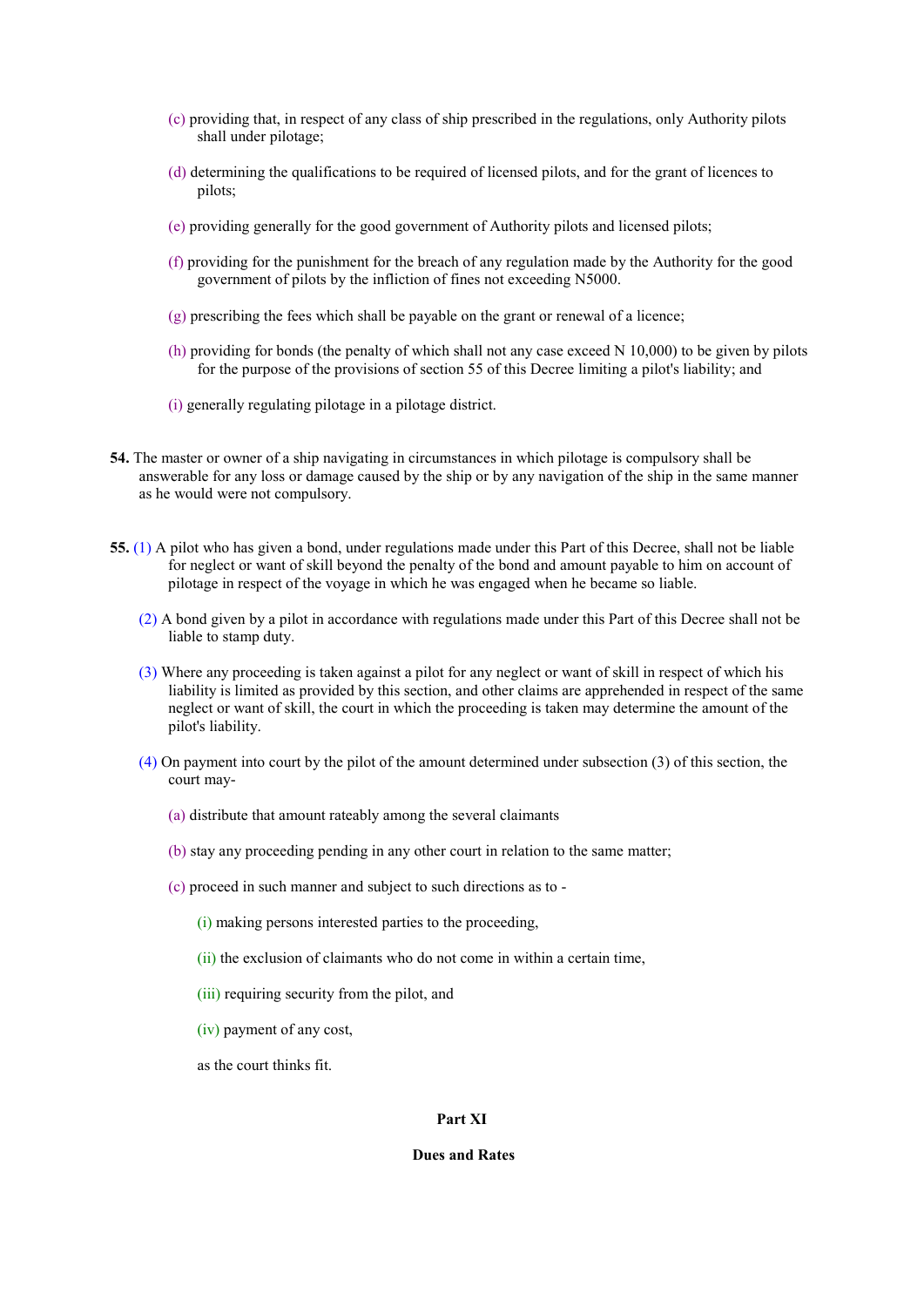(c) providing that, in respect of any class of ship prescribed in the regulations, only Authority pilots shall under pilotage;

(d) determining the qualifications to be required of licensed pilots, and for the grant of licences to pilots;

(e) providing generally for the good government of Authority pilots and licensed pilots;

(f) providing for the punishment for the breach of any regulation made by the Authority for the good government of pilots by the infliction of fines not exceeding N5000.

(g) prescribing the fees which shall be payable on the grant or renewal of a licence;

(h) providing for bonds (the penalty of which shall not any case exceed N 10,000) to be given by pilots for the purpose of the provisions of section 55 of this Decree limiting a pilot's liability; and

(i) generally regulating pilotage in a pilotage district.

**54.** The master or owner of a ship navigating in circumstances in which pilotage is compulsory shall be answerable for any loss or damage caused by the ship or by any navigation of the ship in the same manner as he would were not compulsory.

**55.** (1) A pilot who has given a bond, under regulations made under this Part of this Decree, shall not be liable for neglect or want of skill beyond the penalty of the bond and amount payable to him on account of pilotage in respect of the voyage in which he was engaged when he became so liable.

(2) A bond given by a pilot in accordance with regulations made under this Part of this Decree shall not be liable to stamp duty.

(3) Where any proceeding is taken against a pilot for any neglect or want of skill in respect of which his liability is limited as provided by this section, and other claims are apprehended in respect of the same neglect or want of skill, the court in which the proceeding is taken may determine the amount of the pilot's liability.

(4) On payment into court by the pilot of the amount determined under subsection (3) of this section, the court may-

(a) distribute that amount rateably among the several claimants

(b) stay any proceeding pending in any other court in relation to the same matter;

(c) proceed in such manner and subject to such directions as to -

(i) making persons interested parties to the proceeding,

(ii) the exclusion of claimants who do not come in within a certain time,

(iii) requiring security from the pilot, and

(iv) payment of any cost,

as the court thinks fit.

## Part XI

## Dues and Rates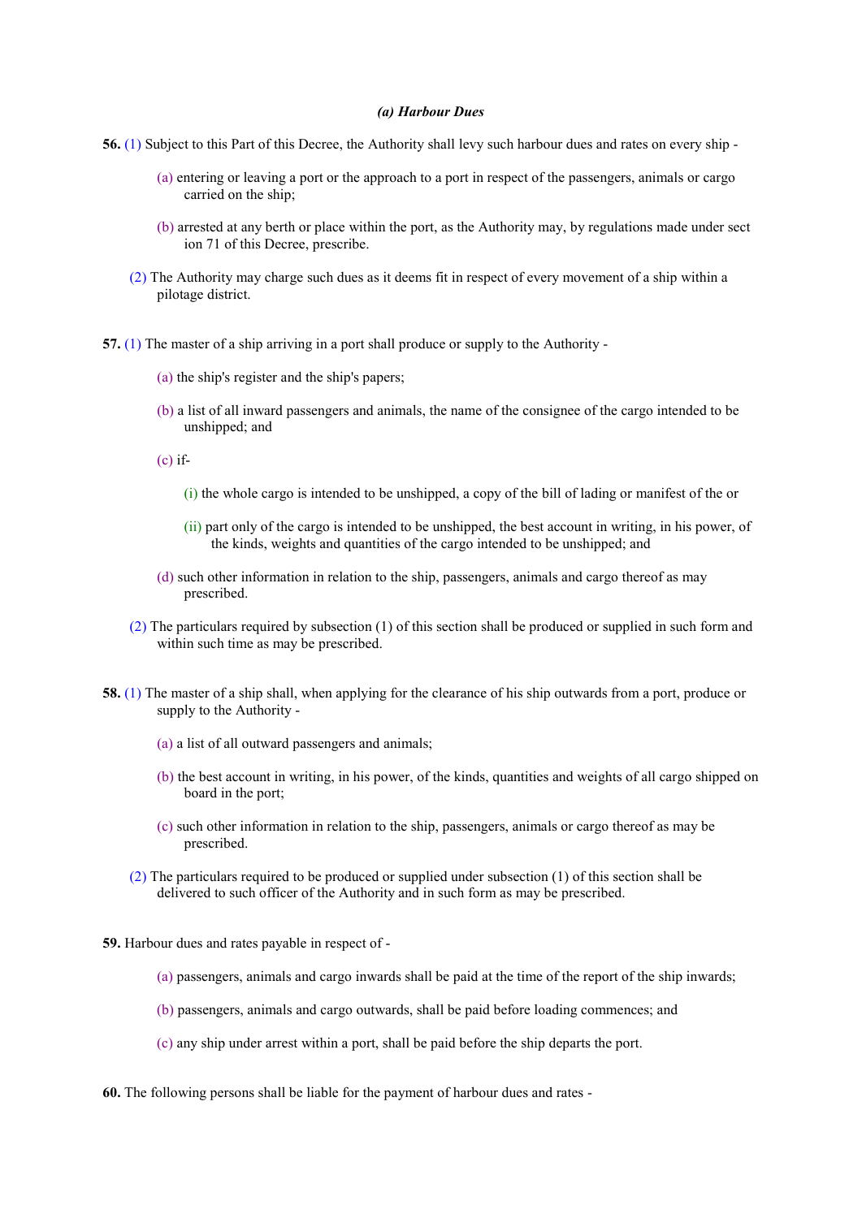### *(a) Harbour Dues*

**56.** (1) Subject to this Part of this Decree, the Authority shall levy such harbour dues and rates on every ship -

(a) entering or leaving a port or the approach to a port in respect of the passengers, animals or cargo carried on the ship;

(b) arrested at any berth or place within the port, as the Authority may, by regulations made under sect ion 71 of this Decree, prescribe.

(2) The Authority may charge such dues as it deems fit in respect of every movement of a ship within a pilotage district.

**57.** (1) The master of a ship arriving in a port shall produce or supply to the Authority -

(a) the ship's register and the ship's papers;

(b) a list of all inward passengers and animals, the name of the consignee of the cargo intended to be unshipped; and

(c) if-

(i) the whole cargo is intended to be unshipped, a copy of the bill of lading or manifest of the or

(ii) part only of the cargo is intended to be unshipped, the best account in writing, in his power, of the kinds, weights and quantities of the cargo intended to be unshipped; and

(d) such other information in relation to the ship, passengers, animals and cargo thereof as may prescribed.

(2) The particulars required by subsection (1) of this section shall be produced or supplied in such form and within such time as may be prescribed.

**58.** (1) The master of a ship shall, when applying for the clearance of his ship outwards from a port, produce or supply to the Authority -

(a) a list of all outward passengers and animals;

(b) the best account in writing, in his power, of the kinds, quantities and weights of all cargo shipped on board in the port;

(c) such other information in relation to the ship, passengers, animals or cargo thereof as may be prescribed.

(2) The particulars required to be produced or supplied under subsection (1) of this section shall be delivered to such officer of the Authority and in such form as may be prescribed.

**59.** Harbour dues and rates payable in respect of -

(a) passengers, animals and cargo inwards shall be paid at the time of the report of the ship inwards;

(b) passengers, animals and cargo outwards, shall be paid before loading commences; and

(c) any ship under arrest within a port, shall be paid before the ship departs the port.

**60.** The following persons shall be liable for the payment of harbour dues and rates -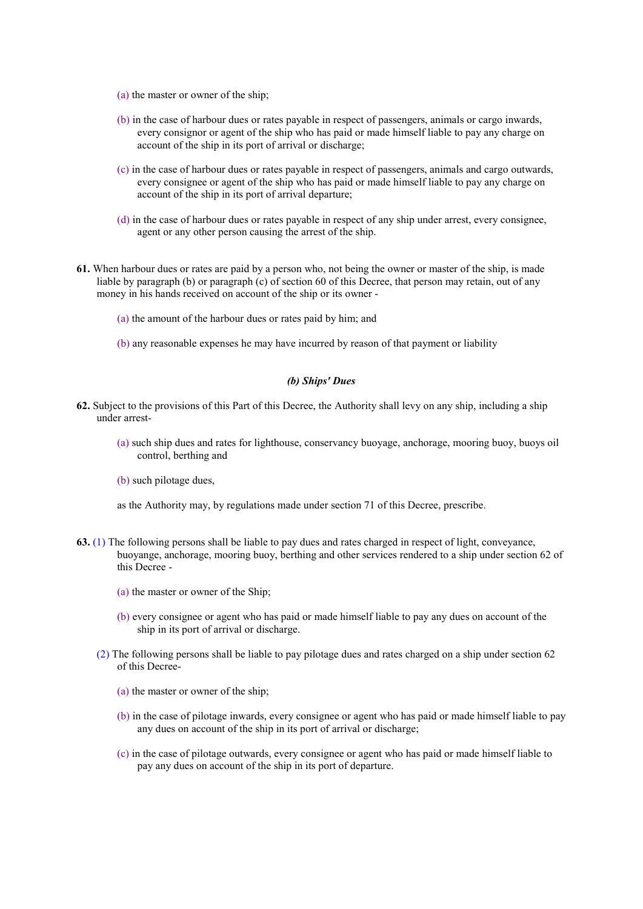(a) the master or owner of the ship;

(b) in the case of harbour dues or rates payable in respect of passengers, animals or cargo inwards, every consignor or agent of the ship who has paid or made himself liable to pay any charge on account of the ship in its port of arrival or discharge;

(c) in the case of harbour dues or rates payable in respect of passengers, animals and cargo outwards, every consignee or agent of the ship who has paid or made himself liable to pay any charge on account of the ship in its port of arrival departure;

(d) in the case of harbour dues or rates payable in respect of any ship under arrest, every consignee, agent or any other person causing the arrest of the ship.

**61.** When harbour dues or rates are paid by a person who, not being the owner or master of the ship, is made liable by paragraph (b) or paragraph (c) of section 60 of this Decree, that person may retain, out of any money in his hands received on account of the ship or its owner -

(a) the amount of the harbour dues or rates paid by him; and

(b) any reasonable expenses he may have incurred by reason of that payment or liability

### *(b) Ships' Dues*

**62.** Subject to the provisions of this Part of this Decree, the Authority shall levy on any ship, including a ship under arrest-

(a) such ship dues and rates for lighthouse, conservancy buoyage, anchorage, mooring buoy, buoys oil control, berthing and

(b) such pilotage dues,

as the Authority may, by regulations made under section 71 of this Decree, prescribe.

**63.** (1) The following persons shall be liable to pay dues and rates charged in respect of light, conveyance, buoyange, anchorage, mooring buoy, berthing and other services rendered to a ship under section 62 of this Decree -

(a) the master or owner of the Ship;

(b) every consignee or agent who has paid or made himself liable to pay any dues on account of the ship in its port of arrival or discharge.

(2) The following persons shall be liable to pay pilotage dues and rates charged on a ship under section 62 of this Decree-

(a) the master or owner of the ship;

(b) in the case of pilotage inwards, every consignee or agent who has paid or made himself liable to pay any dues on account of the ship in its port of arrival or discharge;

(c) in the case of pilotage outwards, every consignee or agent who has paid or made himself liable to pay any dues on account of the ship in its port of departure.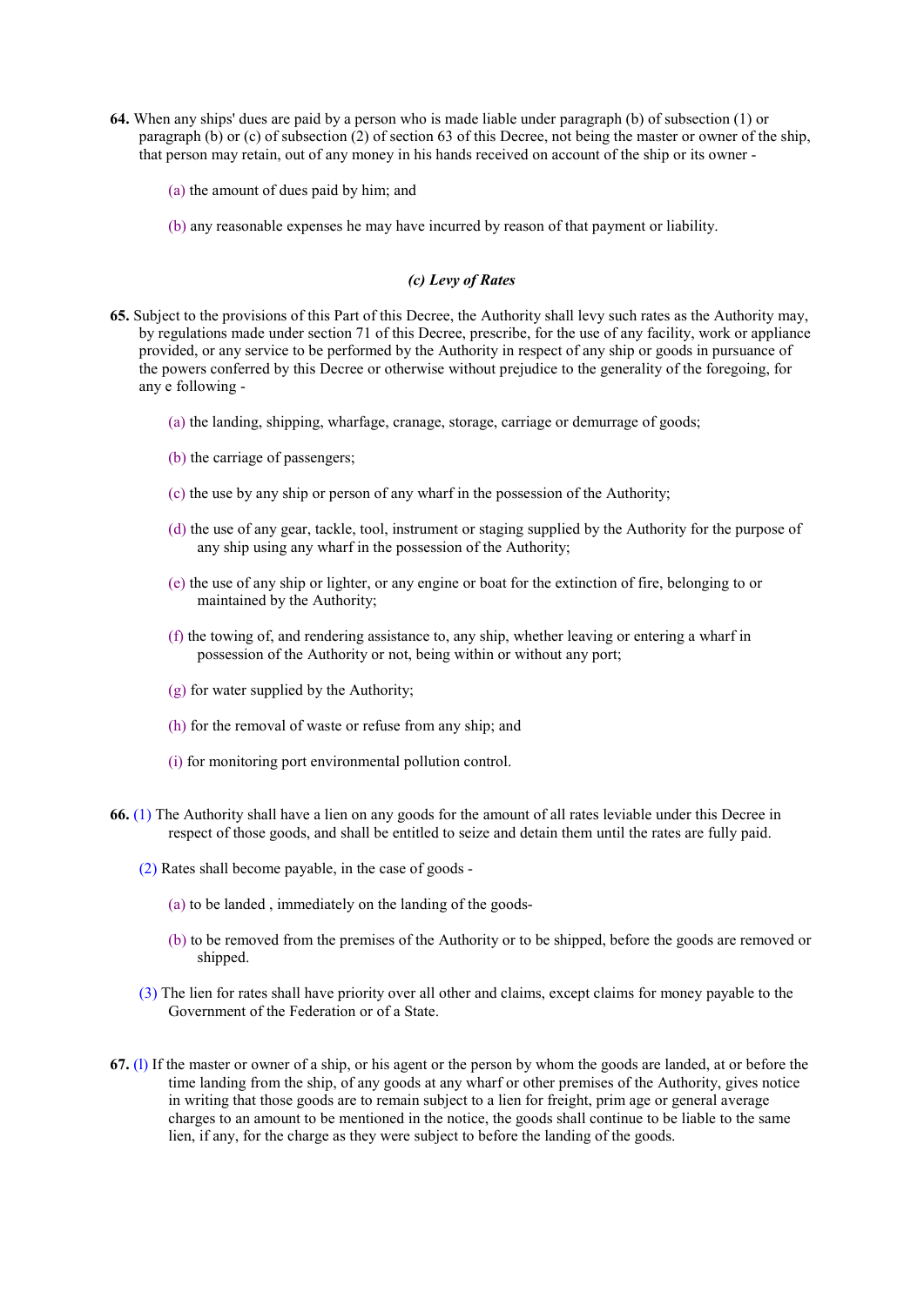**64.** When any ships' dues are paid by a person who is made liable under paragraph (b) of subsection (1) or paragraph (b) or (c) of subsection (2) of section 63 of this Decree, not being the master or owner of the ship, that person may retain, out of any money in his hands received on account of the ship or its owner -

(a) the amount of dues paid by him; and

(b) any reasonable expenses he may have incurred by reason of that payment or liability.

### *(c) Levy of Rates*

**65.** Subject to the provisions of this Part of this Decree, the Authority shall levy such rates as the Authority may, by regulations made under section 71 of this Decree, prescribe, for the use of any facility, work or appliance provided, or any service to be performed by the Authority in respect of any ship or goods in pursuance of the powers conferred by this Decree or otherwise without prejudice to the generality of the foregoing, for any e following -

(a) the landing, shipping, wharfage, cranage, storage, carriage or demurrage of goods;

(b) the carriage of passengers;

(c) the use by any ship or person of any wharf in the possession of the Authority;

(d) the use of any gear, tackle, tool, instrument or staging supplied by the Authority for the purpose of any ship using any wharf in the possession of the Authority;

(e) the use of any ship or lighter, or any engine or boat for the extinction of fire, belonging to or maintained by the Authority;

(f) the towing of, and rendering assistance to, any ship, whether leaving or entering a wharf in possession of the Authority or not, being within or without any port;

(g) for water supplied by the Authority;

(h) for the removal of waste or refuse from any ship; and

(i) for monitoring port environmental pollution control.

**66.** (1) The Authority shall have a lien on any goods for the amount of all rates leviable under this Decree in respect of those goods, and shall be entitled to seize and detain them until the rates are fully paid.

(2) Rates shall become payable, in the case of goods -

(a) to be landed , immediately on the landing of the goods-

(b) to be removed from the premises of the Authority or to be shipped, before the goods are removed or shipped.

(3) The lien for rates shall have priority over all other and claims, except claims for money payable to the Government of the Federation or of a State.

**67.** (l) If the master or owner of a ship, or his agent or the person by whom the goods are landed, at or before the time landing from the ship, of any goods at any wharf or other premises of the Authority, gives notice in writing that those goods are to remain subject to a lien for freight, prim age or general average charges to an amount to be mentioned in the notice, the goods shall continue to be liable to the same lien, if any, for the charge as they were subject to before the landing of the goods.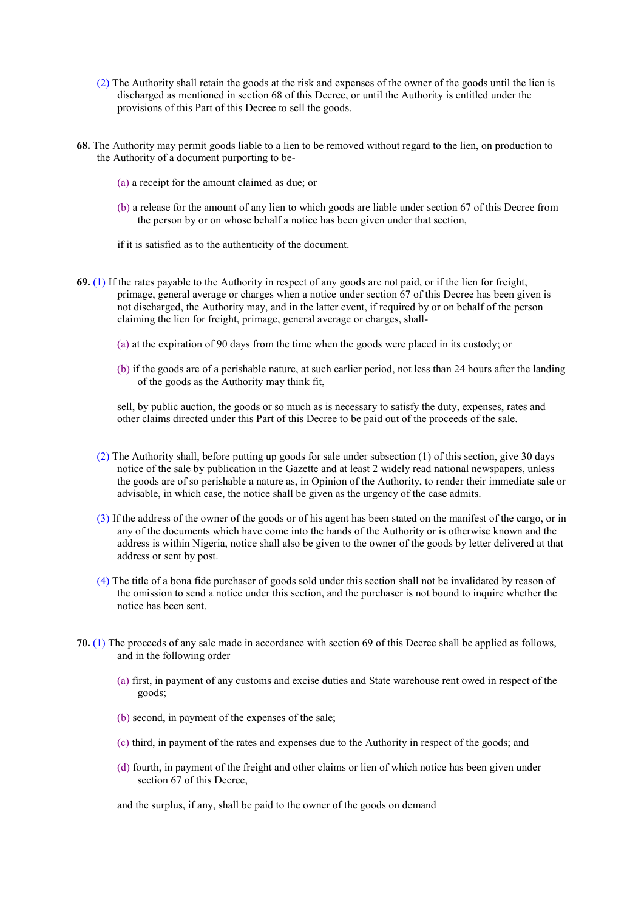(2) The Authority shall retain the goods at the risk and expenses of the owner of the goods until the lien is discharged as mentioned in section 68 of this Decree, or until the Authority is entitled under the provisions of this Part of this Decree to sell the goods.

**68.** The Authority may permit goods liable to a lien to be removed without regard to the lien, on production to the Authority of a document purporting to be-

(a) a receipt for the amount claimed as due; or

(b) a release for the amount of any lien to which goods are liable under section 67 of this Decree from the person by or on whose behalf a notice has been given under that section,

if it is satisfied as to the authenticity of the document.

**69.** (1) If the rates payable to the Authority in respect of any goods are not paid, or if the lien for freight, primage, general average or charges when a notice under section 67 of this Decree has been given is not discharged, the Authority may, and in the latter event, if required by or on behalf of the person claiming the lien for freight, primage, general average or charges, shall-

(a) at the expiration of 90 days from the time when the goods were placed in its custody; or

(b) if the goods are of a perishable nature, at such earlier period, not less than 24 hours after the landing of the goods as the Authority may think fit,

sell, by public auction, the goods or so much as is necessary to satisfy the duty, expenses, rates and other claims directed under this Part of this Decree to be paid out of the proceeds of the sale.

(2) The Authority shall, before putting up goods for sale under subsection (1) of this section, give 30 days notice of the sale by publication in the Gazette and at least 2 widely read national newspapers, unless the goods are of so perishable a nature as, in Opinion of the Authority, to render their immediate sale or advisable, in which case, the notice shall be given as the urgency of the case admits.

(3) If the address of the owner of the goods or of his agent has been stated on the manifest of the cargo, or in any of the documents which have come into the hands of the Authority or is otherwise known and the address is within Nigeria, notice shall also be given to the owner of the goods by letter delivered at that address or sent by post.

(4) The title of a bona fide purchaser of goods sold under this section shall not be invalidated by reason of the omission to send a notice under this section, and the purchaser is not bound to inquire whether the notice has been sent.

**70.** (1) The proceeds of any sale made in accordance with section 69 of this Decree shall be applied as follows, and in the following order

(a) first, in payment of any customs and excise duties and State warehouse rent owed in respect of the goods;

(b) second, in payment of the expenses of the sale;

(c) third, in payment of the rates and expenses due to the Authority in respect of the goods; and

(d) fourth, in payment of the freight and other claims or lien of which notice has been given under section 67 of this Decree,

and the surplus, if any, shall be paid to the owner of the goods on demand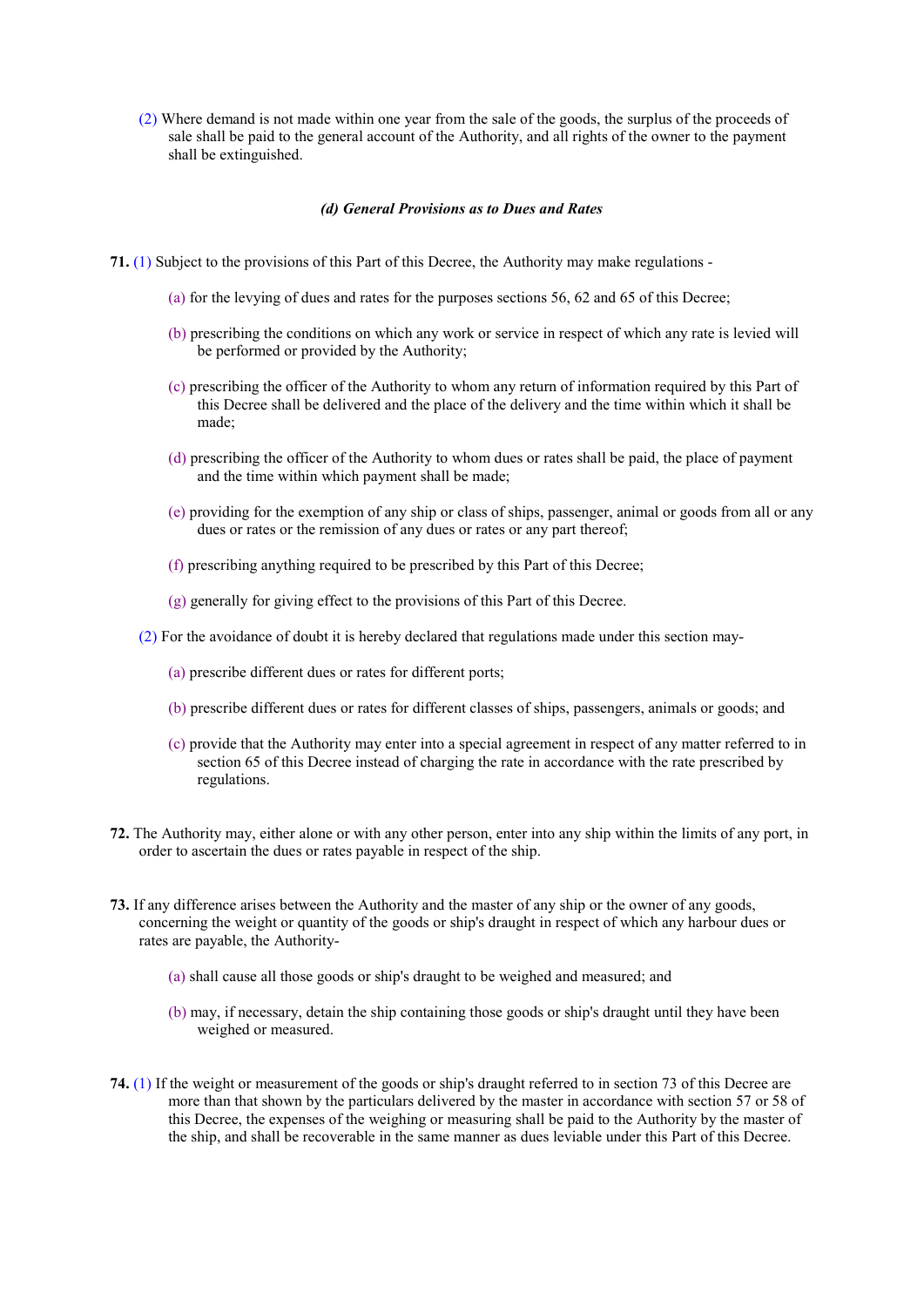(2) Where demand is not made within one year from the sale of the goods, the surplus of the proceeds of sale shall be paid to the general account of the Authority, and all rights of the owner to the payment shall be extinguished.

### *(d) General Provisions as to Dues and Rates*

**71.** (1) Subject to the provisions of this Part of this Decree, the Authority may make regulations -

(a) for the levying of dues and rates for the purposes sections 56, 62 and 65 of this Decree;

(b) prescribing the conditions on which any work or service in respect of which any rate is levied will be performed or provided by the Authority;

(c) prescribing the officer of the Authority to whom any return of information required by this Part of this Decree shall be delivered and the place of the delivery and the time within which it shall be made;

(d) prescribing the officer of the Authority to whom dues or rates shall be paid, the place of payment and the time within which payment shall be made;

(e) providing for the exemption of any ship or class of ships, passenger, animal or goods from all or any dues or rates or the remission of any dues or rates or any part thereof;

(f) prescribing anything required to be prescribed by this Part of this Decree;

(g) generally for giving effect to the provisions of this Part of this Decree.

(2) For the avoidance of doubt it is hereby declared that regulations made under this section may-

(a) prescribe different dues or rates for different ports;

(b) prescribe different dues or rates for different classes of ships, passengers, animals or goods; and

(c) provide that the Authority may enter into a special agreement in respect of any matter referred to in section 65 of this Decree instead of charging the rate in accordance with the rate prescribed by regulations.

**72.** The Authority may, either alone or with any other person, enter into any ship within the limits of any port, in order to ascertain the dues or rates payable in respect of the ship.

**73.** If any difference arises between the Authority and the master of any ship or the owner of any goods, concerning the weight or quantity of the goods or ship's draught in respect of which any harbour dues or rates are payable, the Authority-

(a) shall cause all those goods or ship's draught to be weighed and measured; and

(b) may, if necessary, detain the ship containing those goods or ship's draught until they have been weighed or measured.

**74.** (1) If the weight or measurement of the goods or ship's draught referred to in section 73 of this Decree are more than that shown by the particulars delivered by the master in accordance with section 57 or 58 of this Decree, the expenses of the weighing or measuring shall be paid to the Authority by the master of the ship, and shall be recoverable in the same manner as dues leviable under this Part of this Decree.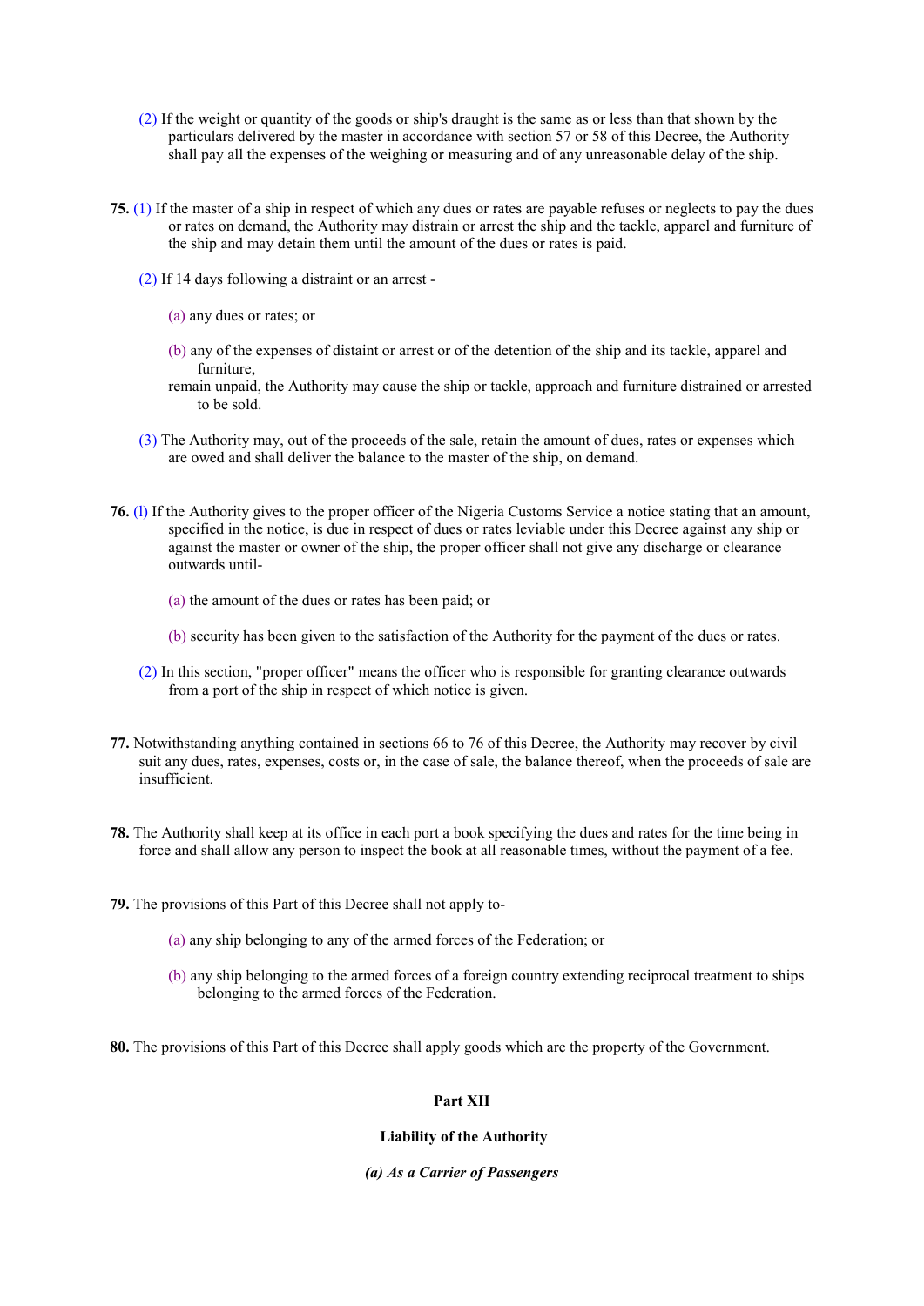(2) If the weight or quantity of the goods or ship's draught is the same as or less than that shown by the particulars delivered by the master in accordance with section 57 or 58 of this Decree, the Authority shall pay all the expenses of the weighing or measuring and of any unreasonable delay of the ship.

**75.** (1) If the master of a ship in respect of which any dues or rates are payable refuses or neglects to pay the dues or rates on demand, the Authority may distrain or arrest the ship and the tackle, apparel and furniture of the ship and may detain them until the amount of the dues or rates is paid.

(2) If 14 days following a distraint or an arrest -

(a) any dues or rates; or

(b) any of the expenses of distaint or arrest or of the detention of the ship and its tackle, apparel and furniture,

remain unpaid, the Authority may cause the ship or tackle, approach and furniture distrained or arrested to be sold.

(3) The Authority may, out of the proceeds of the sale, retain the amount of dues, rates or expenses which are owed and shall deliver the balance to the master of the ship, on demand.

**76.** (l) If the Authority gives to the proper officer of the Nigeria Customs Service a notice stating that an amount, specified in the notice, is due in respect of dues or rates leviable under this Decree against any ship or against the master or owner of the ship, the proper officer shall not give any discharge or clearance outwards until-

(a) the amount of the dues or rates has been paid; or

(b) security has been given to the satisfaction of the Authority for the payment of the dues or rates.

(2) In this section, "proper officer" means the officer who is responsible for granting clearance outwards from a port of the ship in respect of which notice is given.

**77.** Notwithstanding anything contained in sections 66 to 76 of this Decree, the Authority may recover by civil suit any dues, rates, expenses, costs or, in the case of sale, the balance thereof, when the proceeds of sale are insufficient.

**78.** The Authority shall keep at its office in each port a book specifying the dues and rates for the time being in force and shall allow any person to inspect the book at all reasonable times, without the payment of a fee.

**79.** The provisions of this Part of this Decree shall not apply to-

(a) any ship belonging to any of the armed forces of the Federation; or

(b) any ship belonging to the armed forces of a foreign country extending reciprocal treatment to ships belonging to the armed forces of the Federation.

**80.** The provisions of this Part of this Decree shall apply goods which are the property of the Government.

## Part XII

### Liability of the Authority

#### *(a) As a Carrier of Passengers*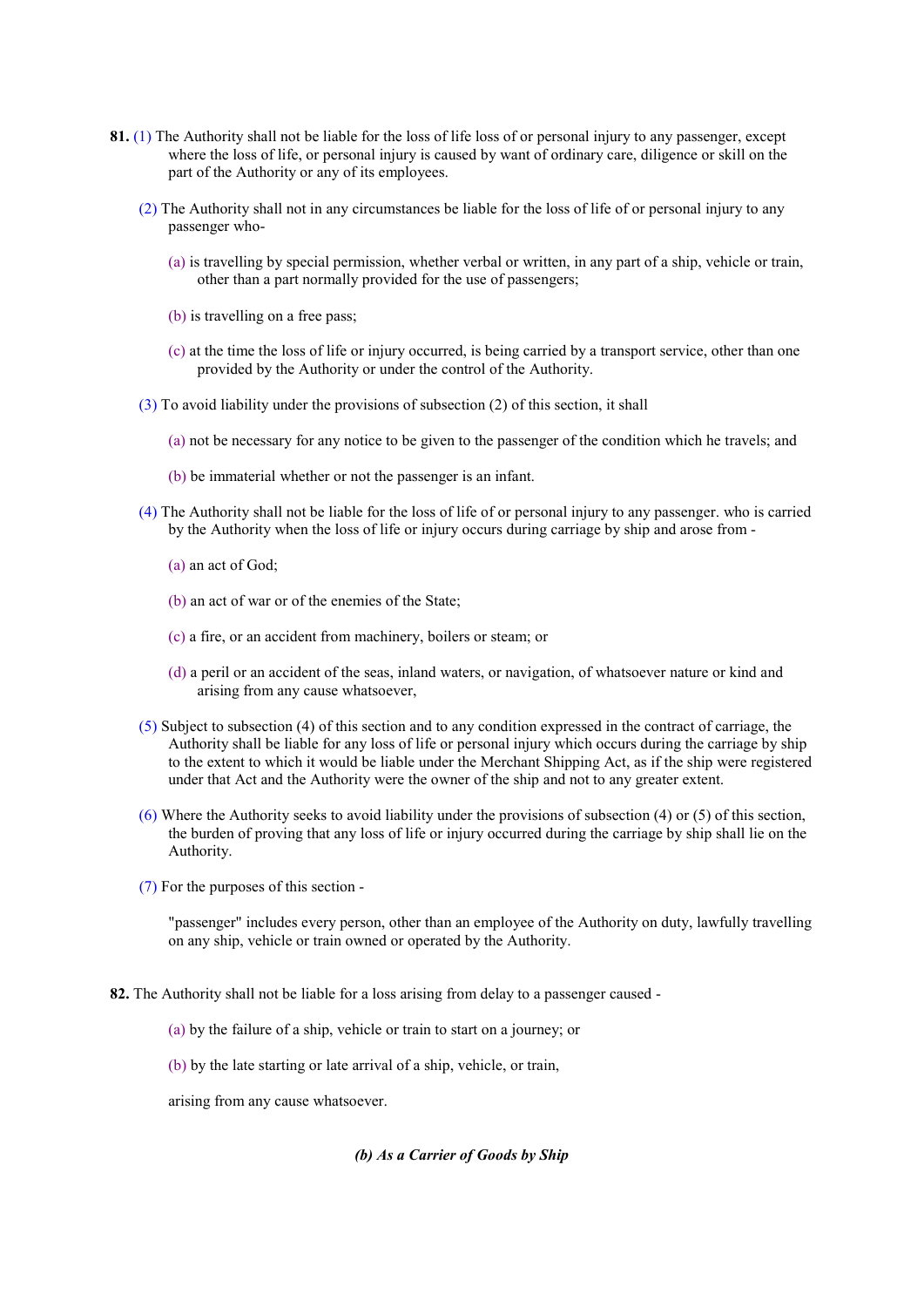**81.** (1) The Authority shall not be liable for the loss of life loss of or personal injury to any passenger, except where the loss of life, or personal injury is caused by want of ordinary care, diligence or skill on the part of the Authority or any of its employees.

(2) The Authority shall not in any circumstances be liable for the loss of life of or personal injury to any passenger who-

(a) is travelling by special permission, whether verbal or written, in any part of a ship, vehicle or train, other than a part normally provided for the use of passengers;

(b) is travelling on a free pass;

(c) at the time the loss of life or injury occurred, is being carried by a transport service, other than one provided by the Authority or under the control of the Authority.

(3) To avoid liability under the provisions of subsection (2) of this section, it shall

(a) not be necessary for any notice to be given to the passenger of the condition which he travels; and

(b) be immaterial whether or not the passenger is an infant.

(4) The Authority shall not be liable for the loss of life of or personal injury to any passenger. who is carried by the Authority when the loss of life or injury occurs during carriage by ship and arose from -

(a) an act of God;

(b) an act of war or of the enemies of the State;

(c) a fire, or an accident from machinery, boilers or steam; or

(d) a peril or an accident of the seas, inland waters, or navigation, of whatsoever nature or kind and arising from any cause whatsoever,

(5) Subject to subsection (4) of this section and to any condition expressed in the contract of carriage, the Authority shall be liable for any loss of life or personal injury which occurs during the carriage by ship to the extent to which it would be liable under the Merchant Shipping Act, as if the ship were registered under that Act and the Authority were the owner of the ship and not to any greater extent.

(6) Where the Authority seeks to avoid liability under the provisions of subsection (4) or (5) of this section, the burden of proving that any loss of life or injury occurred during the carriage by ship shall lie on the Authority.

(7) For the purposes of this section -

"passenger" includes every person, other than an employee of the Authority on duty, lawfully travelling on any ship, vehicle or train owned or operated by the Authority.

**82.** The Authority shall not be liable for a loss arising from delay to a passenger caused -

(a) by the failure of a ship, vehicle or train to start on a journey; or

(b) by the late starting or late arrival of a ship, vehicle, or train,

arising from any cause whatsoever.

***(b) As a Carrier of Goods by Ship***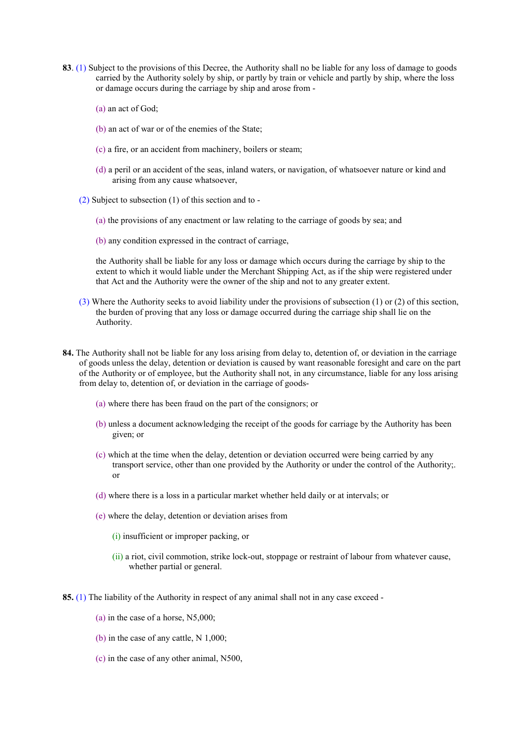**83**. (1) Subject to the provisions of this Decree, the Authority shall no be liable for any loss of damage to goods carried by the Authority solely by ship, or partly by train or vehicle and partly by ship, where the loss or damage occurs during the carriage by ship and arose from -

(a) an act of God;

(b) an act of war or of the enemies of the State;

(c) a fire, or an accident from machinery, boilers or steam;

(d) a peril or an accident of the seas, inland waters, or navigation, of whatsoever nature or kind and arising from any cause whatsoever,

(2) Subject to subsection (1) of this section and to -

(a) the provisions of any enactment or law relating to the carriage of goods by sea; and

(b) any condition expressed in the contract of carriage,

the Authority shall be liable for any loss or damage which occurs during the carriage by ship to the extent to which it would liable under the Merchant Shipping Act, as if the ship were registered under that Act and the Authority were the owner of the ship and not to any greater extent.

(3) Where the Authority seeks to avoid liability under the provisions of subsection (1) or (2) of this section, the burden of proving that any loss or damage occurred during the carriage ship shall lie on the Authority.

**84.** The Authority shall not be liable for any loss arising from delay to, detention of, or deviation in the carriage of goods unless the delay, detention or deviation is caused by want reasonable foresight and care on the part of the Authority or of employee, but the Authority shall not, in any circumstance, liable for any loss arising from delay to, detention of, or deviation in the carriage of goods-

(a) where there has been fraud on the part of the consignors; or

(b) unless a document acknowledging the receipt of the goods for carriage by the Authority has been given; or

(c) which at the time when the delay, detention or deviation occurred were being carried by any transport service, other than one provided by the Authority or under the control of the Authority;. or

(d) where there is a loss in a particular market whether held daily or at intervals; or

(e) where the delay, detention or deviation arises from

(i) insufficient or improper packing, or

(ii) a riot, civil commotion, strike lock-out, stoppage or restraint of labour from whatever cause, whether partial or general.

**85.** (1) The liability of the Authority in respect of any animal shall not in any case exceed -

(a) in the case of a horse, N5,000;

(b) in the case of any cattle, N 1,000;

(c) in the case of any other animal, N500,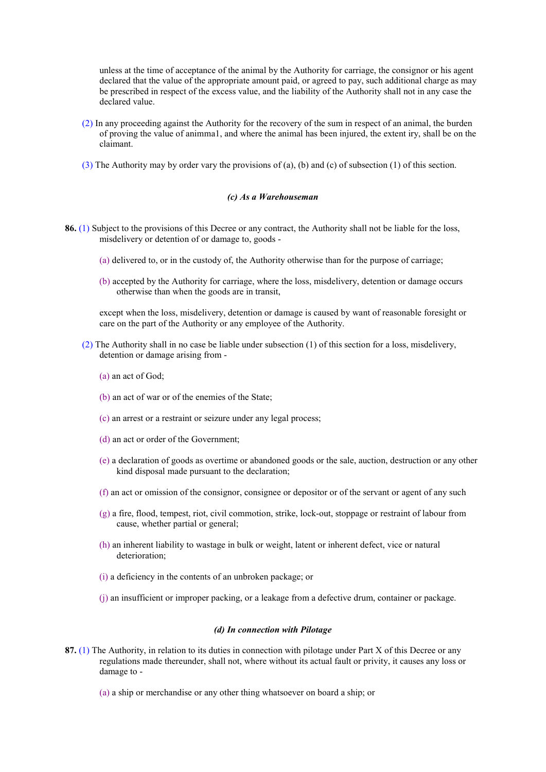unless at the time of acceptance of the animal by the Authority for carriage, the consignor or his agent declared that the value of the appropriate amount paid, or agreed to pay, such additional charge as may be prescribed in respect of the excess value, and the liability of the Authority shall not in any case the declared value.

(2) In any proceeding against the Authority for the recovery of the sum in respect of an animal, the burden of proving the value of animma1, and where the animal has been injured, the extent iry, shall be on the claimant.

(3) The Authority may by order vary the provisions of (a), (b) and (c) of subsection (1) of this section.

***(c) As a Warehouseman***

**86.** (1) Subject to the provisions of this Decree or any contract, the Authority shall not be liable for the loss, misdelivery or detention of or damage to, goods -

(a) delivered to, or in the custody of, the Authority otherwise than for the purpose of carriage;

(b) accepted by the Authority for carriage, where the loss, misdelivery, detention or damage occurs otherwise than when the goods are in transit,

except when the loss, misdelivery, detention or damage is caused by want of reasonable foresight or care on the part of the Authority or any employee of the Authority.

(2) The Authority shall in no case be liable under subsection (1) of this section for a loss, misdelivery, detention or damage arising from -

(a) an act of God;

(b) an act of war or of the enemies of the State;

(c) an arrest or a restraint or seizure under any legal process;

(d) an act or order of the Government;

(e) a declaration of goods as overtime or abandoned goods or the sale, auction, destruction or any other kind disposal made pursuant to the declaration;

(f) an act or omission of the consignor, consignee or depositor or of the servant or agent of any such

(g) a fire, flood, tempest, riot, civil commotion, strike, lock-out, stoppage or restraint of labour from cause, whether partial or general;

(h) an inherent liability to wastage in bulk or weight, latent or inherent defect, vice or natural deterioration;

(i) a deficiency in the contents of an unbroken package; or

(j) an insufficient or improper packing, or a leakage from a defective drum, container or package.

***(d) In connection with Pilotage***

**87.** (1) The Authority, in relation to its duties in connection with pilotage under Part X of this Decree or any regulations made thereunder, shall not, where without its actual fault or privity, it causes any loss or damage to -

(a) a ship or merchandise or any other thing whatsoever on board a ship; or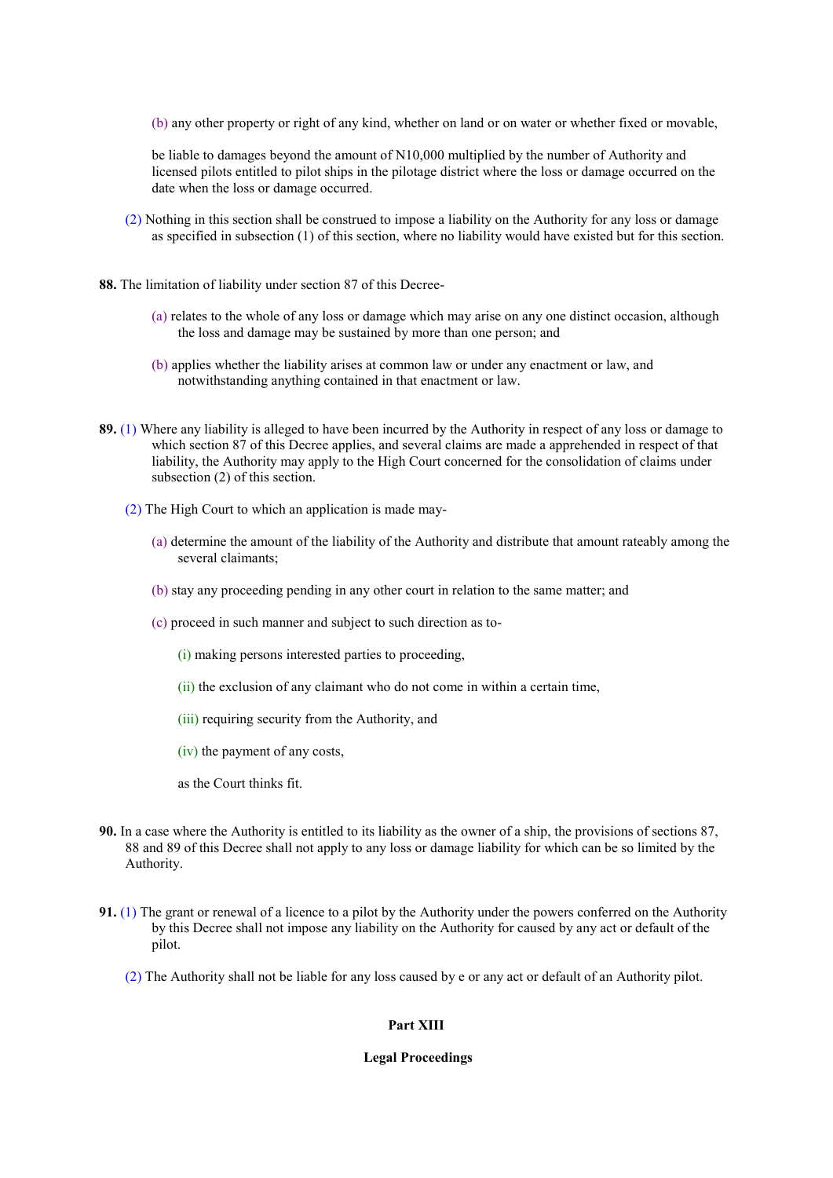(b) any other property or right of any kind, whether on land or on water or whether fixed or movable,

be liable to damages beyond the amount of N10,000 multiplied by the number of Authority and licensed pilots entitled to pilot ships in the pilotage district where the loss or damage occurred on the date when the loss or damage occurred.

(2) Nothing in this section shall be construed to impose a liability on the Authority for any loss or damage as specified in subsection (1) of this section, where no liability would have existed but for this section.

**88.** The limitation of liability under section 87 of this Decree-

(a) relates to the whole of any loss or damage which may arise on any one distinct occasion, although the loss and damage may be sustained by more than one person; and

(b) applies whether the liability arises at common law or under any enactment or law, and notwithstanding anything contained in that enactment or law.

**89.** (1) Where any liability is alleged to have been incurred by the Authority in respect of any loss or damage to which section 87 of this Decree applies, and several claims are made a apprehended in respect of that liability, the Authority may apply to the High Court concerned for the consolidation of claims under subsection (2) of this section.

(2) The High Court to which an application is made may-

(a) determine the amount of the liability of the Authority and distribute that amount rateably among the several claimants;

(b) stay any proceeding pending in any other court in relation to the same matter; and

(c) proceed in such manner and subject to such direction as to-

(i) making persons interested parties to proceeding,

(ii) the exclusion of any claimant who do not come in within a certain time,

(iii) requiring security from the Authority, and

(iv) the payment of any costs,

as the Court thinks fit.

**90.** In a case where the Authority is entitled to its liability as the owner of a ship, the provisions of sections 87, 88 and 89 of this Decree shall not apply to any loss or damage liability for which can be so limited by the Authority.

**91.** (1) The grant or renewal of a licence to a pilot by the Authority under the powers conferred on the Authority by this Decree shall not impose any liability on the Authority for caused by any act or default of the pilot.

(2) The Authority shall not be liable for any loss caused by e or any act or default of an Authority pilot.

## Part XIII

## Legal Proceedings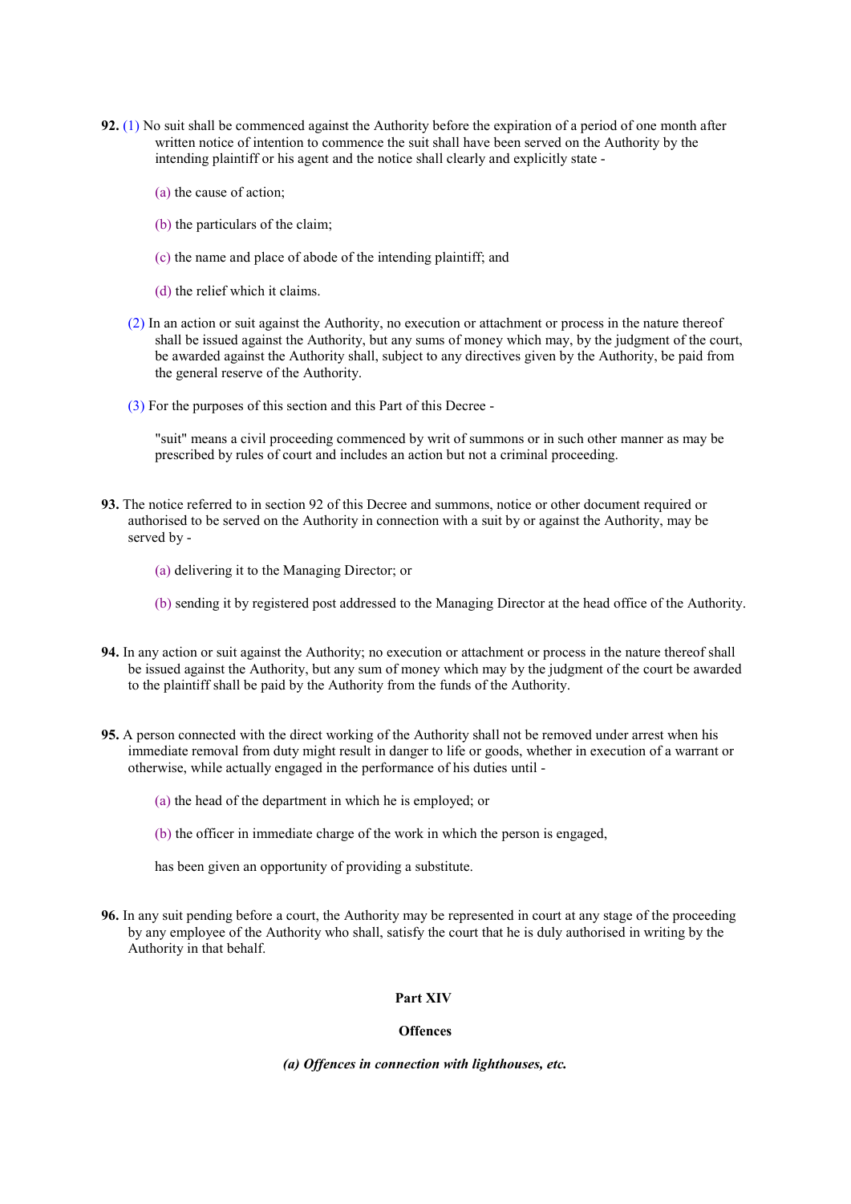**92.** (1) No suit shall be commenced against the Authority before the expiration of a period of one month after written notice of intention to commence the suit shall have been served on the Authority by the intending plaintiff or his agent and the notice shall clearly and explicitly state -

(a) the cause of action;

(b) the particulars of the claim;

(c) the name and place of abode of the intending plaintiff; and

(d) the relief which it claims.

(2) In an action or suit against the Authority, no execution or attachment or process in the nature thereof shall be issued against the Authority, but any sums of money which may, by the judgment of the court, be awarded against the Authority shall, subject to any directives given by the Authority, be paid from the general reserve of the Authority.

(3) For the purposes of this section and this Part of this Decree -

"suit" means a civil proceeding commenced by writ of summons or in such other manner as may be prescribed by rules of court and includes an action but not a criminal proceeding.

**93.** The notice referred to in section 92 of this Decree and summons, notice or other document required or authorised to be served on the Authority in connection with a suit by or against the Authority, may be served by -

(a) delivering it to the Managing Director; or

(b) sending it by registered post addressed to the Managing Director at the head office of the Authority.

**94.** In any action or suit against the Authority; no execution or attachment or process in the nature thereof shall be issued against the Authority, but any sum of money which may by the judgment of the court be awarded to the plaintiff shall be paid by the Authority from the funds of the Authority.

**95.** A person connected with the direct working of the Authority shall not be removed under arrest when his immediate removal from duty might result in danger to life or goods, whether in execution of a warrant or otherwise, while actually engaged in the performance of his duties until -

(a) the head of the department in which he is employed; or

(b) the officer in immediate charge of the work in which the person is engaged,

has been given an opportunity of providing a substitute.

**96.** In any suit pending before a court, the Authority may be represented in court at any stage of the proceeding by any employee of the Authority who shall, satisfy the court that he is duly authorised in writing by the Authority in that behalf.

## Part XIV

## Offences

### *(a) Offences in connection with lighthouses, etc.*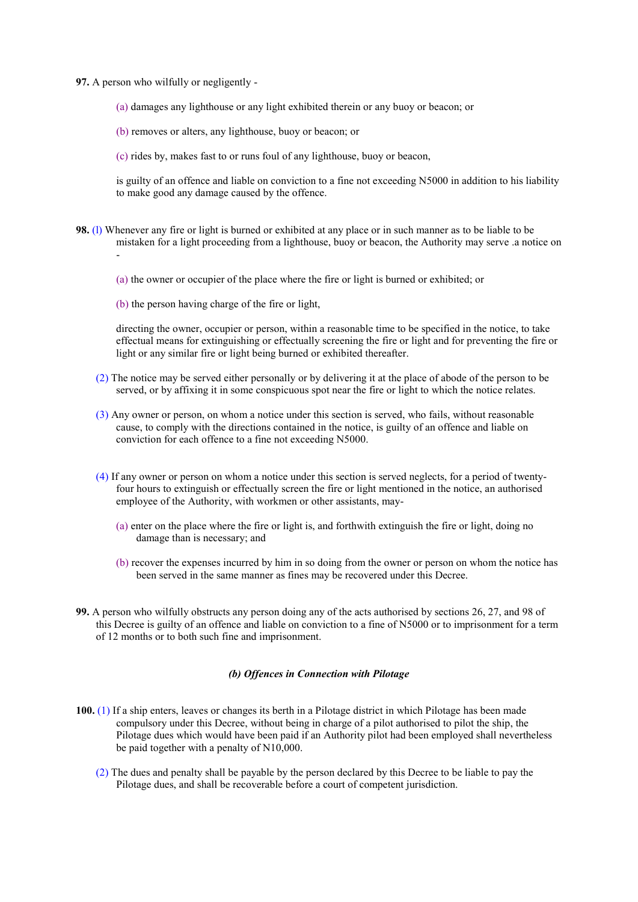**97.** A person who wilfully or negligently -

(a) damages any lighthouse or any light exhibited therein or any buoy or beacon; or

(b) removes or alters, any lighthouse, buoy or beacon; or

(c) rides by, makes fast to or runs foul of any lighthouse, buoy or beacon,

is guilty of an offence and liable on conviction to a fine not exceeding N5000 in addition to his liability to make good any damage caused by the offence.

**98.** (l) Whenever any fire or light is burned or exhibited at any place or in such manner as to be liable to be mistaken for a light proceeding from a lighthouse, buoy or beacon, the Authority may serve .a notice on -

(a) the owner or occupier of the place where the fire or light is burned or exhibited; or

(b) the person having charge of the fire or light,

directing the owner, occupier or person, within a reasonable time to be specified in the notice, to take effectual means for extinguishing or effectually screening the fire or light and for preventing the fire or light or any similar fire or light being burned or exhibited thereafter.

(2) The notice may be served either personally or by delivering it at the place of abode of the person to be served, or by affixing it in some conspicuous spot near the fire or light to which the notice relates.

(3) Any owner or person, on whom a notice under this section is served, who fails, without reasonable cause, to comply with the directions contained in the notice, is guilty of an offence and liable on conviction for each offence to a fine not exceeding N5000.

(4) If any owner or person on whom a notice under this section is served neglects, for a period of twenty-four hours to extinguish or effectually screen the fire or light mentioned in the notice, an authorised employee of the Authority, with workmen or other assistants, may-

(a) enter on the place where the fire or light is, and forthwith extinguish the fire or light, doing no damage than is necessary; and

(b) recover the expenses incurred by him in so doing from the owner or person on whom the notice has been served in the same manner as fines may be recovered under this Decree.

**99.** A person who wilfully obstructs any person doing any of the acts authorised by sections 26, 27, and 98 of this Decree is guilty of an offence and liable on conviction to a fine of N5000 or to imprisonment for a term of 12 months or to both such fine and imprisonment.

***(b) Offences in Connection with Pilotage***

**100.** (1) If a ship enters, leaves or changes its berth in a Pilotage district in which Pilotage has been made compulsory under this Decree, without being in charge of a pilot authorised to pilot the ship, the Pilotage dues which would have been paid if an Authority pilot had been employed shall nevertheless be paid together with a penalty of N10,000.

(2) The dues and penalty shall be payable by the person declared by this Decree to be liable to pay the Pilotage dues, and shall be recoverable before a court of competent jurisdiction.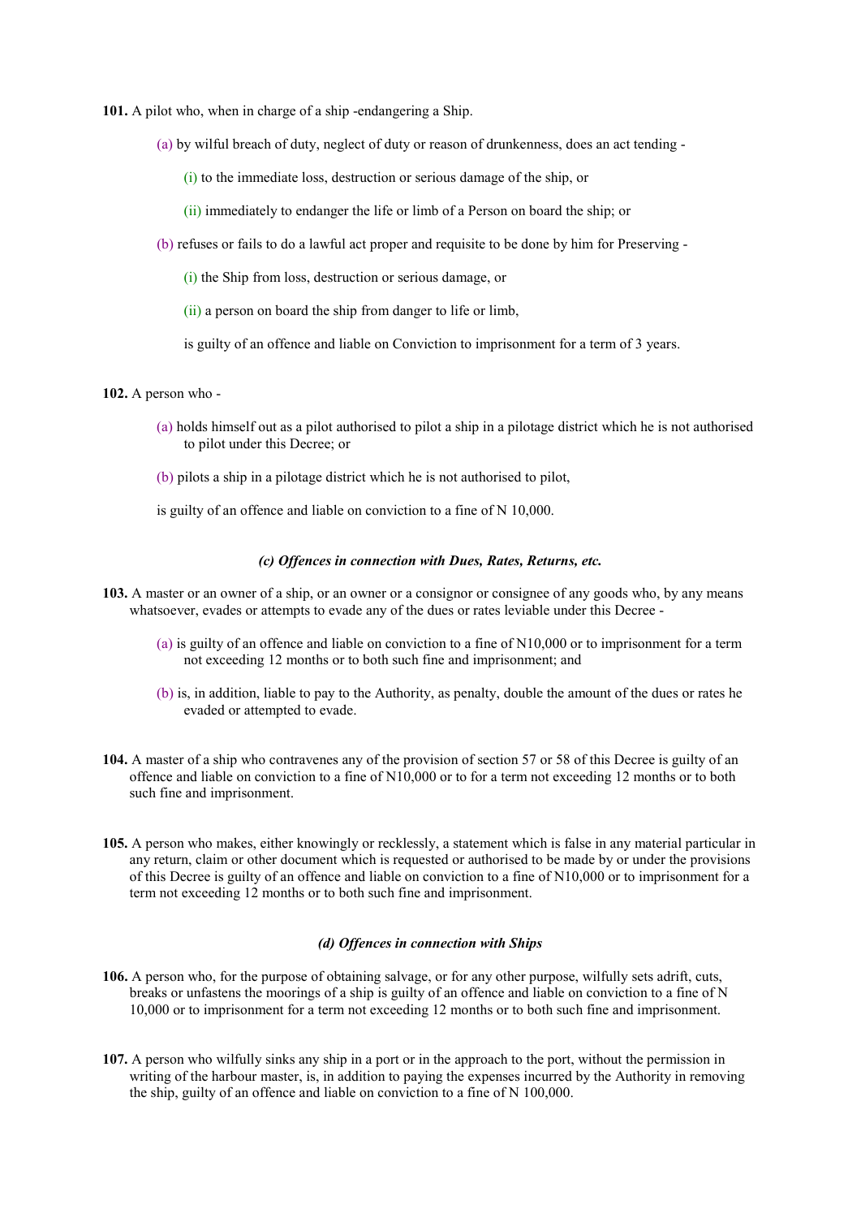**101.** A pilot who, when in charge of a ship -endangering a Ship.

(a) by wilful breach of duty, neglect of duty or reason of drunkenness, does an act tending -

(i) to the immediate loss, destruction or serious damage of the ship, or

(ii) immediately to endanger the life or limb of a Person on board the ship; or

(b) refuses or fails to do a lawful act proper and requisite to be done by him for Preserving -

(i) the Ship from loss, destruction or serious damage, or

(ii) a person on board the ship from danger to life or limb,

is guilty of an offence and liable on Conviction to imprisonment for a term of 3 years.

**102.** A person who -

(a) holds himself out as a pilot authorised to pilot a ship in a pilotage district which he is not authorised to pilot under this Decree; or

(b) pilots a ship in a pilotage district which he is not authorised to pilot,

is guilty of an offence and liable on conviction to a fine of N 10,000.

***(c) Offences in connection with Dues, Rates, Returns, etc.***

**103.** A master or an owner of a ship, or an owner or a consignor or consignee of any goods who, by any means whatsoever, evades or attempts to evade any of the dues or rates leviable under this Decree -

(a) is guilty of an offence and liable on conviction to a fine of N10,000 or to imprisonment for a term not exceeding 12 months or to both such fine and imprisonment; and

(b) is, in addition, liable to pay to the Authority, as penalty, double the amount of the dues or rates he evaded or attempted to evade.

**104.** A master of a ship who contravenes any of the provision of section 57 or 58 of this Decree is guilty of an offence and liable on conviction to a fine of N10,000 or to for a term not exceeding 12 months or to both such fine and imprisonment.

**105.** A person who makes, either knowingly or recklessly, a statement which is false in any material particular in any return, claim or other document which is requested or authorised to be made by or under the provisions of this Decree is guilty of an offence and liable on conviction to a fine of N10,000 or to imprisonment for a term not exceeding 12 months or to both such fine and imprisonment.

***(d) Offences in connection with Ships***

**106.** A person who, for the purpose of obtaining salvage, or for any other purpose, wilfully sets adrift, cuts, breaks or unfastens the moorings of a ship is guilty of an offence and liable on conviction to a fine of N 10,000 or to imprisonment for a term not exceeding 12 months or to both such fine and imprisonment.

**107.** A person who wilfully sinks any ship in a port or in the approach to the port, without the permission in writing of the harbour master, is, in addition to paying the expenses incurred by the Authority in removing the ship, guilty of an offence and liable on conviction to a fine of N 100,000.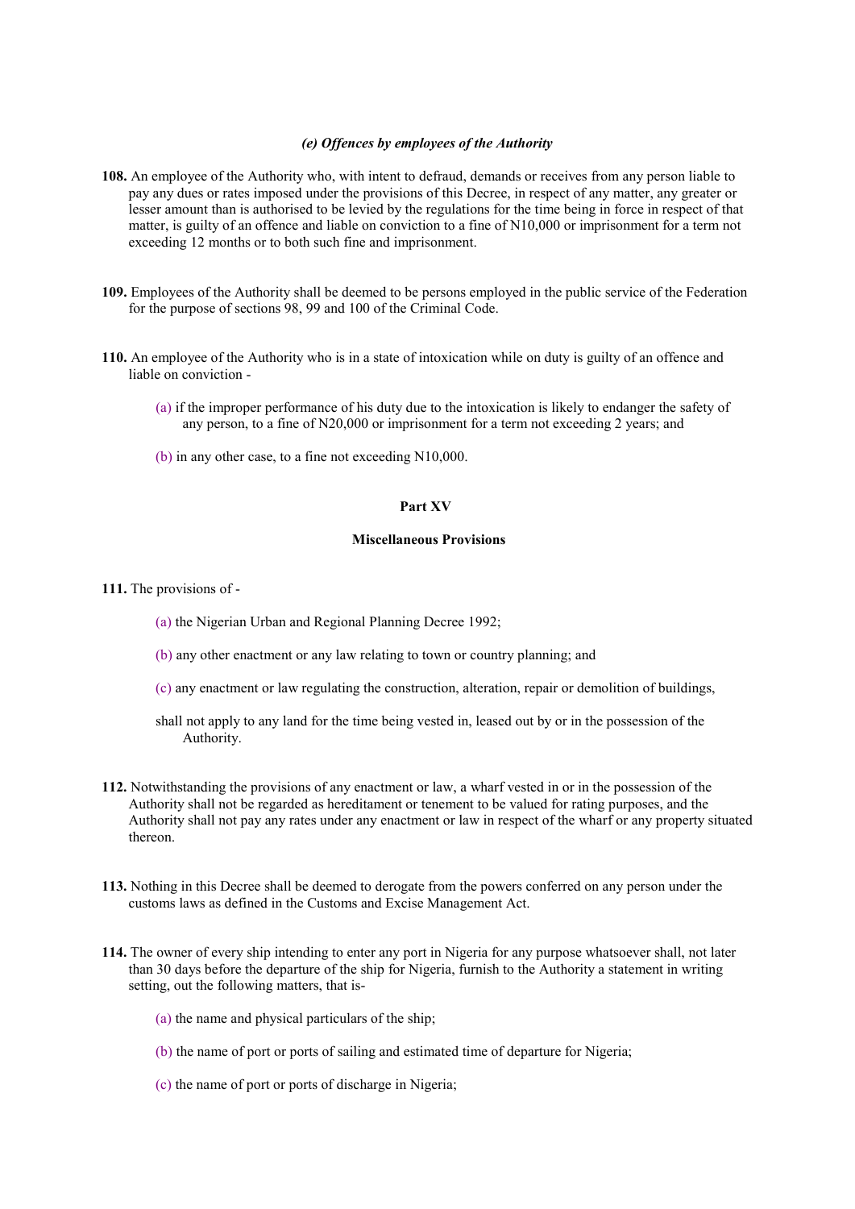*(e) Offences by employees of the Authority*

**108.** An employee of the Authority who, with intent to defraud, demands or receives from any person liable to pay any dues or rates imposed under the provisions of this Decree, in respect of any matter, any greater or lesser amount than is authorised to be levied by the regulations for the time being in force in respect of that matter, is guilty of an offence and liable on conviction to a fine of N10,000 or imprisonment for a term not exceeding 12 months or to both such fine and imprisonment.

**109.** Employees of the Authority shall be deemed to be persons employed in the public service of the Federation for the purpose of sections 98, 99 and 100 of the Criminal Code.

**110.** An employee of the Authority who is in a state of intoxication while on duty is guilty of an offence and liable on conviction -

(a) if the improper performance of his duty due to the intoxication is likely to endanger the safety of any person, to a fine of N20,000 or imprisonment for a term not exceeding 2 years; and

(b) in any other case, to a fine not exceeding N10,000.

## Part XV

## Miscellaneous Provisions

**111.** The provisions of -

(a) the Nigerian Urban and Regional Planning Decree 1992;

(b) any other enactment or any law relating to town or country planning; and

(c) any enactment or law regulating the construction, alteration, repair or demolition of buildings,

shall not apply to any land for the time being vested in, leased out by or in the possession of the Authority.

**112.** Notwithstanding the provisions of any enactment or law, a wharf vested in or in the possession of the Authority shall not be regarded as hereditament or tenement to be valued for rating purposes, and the Authority shall not pay any rates under any enactment or law in respect of the wharf or any property situated thereon.

**113.** Nothing in this Decree shall be deemed to derogate from the powers conferred on any person under the customs laws as defined in the Customs and Excise Management Act.

**114.** The owner of every ship intending to enter any port in Nigeria for any purpose whatsoever shall, not later than 30 days before the departure of the ship for Nigeria, furnish to the Authority a statement in writing setting, out the following matters, that is-

(a) the name and physical particulars of the ship;

(b) the name of port or ports of sailing and estimated time of departure for Nigeria;

(c) the name of port or ports of discharge in Nigeria;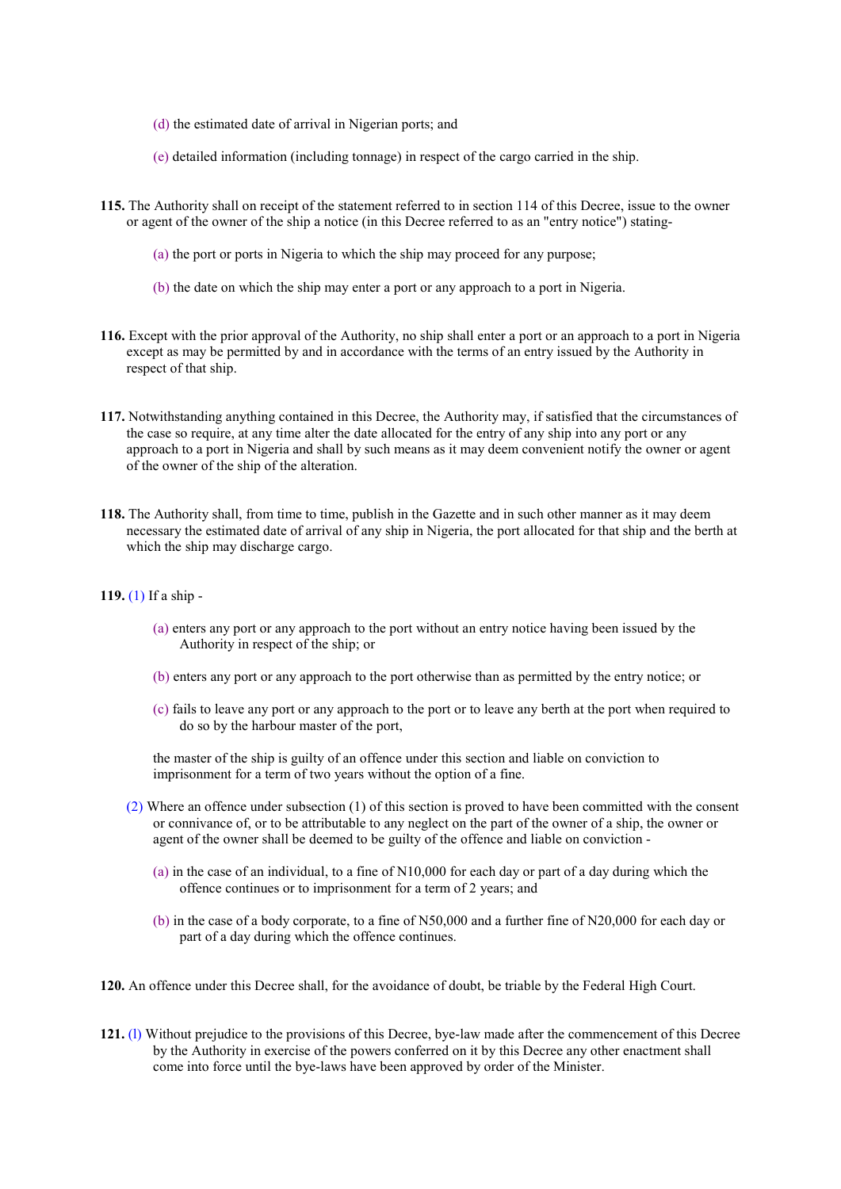(d) the estimated date of arrival in Nigerian ports; and

(e) detailed information (including tonnage) in respect of the cargo carried in the ship.

**115.** The Authority shall on receipt of the statement referred to in section 114 of this Decree, issue to the owner or agent of the owner of the ship a notice (in this Decree referred to as an "entry notice") stating-

(a) the port or ports in Nigeria to which the ship may proceed for any purpose;

(b) the date on which the ship may enter a port or any approach to a port in Nigeria.

**116.** Except with the prior approval of the Authority, no ship shall enter a port or an approach to a port in Nigeria except as may be permitted by and in accordance with the terms of an entry issued by the Authority in respect of that ship.

**117.** Notwithstanding anything contained in this Decree, the Authority may, if satisfied that the circumstances of the case so require, at any time alter the date allocated for the entry of any ship into any port or any approach to a port in Nigeria and shall by such means as it may deem convenient notify the owner or agent of the owner of the ship of the alteration.

**118.** The Authority shall, from time to time, publish in the Gazette and in such other manner as it may deem necessary the estimated date of arrival of any ship in Nigeria, the port allocated for that ship and the berth at which the ship may discharge cargo.

**119.** (1) If a ship -

(a) enters any port or any approach to the port without an entry notice having been issued by the Authority in respect of the ship; or

(b) enters any port or any approach to the port otherwise than as permitted by the entry notice; or

(c) fails to leave any port or any approach to the port or to leave any berth at the port when required to do so by the harbour master of the port,

the master of the ship is guilty of an offence under this section and liable on conviction to imprisonment for a term of two years without the option of a fine.

(2) Where an offence under subsection (1) of this section is proved to have been committed with the consent or connivance of, or to be attributable to any neglect on the part of the owner of a ship, the owner or agent of the owner shall be deemed to be guilty of the offence and liable on conviction -

(a) in the case of an individual, to a fine of N10,000 for each day or part of a day during which the offence continues or to imprisonment for a term of 2 years; and

(b) in the case of a body corporate, to a fine of N50,000 and a further fine of N20,000 for each day or part of a day during which the offence continues.

**120.** An offence under this Decree shall, for the avoidance of doubt, be triable by the Federal High Court.

**121.** (l) Without prejudice to the provisions of this Decree, bye-law made after the commencement of this Decree by the Authority in exercise of the powers conferred on it by this Decree any other enactment shall come into force until the bye-laws have been approved by order of the Minister.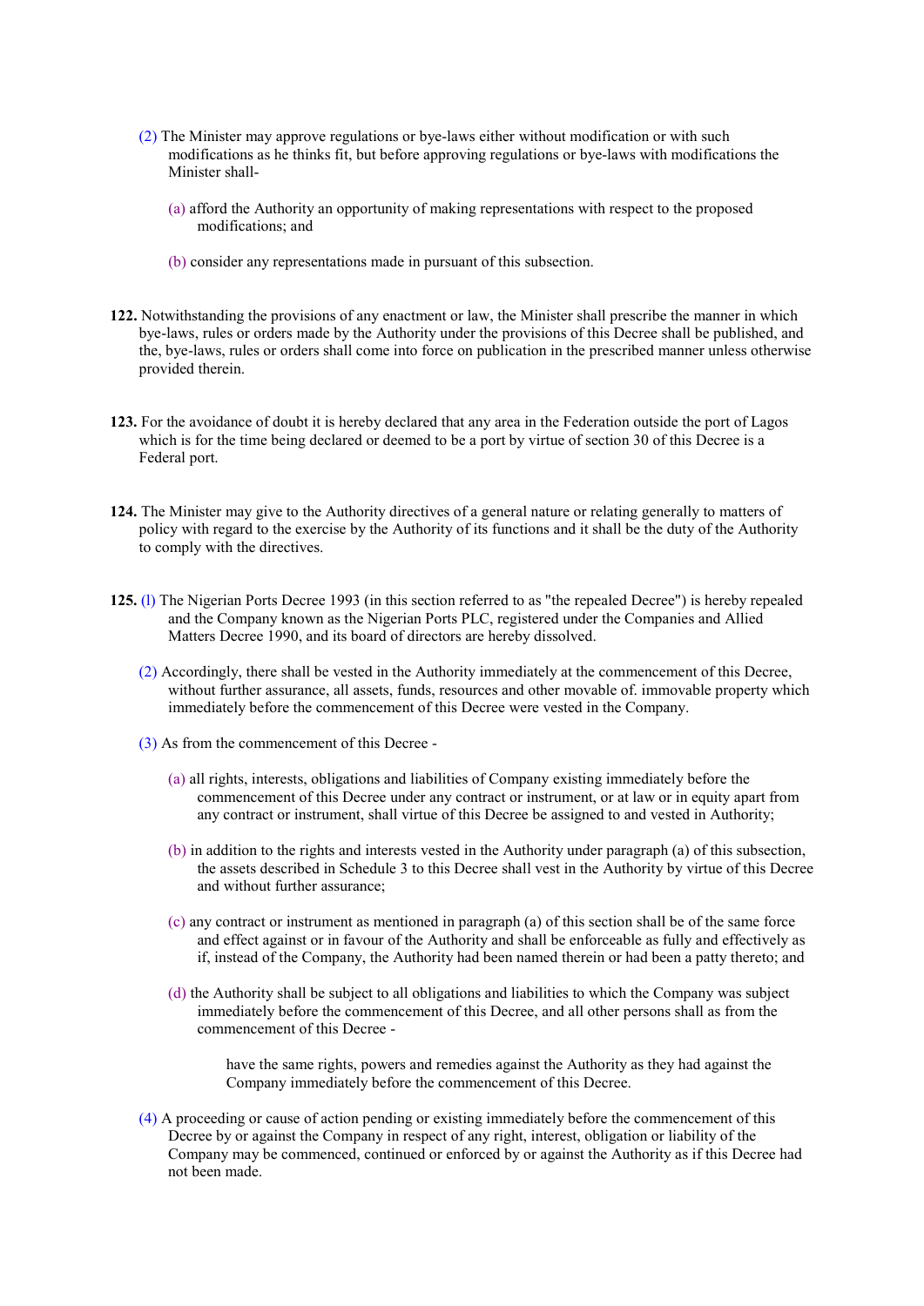(2) The Minister may approve regulations or bye-laws either without modification or with such modifications as he thinks fit, but before approving regulations or bye-laws with modifications the Minister shall-

(a) afford the Authority an opportunity of making representations with respect to the proposed modifications; and

(b) consider any representations made in pursuant of this subsection.

**122.** Notwithstanding the provisions of any enactment or law, the Minister shall prescribe the manner in which bye-laws, rules or orders made by the Authority under the provisions of this Decree shall be published, and the, bye-laws, rules or orders shall come into force on publication in the prescribed manner unless otherwise provided therein.

**123.** For the avoidance of doubt it is hereby declared that any area in the Federation outside the port of Lagos which is for the time being declared or deemed to be a port by virtue of section 30 of this Decree is a Federal port.

**124.** The Minister may give to the Authority directives of a general nature or relating generally to matters of policy with regard to the exercise by the Authority of its functions and it shall be the duty of the Authority to comply with the directives.

**125.** (l) The Nigerian Ports Decree 1993 (in this section referred to as "the repealed Decree") is hereby repealed and the Company known as the Nigerian Ports PLC, registered under the Companies and Allied Matters Decree 1990, and its board of directors are hereby dissolved.

(2) Accordingly, there shall be vested in the Authority immediately at the commencement of this Decree, without further assurance, all assets, funds, resources and other movable of. immovable property which immediately before the commencement of this Decree were vested in the Company.

(3) As from the commencement of this Decree -

(a) all rights, interests, obligations and liabilities of Company existing immediately before the commencement of this Decree under any contract or instrument, or at law or in equity apart from any contract or instrument, shall virtue of this Decree be assigned to and vested in Authority;

(b) in addition to the rights and interests vested in the Authority under paragraph (a) of this subsection, the assets described in Schedule 3 to this Decree shall vest in the Authority by virtue of this Decree and without further assurance;

(c) any contract or instrument as mentioned in paragraph (a) of this section shall be of the same force and effect against or in favour of the Authority and shall be enforceable as fully and effectively as if, instead of the Company, the Authority had been named therein or had been a patty thereto; and

(d) the Authority shall be subject to all obligations and liabilities to which the Company was subject immediately before the commencement of this Decree, and all other persons shall as from the commencement of this Decree -

have the same rights, powers and remedies against the Authority as they had against the Company immediately before the commencement of this Decree.

(4) A proceeding or cause of action pending or existing immediately before the commencement of this Decree by or against the Company in respect of any right, interest, obligation or liability of the Company may be commenced, continued or enforced by or against the Authority as if this Decree had not been made.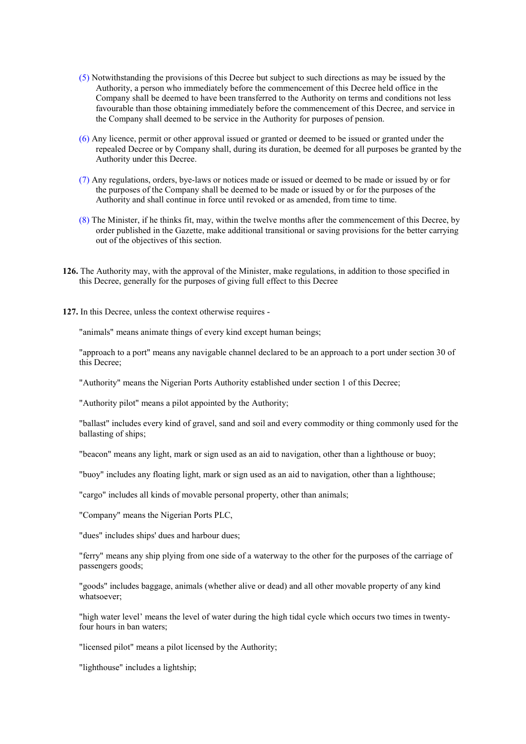(5) Notwithstanding the provisions of this Decree but subject to such directions as may be issued by the Authority, a person who immediately before the commencement of this Decree held office in the Company shall be deemed to have been transferred to the Authority on terms and conditions not less favourable than those obtaining immediately before the commencement of this Decree, and service in the Company shall deemed to be service in the Authority for purposes of pension.

(6) Any licence, permit or other approval issued or granted or deemed to be issued or granted under the repealed Decree or by Company shall, during its duration, be deemed for all purposes be granted by the Authority under this Decree.

(7) Any regulations, orders, bye-laws or notices made or issued or deemed to be made or issued by or for the purposes of the Company shall be deemed to be made or issued by or for the purposes of the Authority and shall continue in force until revoked or as amended, from time to time.

(8) The Minister, if he thinks fit, may, within the twelve months after the commencement of this Decree, by order published in the Gazette, make additional transitional or saving provisions for the better carrying out of the objectives of this section.

**126.** The Authority may, with the approval of the Minister, make regulations, in addition to those specified in this Decree, generally for the purposes of giving full effect to this Decree

**127.** In this Decree, unless the context otherwise requires -

"animals" means animate things of every kind except human beings;

"approach to a port" means any navigable channel declared to be an approach to a port under section 30 of this Decree;

"Authority" means the Nigerian Ports Authority established under section 1 of this Decree;

"Authority pilot" means a pilot appointed by the Authority;

"ballast" includes every kind of gravel, sand and soil and every commodity or thing commonly used for the ballasting of ships;

"beacon" means any light, mark or sign used as an aid to navigation, other than a lighthouse or buoy;

"buoy" includes any floating light, mark or sign used as an aid to navigation, other than a lighthouse;

"cargo" includes all kinds of movable personal property, other than animals;

"Company" means the Nigerian Ports PLC,

"dues" includes ships' dues and harbour dues;

"ferry" means any ship plying from one side of a waterway to the other for the purposes of the carriage of passengers goods;

"goods" includes baggage, animals (whether alive or dead) and all other movable property of any kind whatsoever;

"high water level' means the level of water during the high tidal cycle which occurs two times in twenty-four hours in ban waters;

"licensed pilot" means a pilot licensed by the Authority;

"lighthouse" includes a lightship;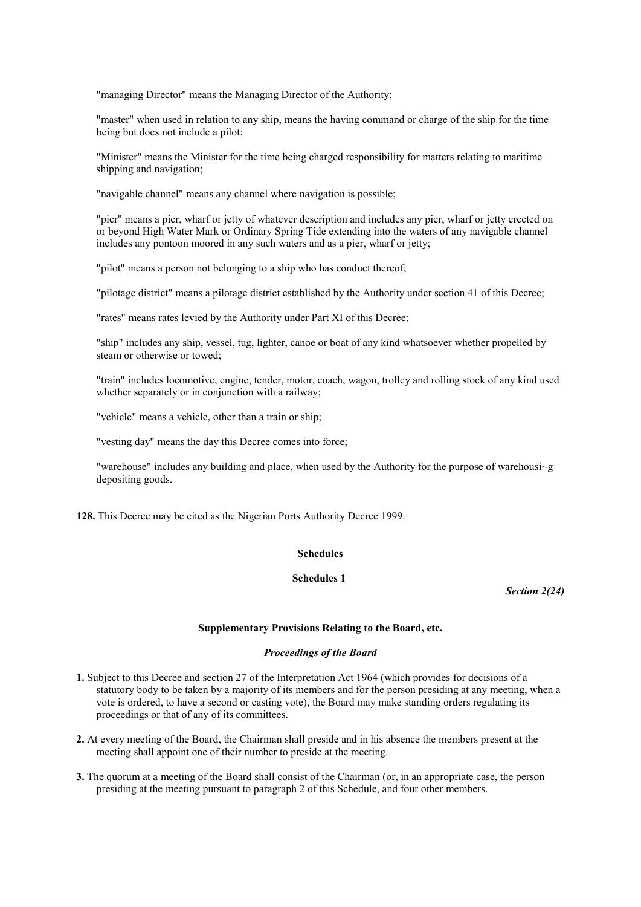"managing Director" means the Managing Director of the Authority;

"master" when used in relation to any ship, means the having command or charge of the ship for the time being but does not include a pilot;

"Minister" means the Minister for the time being charged responsibility for matters relating to maritime shipping and navigation;

"navigable channel" means any channel where navigation is possible;

"pier" means a pier, wharf or jetty of whatever description and includes any pier, wharf or jetty erected on or beyond High Water Mark or Ordinary Spring Tide extending into the waters of any navigable channel includes any pontoon moored in any such waters and as a pier, wharf or jetty;

"pilot" means a person not belonging to a ship who has conduct thereof;

"pilotage district" means a pilotage district established by the Authority under section 41 of this Decree;

"rates" means rates levied by the Authority under Part XI of this Decree;

"ship" includes any ship, vessel, tug, lighter, canoe or boat of any kind whatsoever whether propelled by steam or otherwise or towed;

"train" includes locomotive, engine, tender, motor, coach, wagon, trolley and rolling stock of any kind used whether separately or in conjunction with a railway;

"vehicle" means a vehicle, other than a train or ship;

"vesting day" means the day this Decree comes into force;

"warehouse" includes any building and place, when used by the Authority for the purpose of warehousi~g depositing goods.

**128.** This Decree may be cited as the Nigerian Ports Authority Decree 1999.

## Schedules

### Schedules 1

*Section 2(24)*

#### Supplementary Provisions Relating to the Board, etc.

*Proceedings of the Board*

**1.** Subject to this Decree and section 27 of the Interpretation Act 1964 (which provides for decisions of a statutory body to be taken by a majority of its members and for the person presiding at any meeting, when a vote is ordered, to have a second or casting vote), the Board may make standing orders regulating its proceedings or that of any of its committees.

**2.** At every meeting of the Board, the Chairman shall preside and in his absence the members present at the meeting shall appoint one of their number to preside at the meeting.

**3.** The quorum at a meeting of the Board shall consist of the Chairman (or, in an appropriate case, the person presiding at the meeting pursuant to paragraph 2 of this Schedule, and four other members.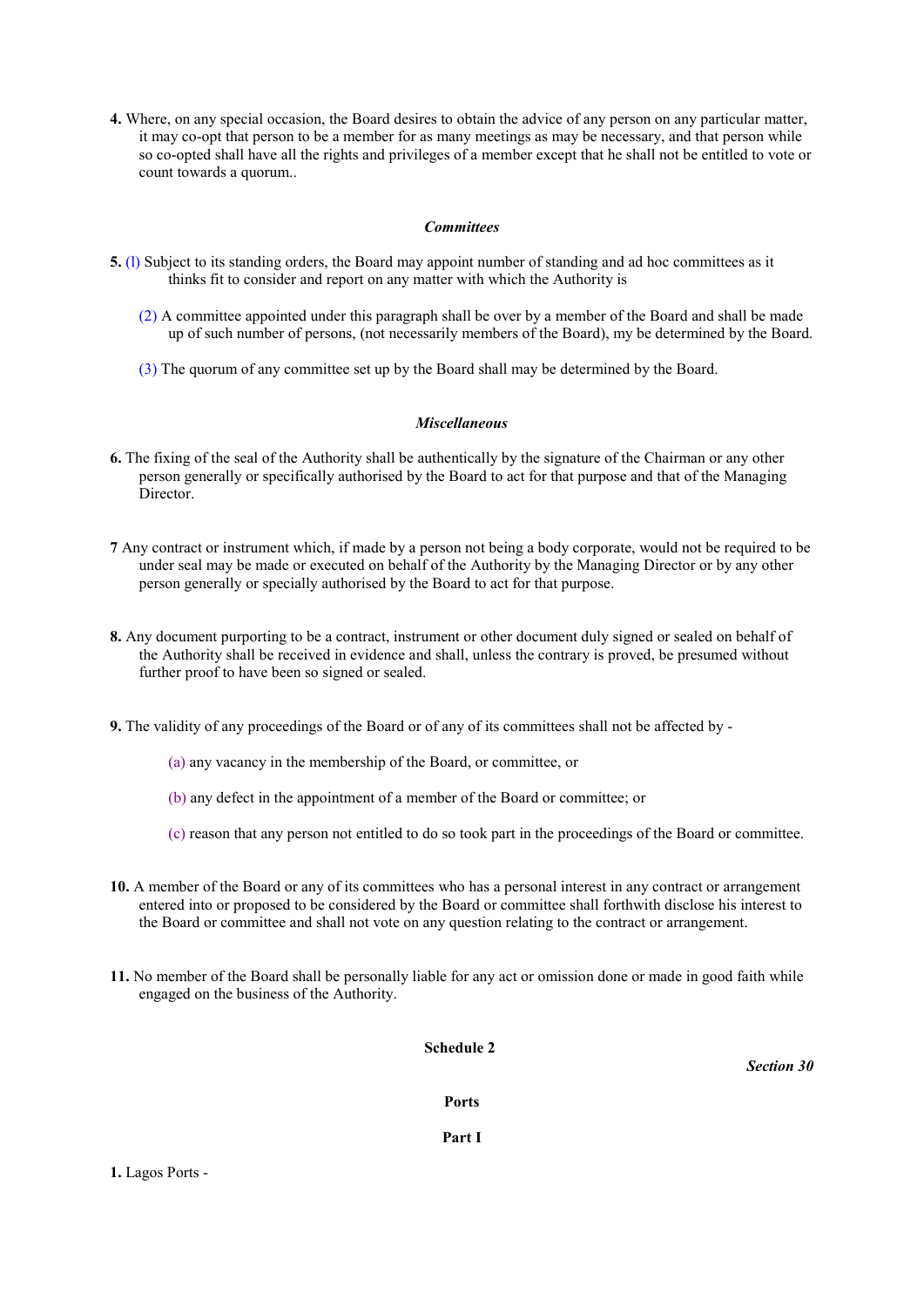**4.** Where, on any special occasion, the Board desires to obtain the advice of any person on any particular matter, it may co-opt that person to be a member for as many meetings as may be necessary, and that person while so co-opted shall have all the rights and privileges of a member except that he shall not be entitled to vote or count towards a quorum..

### *Committees*

**5.** (l) Subject to its standing orders, the Board may appoint number of standing and ad hoc committees as it thinks fit to consider and report on any matter with which the Authority is

(2) A committee appointed under this paragraph shall be over by a member of the Board and shall be made up of such number of persons, (not necessarily members of the Board), my be determined by the Board.

(3) The quorum of any committee set up by the Board shall may be determined by the Board.

### *Miscellaneous*

**6.** The fixing of the seal of the Authority shall be authentically by the signature of the Chairman or any other person generally or specifically authorised by the Board to act for that purpose and that of the Managing Director.

**7** Any contract or instrument which, if made by a person not being a body corporate, would not be required to be under seal may be made or executed on behalf of the Authority by the Managing Director or by any other person generally or specially authorised by the Board to act for that purpose.

**8.** Any document purporting to be a contract, instrument or other document duly signed or sealed on behalf of the Authority shall be received in evidence and shall, unless the contrary is proved, be presumed without further proof to have been so signed or sealed.

**9.** The validity of any proceedings of the Board or of any of its committees shall not be affected by -

(a) any vacancy in the membership of the Board, or committee, or

(b) any defect in the appointment of a member of the Board or committee; or

(c) reason that any person not entitled to do so took part in the proceedings of the Board or committee.

**10.** A member of the Board or any of its committees who has a personal interest in any contract or arrangement entered into or proposed to be considered by the Board or committee shall forthwith disclose his interest to the Board or committee and shall not vote on any question relating to the contract or arrangement.

**11.** No member of the Board shall be personally liable for any act or omission done or made in good faith while engaged on the business of the Authority.

## Schedule 2

*Section 30*

## Ports

### Part I

**1.** Lagos Ports -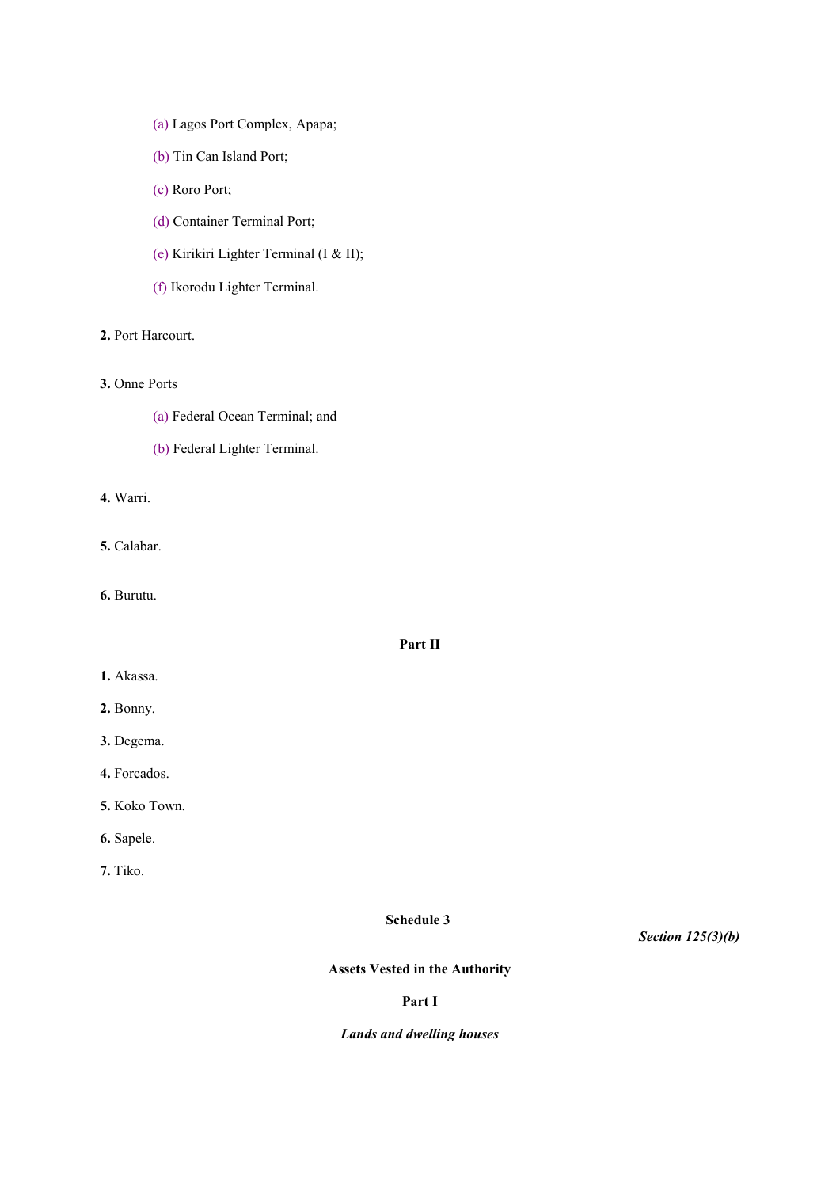(a) Lagos Port Complex, Apapa;

(b) Tin Can Island Port;

(c) Roro Port;

(d) Container Terminal Port;

(e) Kirikiri Lighter Terminal (I & II);

(f) Ikorodu Lighter Terminal.

**2.** Port Harcourt.

**3.** Onne Ports

(a) Federal Ocean Terminal; and

(b) Federal Lighter Terminal.

**4.** Warri.

**5.** Calabar.

**6.** Burutu.

**Part II**

**1.** Akassa.

**2.** Bonny.

**3.** Degema.

**4.** Forcados.

**5.** Koko Town.

**6.** Sapele.

**7.** Tiko.

## Schedule 3

***Section 125(3)(b)***

**Assets Vested in the Authority**

**Part I**

***Lands and dwelling houses***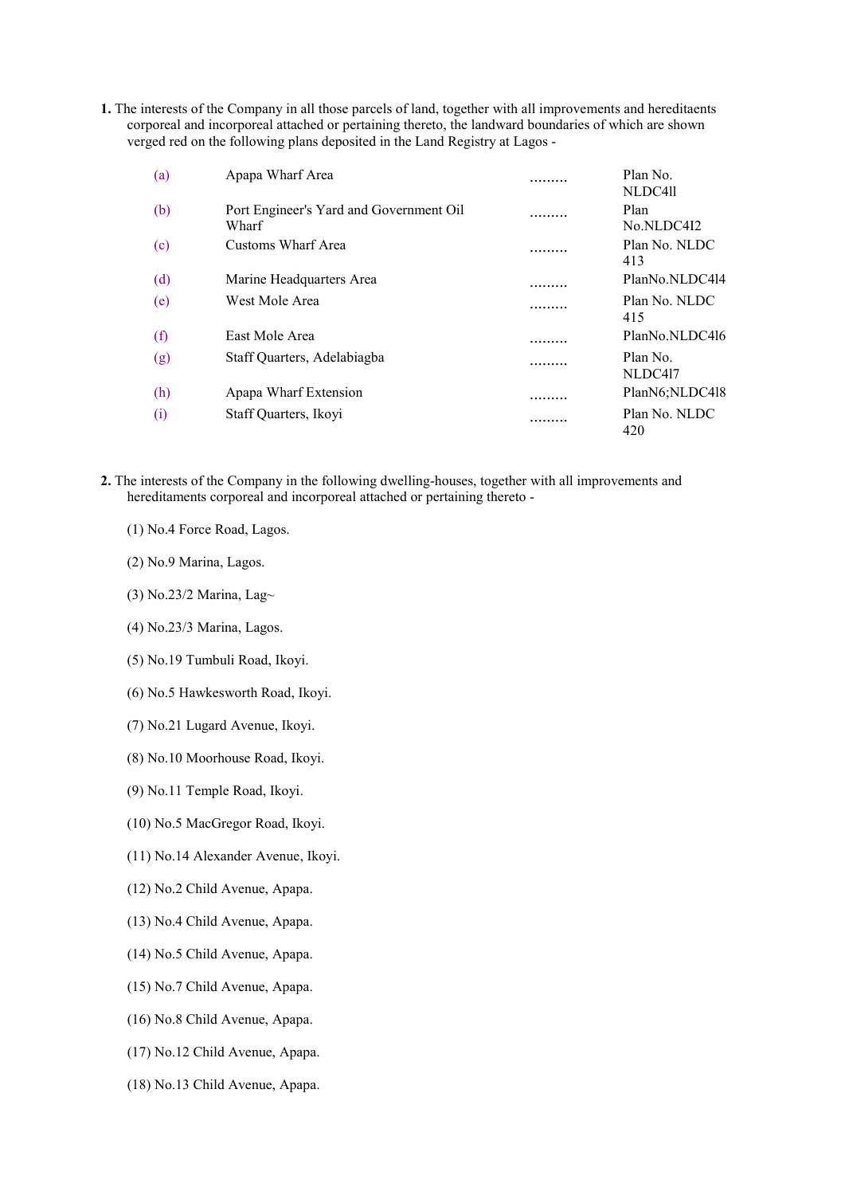**1.** The interests of the Company in all those parcels of land, together with all improvements and hereditaents corporeal and incorporeal attached or pertaining thereto, the landward boundaries of which are shown verged red on the following plans deposited in the Land Registry at Lagos -

| | | | |
|---|---|---|---|
| (a) | Apapa Wharf Area | ......... | Plan No. NLDC4ll |
| (b) | Port Engineer's Yard and Government Oil Wharf | ......... | Plan No.NLDC4I2 |
| (c) | Customs Wharf Area | ......... | Plan No. NLDC 413 |
| (d) | Marine Headquarters Area | ......... | PlanNo.NLDC4l4 |
| (e) | West Mole Area | ......... | Plan No. NLDC 415 |
| (f) | East Mole Area | ......... | PlanNo.NLDC4l6 |
| (g) | Staff Quarters, Adelabiagba | ......... | Plan No. NLDC4l7 |
| (h) | Apapa Wharf Extension | ......... | PlanN6;NLDC4l8 |
| (i) | Staff Quarters, Ikoyi | ......... | Plan No. NLDC 420 |

**2.** The interests of the Company in the following dwelling-houses, together with all improvements and hereditaments corporeal and incorporeal attached or pertaining thereto -

(1) No.4 Force Road, Lagos.

(2) No.9 Marina, Lagos.

(3) No.23/2 Marina, Lag~

(4) No.23/3 Marina, Lagos.

(5) No.19 Tumbuli Road, Ikoyi.

(6) No.5 Hawkesworth Road, Ikoyi.

(7) No.21 Lugard Avenue, Ikoyi.

(8) No.10 Moorhouse Road, Ikoyi.

(9) No.11 Temple Road, Ikoyi.

(10) No.5 MacGregor Road, Ikoyi.

(11) No.14 Alexander Avenue, Ikoyi.

(12) No.2 Child Avenue, Apapa.

(13) No.4 Child Avenue, Apapa.

(14) No.5 Child Avenue, Apapa.

(15) No.7 Child Avenue, Apapa.

(16) No.8 Child Avenue, Apapa.

(17) No.12 Child Avenue, Apapa.

(18) No.13 Child Avenue, Apapa.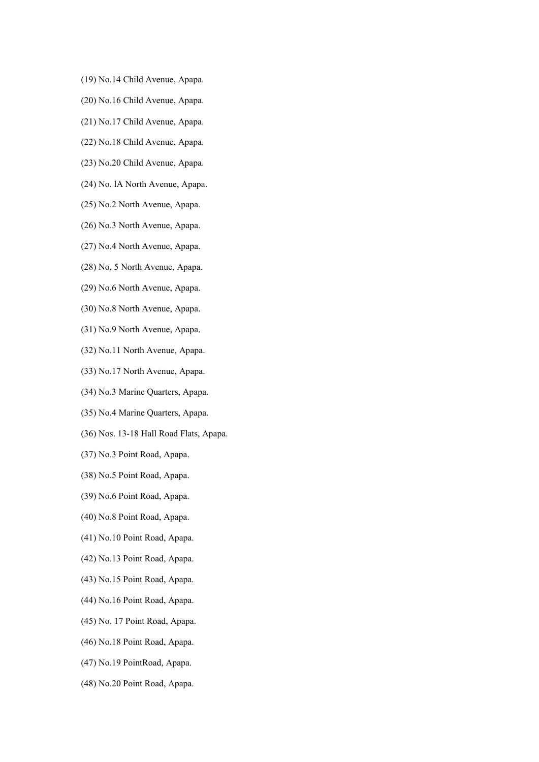(19) No.14 Child Avenue, Apapa.

(20) No.16 Child Avenue, Apapa.

(21) No.17 Child Avenue, Apapa.

(22) No.18 Child Avenue, Apapa.

(23) No.20 Child Avenue, Apapa.

(24) No. lA North Avenue, Apapa.

(25) No.2 North Avenue, Apapa.

(26) No.3 North Avenue, Apapa.

(27) No.4 North Avenue, Apapa.

(28) No, 5 North Avenue, Apapa.

(29) No.6 North Avenue, Apapa.

(30) No.8 North Avenue, Apapa.

(31) No.9 North Avenue, Apapa.

(32) No.11 North Avenue, Apapa.

(33) No.17 North Avenue, Apapa.

(34) No.3 Marine Quarters, Apapa.

(35) No.4 Marine Quarters, Apapa.

(36) Nos. 13-18 Hall Road Flats, Apapa.

(37) No.3 Point Road, Apapa.

(38) No.5 Point Road, Apapa.

(39) No.6 Point Road, Apapa.

(40) No.8 Point Road, Apapa.

(41) No.10 Point Road, Apapa.

(42) No.13 Point Road, Apapa.

(43) No.15 Point Road, Apapa.

(44) No.16 Point Road, Apapa.

(45) No. 17 Point Road, Apapa.

(46) No.18 Point Road, Apapa.

(47) No.19 PointRoad, Apapa.

(48) No.20 Point Road, Apapa.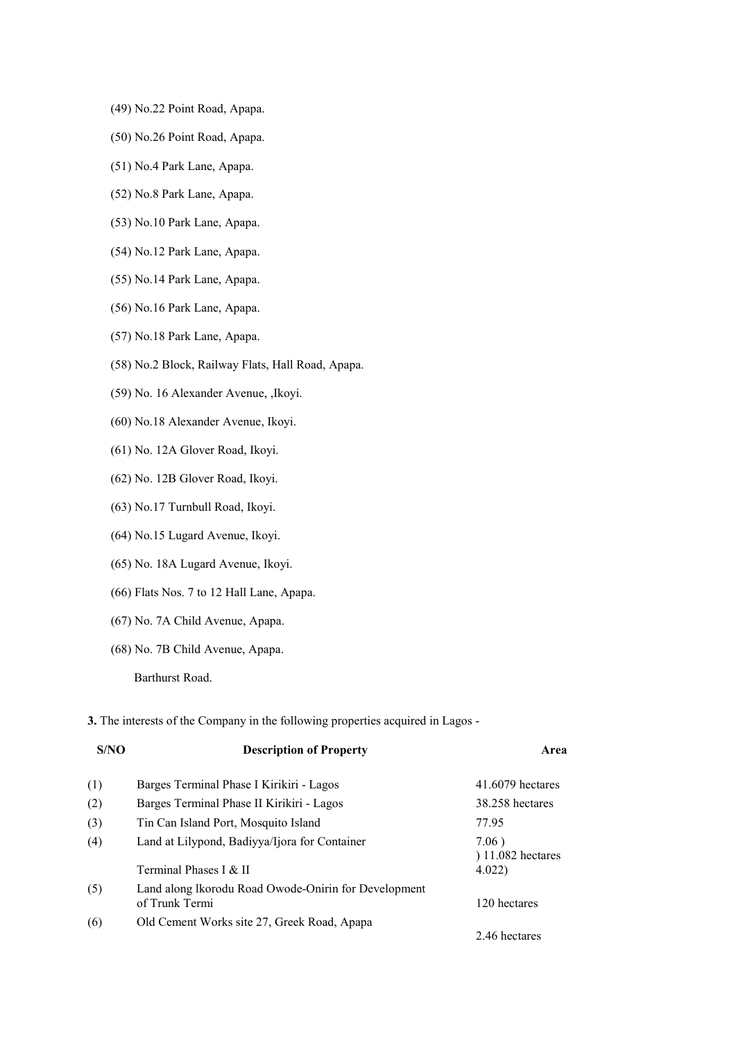(49) No.22 Point Road, Apapa.

(50) No.26 Point Road, Apapa.

(51) No.4 Park Lane, Apapa.

(52) No.8 Park Lane, Apapa.

(53) No.10 Park Lane, Apapa.

(54) No.12 Park Lane, Apapa.

(55) No.14 Park Lane, Apapa.

(56) No.16 Park Lane, Apapa.

(57) No.18 Park Lane, Apapa.

(58) No.2 Block, Railway Flats, Hall Road, Apapa.

(59) No. 16 Alexander Avenue, ,Ikoyi.

(60) No.18 Alexander Avenue, Ikoyi.

(61) No. 12A Glover Road, Ikoyi.

(62) No. 12B Glover Road, Ikoyi.

(63) No.17 Turnbull Road, Ikoyi.

(64) No.15 Lugard Avenue, Ikoyi.

(65) No. 18A Lugard Avenue, Ikoyi.

(66) Flats Nos. 7 to 12 Hall Lane, Apapa.

(67) No. 7A Child Avenue, Apapa.

(68) No. 7B Child Avenue, Apapa.

Barthurst Road.

**3.** The interests of the Company in the following properties acquired in Lagos -

| S/NO | Description of Property | Area |
|---|---|---|
| (1) | Barges Terminal Phase I Kirikiri - Lagos | 41.6079 hectares |
| (2) | Barges Terminal Phase II Kirikiri - Lagos | 38.258 hectares |
| (3) | Tin Can Island Port, Mosquito Island | 77.95 |
| (4) | Land at Lilypond, Badiyya/Ijora for Container Terminal Phases I & II | 7.06 ) ) 11.082 hectares 4.022) |
| (5) | Land along lkorodu Road Owode-Onirin for Development of Trunk Termi | 120 hectares |
| (6) | Old Cement Works site 27, Greek Road, Apapa | 2.46 hectares |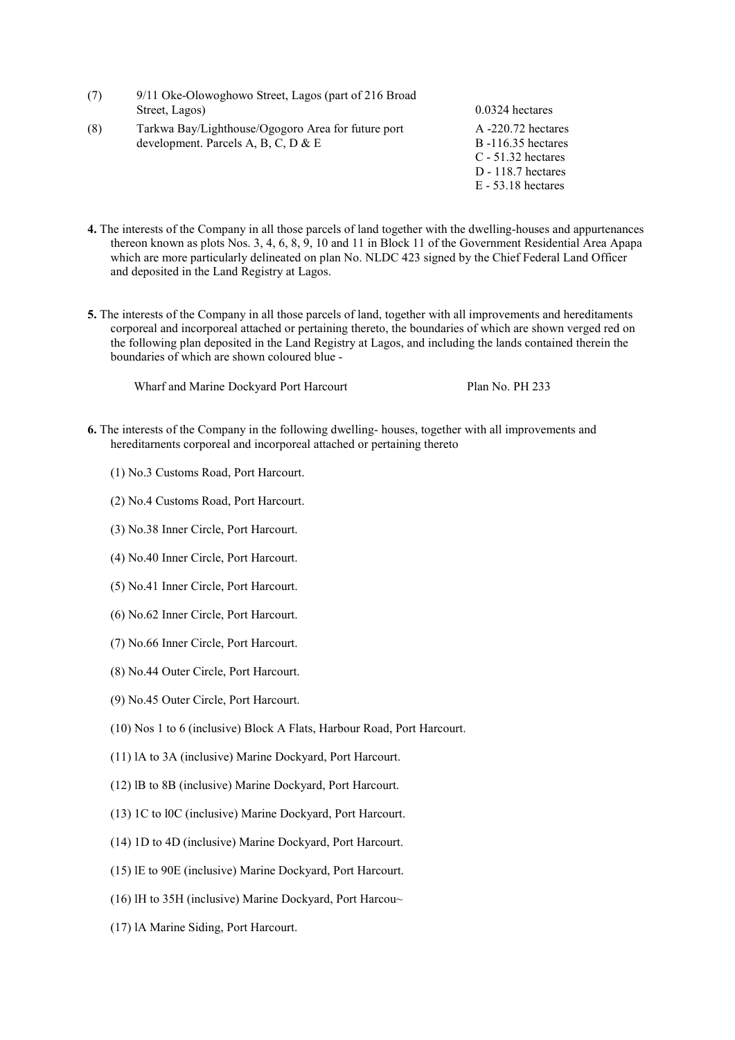| | | |
|---|---|---|
| (7) | 9/11 Oke-Olowoghowo Street, Lagos (part of 216 Broad Street, Lagos) | 0.0324 hectares |
| (8) | Tarkwa Bay/Lighthouse/Ogogoro Area for future port development. Parcels A, B, C, D & E | A -220.72 hectares<br>B -116.35 hectares<br>C - 51.32 hectares<br>D - 118.7 hectares<br>E - 53.18 hectares |

**4.** The interests of the Company in all those parcels of land together with the dwelling-houses and appurtenances thereon known as plots Nos. 3, 4, 6, 8, 9, 10 and 11 in Block 11 of the Government Residential Area Apapa which are more particularly delineated on plan No. NLDC 423 signed by the Chief Federal Land Officer and deposited in the Land Registry at Lagos.

**5.** The interests of the Company in all those parcels of land, together with all improvements and hereditaments corporeal and incorporeal attached or pertaining thereto, the boundaries of which are shown verged red on the following plan deposited in the Land Registry at Lagos, and including the lands contained therein the boundaries of which are shown coloured blue -

| | |
|---|---|
| Wharf and Marine Dockyard Port Harcourt | Plan No. PH 233 |

**6.** The interests of the Company in the following dwelling- houses, together with all improvements and hereditarnents corporeal and incorporeal attached or pertaining thereto

(1) No.3 Customs Road, Port Harcourt.

(2) No.4 Customs Road, Port Harcourt.

(3) No.38 Inner Circle, Port Harcourt.

(4) No.40 Inner Circle, Port Harcourt.

(5) No.41 Inner Circle, Port Harcourt.

(6) No.62 Inner Circle, Port Harcourt.

(7) No.66 Inner Circle, Port Harcourt.

(8) No.44 Outer Circle, Port Harcourt.

(9) No.45 Outer Circle, Port Harcourt.

(10) Nos 1 to 6 (inclusive) Block A Flats, Harbour Road, Port Harcourt.

(11) lA to 3A (inclusive) Marine Dockyard, Port Harcourt.

(12) lB to 8B (inclusive) Marine Dockyard, Port Harcourt.

(13) 1C to l0C (inclusive) Marine Dockyard, Port Harcourt.

(14) 1D to 4D (inclusive) Marine Dockyard, Port Harcourt.

(15) lE to 90E (inclusive) Marine Dockyard, Port Harcourt.

(16) lH to 35H (inclusive) Marine Dockyard, Port Harcou~

(17) lA Marine Siding, Port Harcourt.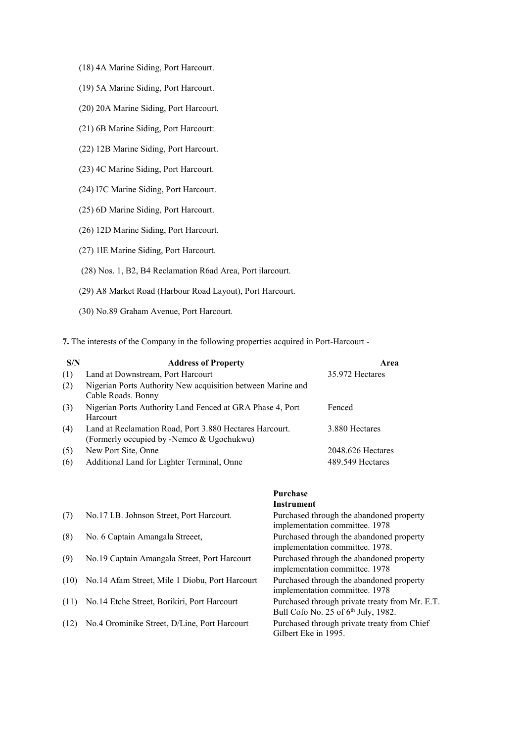(18) 4A Marine Siding, Port Harcourt.

(19) 5A Marine Siding, Port Harcourt.

(20) 20A Marine Siding, Port Harcourt.

(21) 6B Marine Siding, Port Harcourt:

(22) 12B Marine Siding, Port Harcourt.

(23) 4C Marine Siding, Port Harcourt.

(24) l7C Marine Siding, Port Harcourt.

(25) 6D Marine Siding, Port Harcourt.

(26) 12D Marine Siding, Port Harcourt.

(27) 1lE Marine Siding, Port Harcourt.

(28) Nos. 1, B2, B4 Reclamation R6ad Area, Port ilarcourt.

(29) A8 Market Road (Harbour Road Layout), Port Harcourt.

(30) No.89 Graham Avenue, Port Harcourt.

**7.** The interests of the Company in the following properties acquired in Port-Harcourt -

| S/N | Address of Property | Area |
|---|---|---|
| (1) | Land at Downstream, Port Harcourt | 35.972 Hectares |
| (2) | Nigerian Ports Authority New acquisition between Marine and Cable Roads. Bonny | |
| (3) | Nigerian Ports Authority Land Fenced at GRA Phase 4, Port Harcourt | Fenced |
| (4) | Land at Reclamation Road, Port 3.880 Hectares Harcourt. (Formerly occupied by -Nemco & Ugochukwu) | 3.880 Hectares |
| (5) | New Port Site, Onne | 2048.626 Hectares |
| (6) | Additional Land for Lighter Terminal, Onne | 489.549 Hectares |

| | | **Purchase Instrument** |
|---|---|---|
| (7) | No.17 I.B. Johnson Street, Port Harcourt. | Purchased through the abandoned property implementation committee. 1978 |
| (8) | No. 6 Captain Amangala Streeet, | Purchased through the abandoned property implementation committee. 1978. |
| (9) | No.19 Captain Amangala Street, Port Harcourt | Purchased through the abandoned property implementation committee. 1978 |
| (10) | No.14 Afam Street, Mile 1 Diobu, Port Harcourt | Purchased through the abandoned property implementation committee. 1978 |
| (11) | No.14 Etche Street, Borikiri, Port Harcourt | Purchased through private treaty from Mr. E.T. Bull Cofo No. 25 of 6th July, 1982. |
| (12) | No.4 Orominike Street, D/Line, Port Harcourt | Purchased through private treaty from Chief Gilbert Eke in 1995. |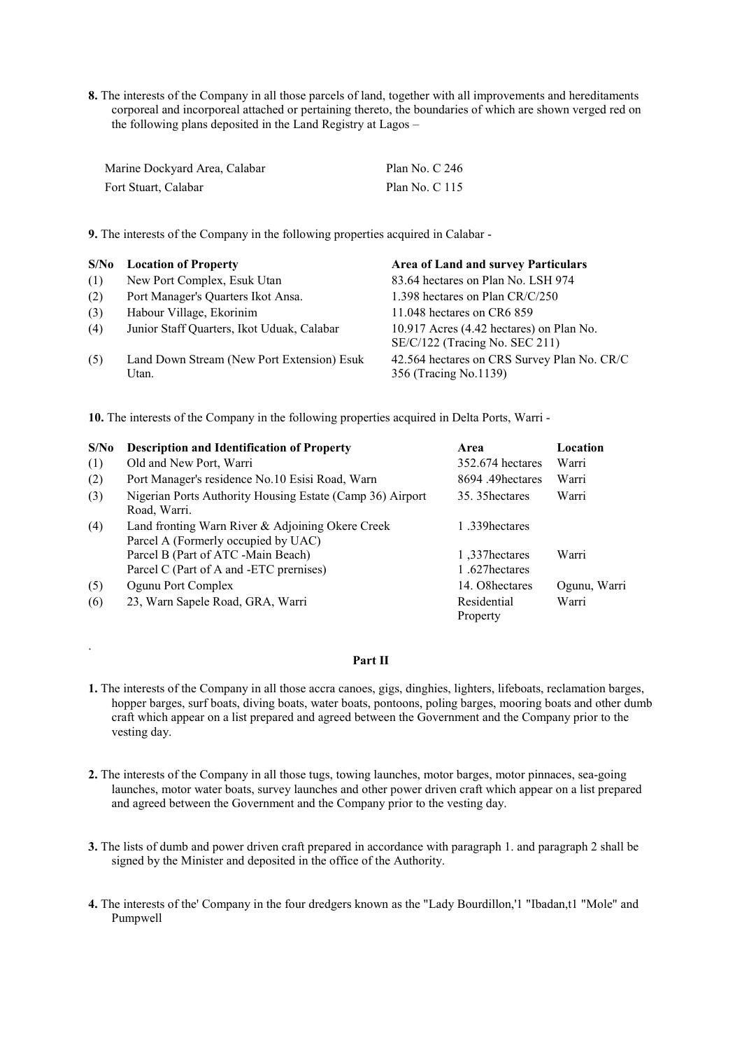**8.** The interests of the Company in all those parcels of land, together with all improvements and hereditaments corporeal and incorporeal attached or pertaining thereto, the boundaries of which are shown verged red on the following plans deposited in the Land Registry at Lagos –

| | |
|---|---|
| Marine Dockyard Area, Calabar | Plan No. C 246 |
| Fort Stuart, Calabar | Plan No. C 115 |

**9.** The interests of the Company in the following properties acquired in Calabar -

| S/No | Location of Property | Area of Land and survey Particulars |
|---|---|---|
| (1) | New Port Complex, Esuk Utan | 83.64 hectares on Plan No. LSH 974 |
| (2) | Port Manager's Quarters Ikot Ansa. | 1.398 hectares on Plan CR/C/250 |
| (3) | Habour Village, Ekorinim | 11.048 hectares on CR6 859 |
| (4) | Junior Staff Quarters, Ikot Uduak, Calabar | 10.917 Acres (4.42 hectares) on Plan No. SE/C/122 (Tracing No. SEC 211) |
| (5) | Land Down Stream (New Port Extension) Esuk Utan. | 42.564 hectares on CRS Survey Plan No. CR/C 356 (Tracing No.1139) |

**10.** The interests of the Company in the following properties acquired in Delta Ports, Warri -

| S/No | Description and Identification of Property | Area | Location |
|---|---|---|---|
| (1) | Old and New Port, Warri | 352.674 hectares | Warri |
| (2) | Port Manager's residence No.10 Esisi Road, Warn | 8694 .49hectares | Warri |
| (3) | Nigerian Ports Authority Housing Estate (Camp 36) Airport Road, Warri. | 35. 35hectares | Warri |
| (4) | Land fronting Warn River & Adjoining Okere Creek Parcel A (Formerly occupied by UAC) | 1 .339hectares | |
| | Parcel B (Part of ATC -Main Beach) | 1 ,337hectares | Warri |
| | Parcel C (Part of A and -ETC prernises) | 1 .627hectares | |
| (5) | Ogunu Port Complex | 14. O8hectares | Ogunu, Warri |
| (6) | 23, Warn Sapele Road, GRA, Warri | Residential Property | Warri |

**Part II**

**1.** The interests of the Company in all those accra canoes, gigs, dinghies, lighters, lifeboats, reclamation barges, hopper barges, surf boats, diving boats, water boats, pontoons, poling barges, mooring boats and other dumb craft which appear on a list prepared and agreed between the Government and the Company prior to the vesting day.

**2.** The interests of the Company in all those tugs, towing launches, motor barges, motor pinnaces, sea-going launches, motor water boats, survey launches and other power driven craft which appear on a list prepared and agreed between the Government and the Company prior to the vesting day.

**3.** The lists of dumb and power driven craft prepared in accordance with paragraph 1. and paragraph 2 shall be signed by the Minister and deposited in the office of the Authority.

**4.** The interests of the' Company in the four dredgers known as the "Lady Bourdillon,'1 "Ibadan,t1 "Mole" and Pumpwell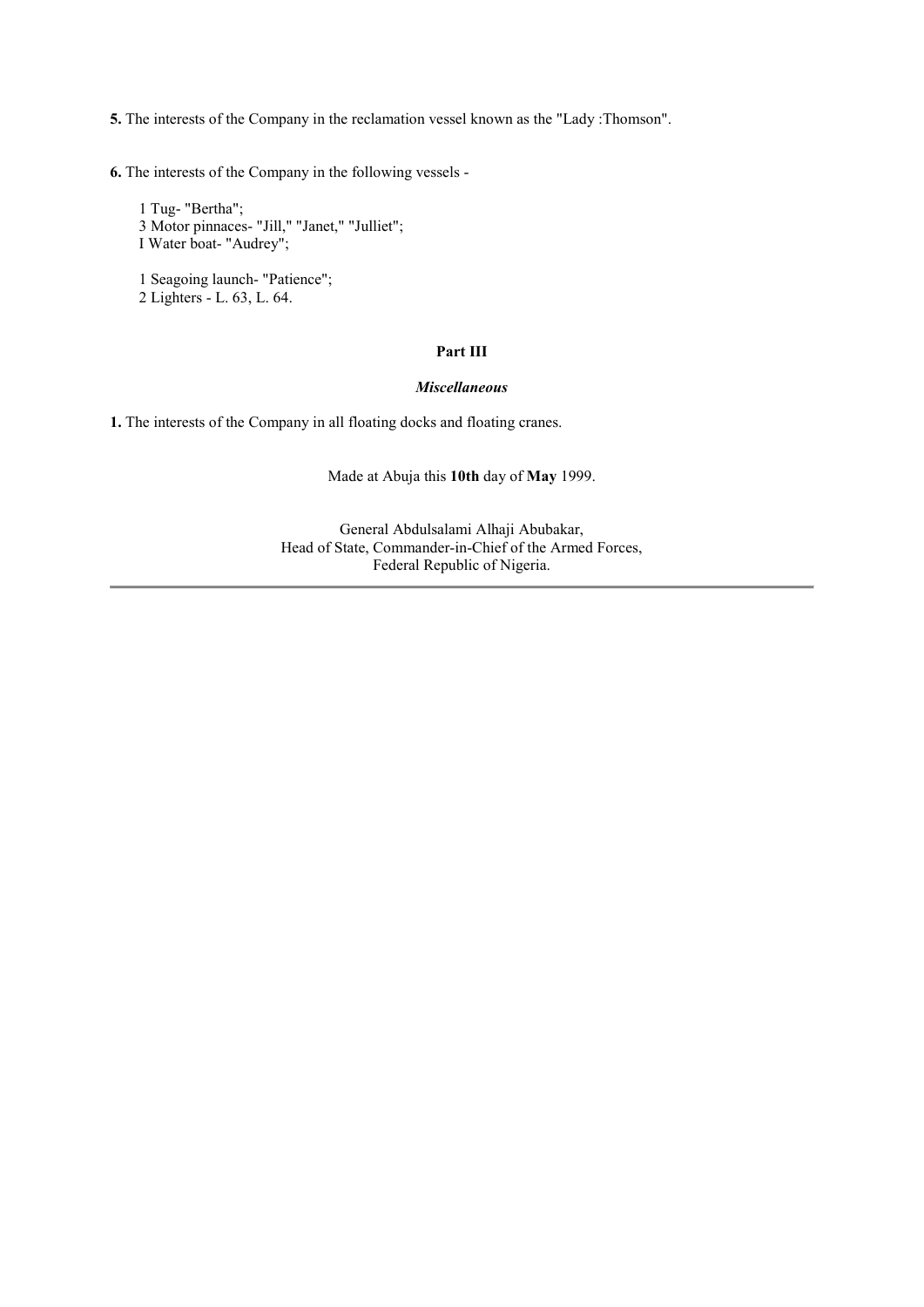**5.** The interests of the Company in the reclamation vessel known as the "Lady :Thomson".

**6.** The interests of the Company in the following vessels -

1 Tug- "Bertha";
3 Motor pinnaces- "Jill," "Janet," "Julliet";
I Water boat- "Audrey";

1 Seagoing launch- "Patience";
2 Lighters - L. 63, L. 64.

**Part III**

***Miscellaneous***

**1.** The interests of the Company in all floating docks and floating cranes.

Made at Abuja this **10th** day of **May** 1999.

General Abdulsalami Alhaji Abubakar,
Head of State, Commander-in-Chief of the Armed Forces,
Federal Republic of Nigeria.